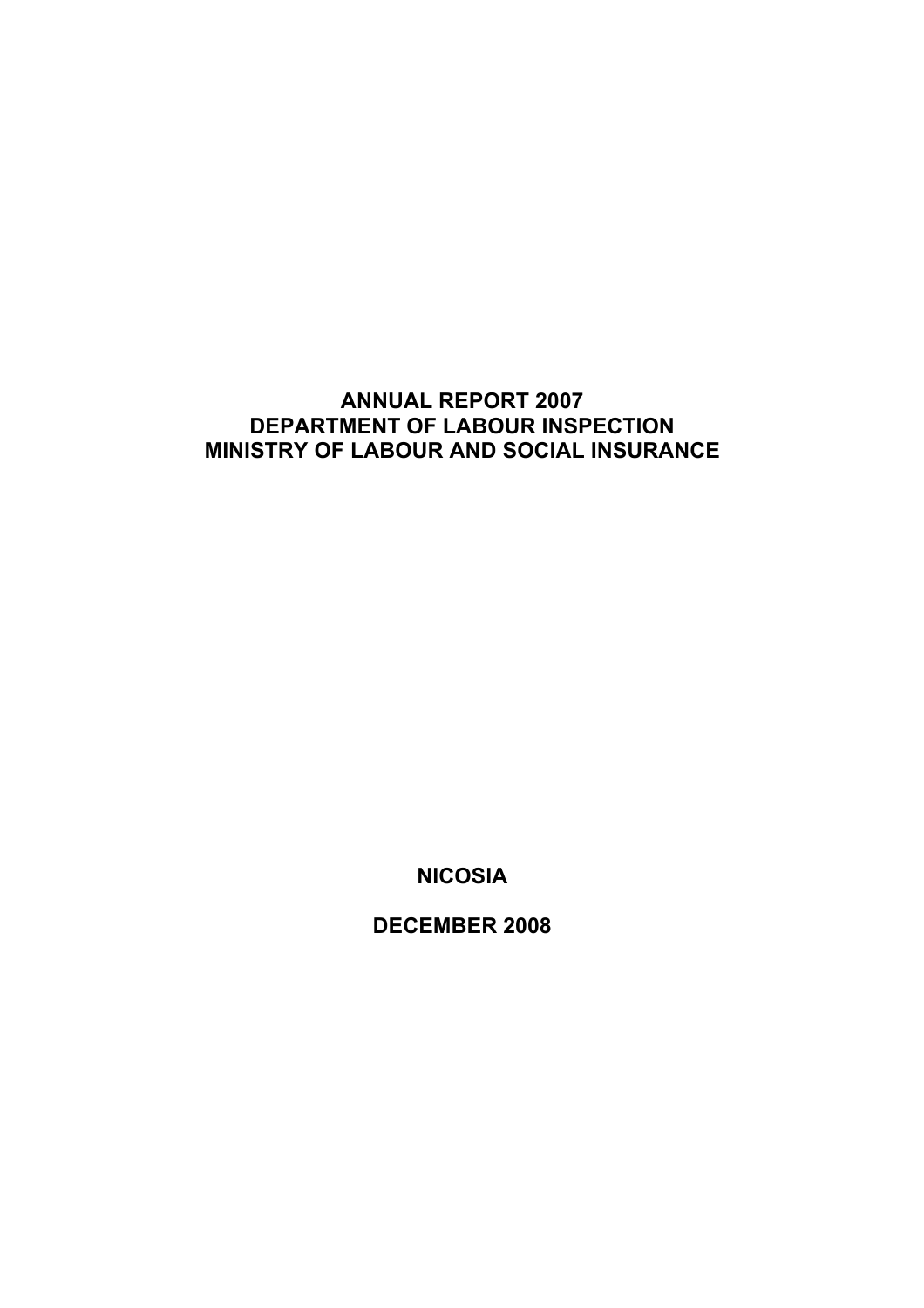# ANNUAL REPORT 2007
# DEPARTMENT OF LABOUR INSPECTION
# MINISTRY OF LABOUR AND SOCIAL INSURANCE

**NICOSIA**

**DECEMBER 2008**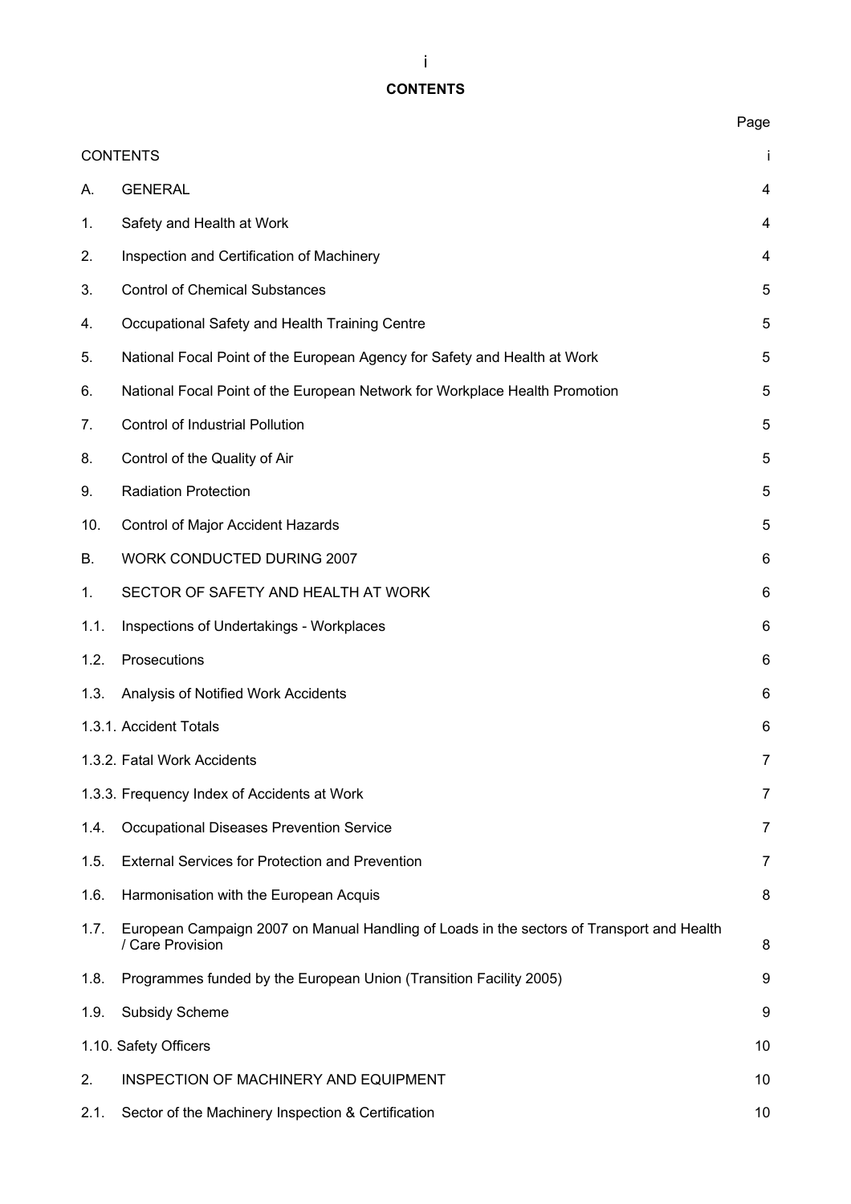# CONTENTS

| | | Page |
|---|---|---|
| CONTENTS | | i |
| A. | GENERAL | 4 |
| 1. | Safety and Health at Work | 4 |
| 2. | Inspection and Certification of Machinery | 4 |
| 3. | Control of Chemical Substances | 5 |
| 4. | Occupational Safety and Health Training Centre | 5 |
| 5. | National Focal Point of the European Agency for Safety and Health at Work | 5 |
| 6. | National Focal Point of the European Network for Workplace Health Promotion | 5 |
| 7. | Control of Industrial Pollution | 5 |
| 8. | Control of the Quality of Air | 5 |
| 9. | Radiation Protection | 5 |
| 10. | Control of Major Accident Hazards | 5 |
| B. | WORK CONDUCTED DURING 2007 | 6 |
| 1. | SECTOR OF SAFETY AND HEALTH AT WORK | 6 |
| 1.1. | Inspections of Undertakings - Workplaces | 6 |
| 1.2. | Prosecutions | 6 |
| 1.3. | Analysis of Notified Work Accidents | 6 |
| 1.3.1. | Accident Totals | 6 |
| 1.3.2. | Fatal Work Accidents | 7 |
| 1.3.3. | Frequency Index of Accidents at Work | 7 |
| 1.4. | Occupational Diseases Prevention Service | 7 |
| 1.5. | External Services for Protection and Prevention | 7 |
| 1.6. | Harmonisation with the European Acquis | 8 |
| 1.7. | European Campaign 2007 on Manual Handling of Loads in the sectors of Transport and Health / Care Provision | 8 |
| 1.8. | Programmes funded by the European Union (Transition Facility 2005) | 9 |
| 1.9. | Subsidy Scheme | 9 |
| 1.10. | Safety Officers | 10 |
| 2. | INSPECTION OF MACHINERY AND EQUIPMENT | 10 |
| 2.1. | Sector of the Machinery Inspection & Certification | 10 |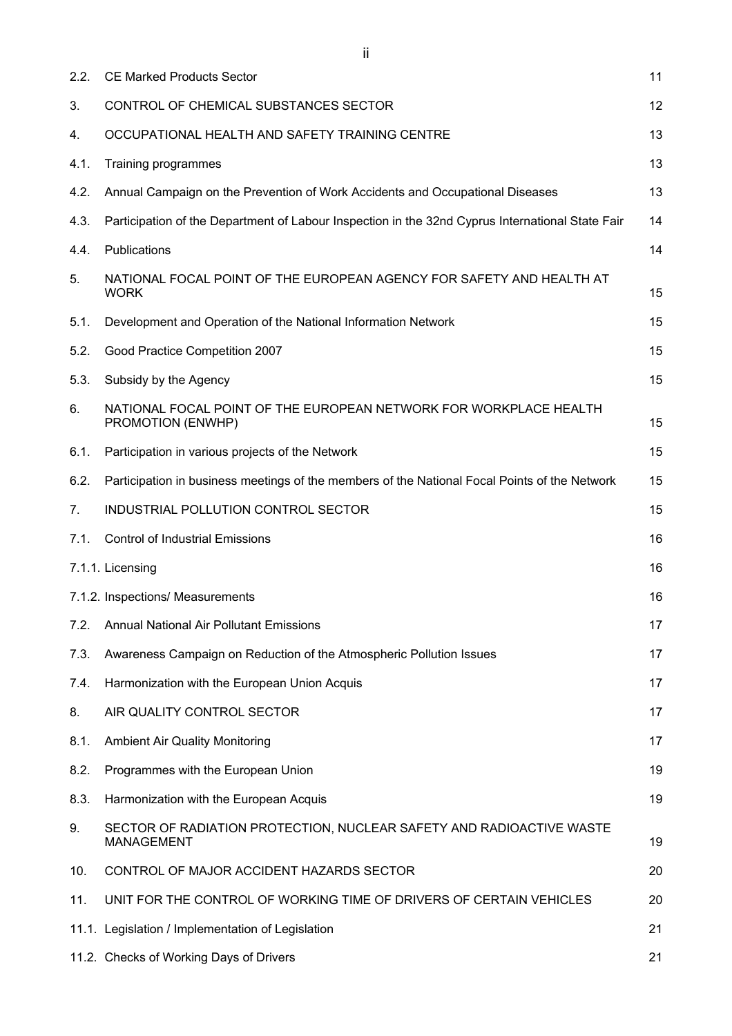| | | |
|---|---|---|
| 2.2. | CE Marked Products Sector | 11 |
| 3. | CONTROL OF CHEMICAL SUBSTANCES SECTOR | 12 |
| 4. | OCCUPATIONAL HEALTH AND SAFETY TRAINING CENTRE | 13 |
| 4.1. | Training programmes | 13 |
| 4.2. | Annual Campaign on the Prevention of Work Accidents and Occupational Diseases | 13 |
| 4.3. | Participation of the Department of Labour Inspection in the 32nd Cyprus International State Fair | 14 |
| 4.4. | Publications | 14 |
| 5. | NATIONAL FOCAL POINT OF THE EUROPEAN AGENCY FOR SAFETY AND HEALTH AT WORK | 15 |
| 5.1. | Development and Operation of the National Information Network | 15 |
| 5.2. | Good Practice Competition 2007 | 15 |
| 5.3. | Subsidy by the Agency | 15 |
| 6. | NATIONAL FOCAL POINT OF THE EUROPEAN NETWORK FOR WORKPLACE HEALTH PROMOTION (ENWHP) | 15 |
| 6.1. | Participation in various projects of the Network | 15 |
| 6.2. | Participation in business meetings of the members of the National Focal Points of the Network | 15 |
| 7. | INDUSTRIAL POLLUTION CONTROL SECTOR | 15 |
| 7.1. | Control of Industrial Emissions | 16 |
| 7.1.1. | Licensing | 16 |
| 7.1.2. | Inspections/ Measurements | 16 |
| 7.2. | Annual National Air Pollutant Emissions | 17 |
| 7.3. | Awareness Campaign on Reduction of the Atmospheric Pollution Issues | 17 |
| 7.4. | Harmonization with the European Union Acquis | 17 |
| 8. | AIR QUALITY CONTROL SECTOR | 17 |
| 8.1. | Ambient Air Quality Monitoring | 17 |
| 8.2. | Programmes with the European Union | 19 |
| 8.3. | Harmonization with the European Acquis | 19 |
| 9. | SECTOR OF RADIATION PROTECTION, NUCLEAR SAFETY AND RADIOACTIVE WASTE MANAGEMENT | 19 |
| 10. | CONTROL OF MAJOR ACCIDENT HAZARDS SECTOR | 20 |
| 11. | UNIT FOR THE CONTROL OF WORKING TIME OF DRIVERS OF CERTAIN VEHICLES | 20 |
| 11.1. | Legislation / Implementation of Legislation | 21 |
| 11.2. | Checks of Working Days of Drivers | 21 |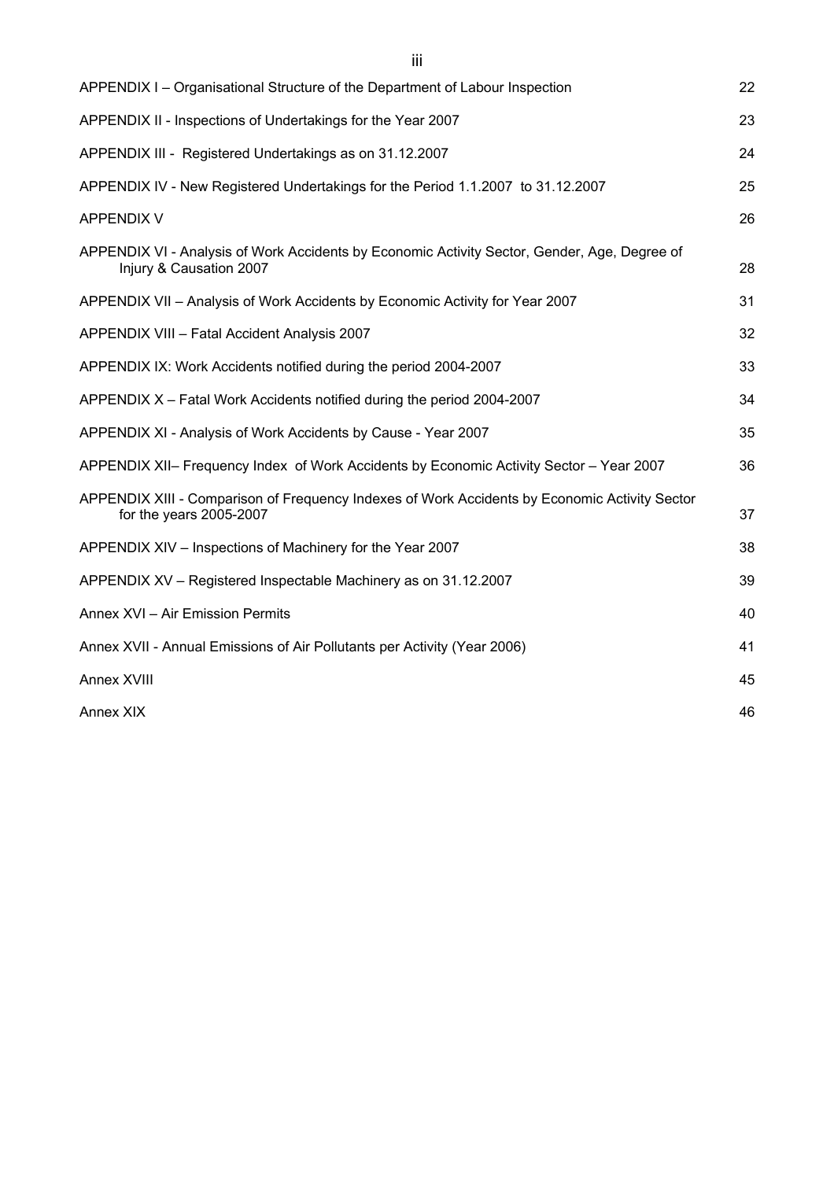| | |
|---|---|
| APPENDIX I – Organisational Structure of the Department of Labour Inspection | 22 |
| APPENDIX II - Inspections of Undertakings for the Year 2007 | 23 |
| APPENDIX III - Registered Undertakings as on 31.12.2007 | 24 |
| APPENDIX IV - New Registered Undertakings for the Period 1.1.2007 to 31.12.2007 | 25 |
| APPENDIX V | 26 |
| APPENDIX VI - Analysis of Work Accidents by Economic Activity Sector, Gender, Age, Degree of Injury & Causation 2007 | 28 |
| APPENDIX VII – Analysis of Work Accidents by Economic Activity for Year 2007 | 31 |
| APPENDIX VIII – Fatal Accident Analysis 2007 | 32 |
| APPENDIX IX: Work Accidents notified during the period 2004-2007 | 33 |
| APPENDIX X – Fatal Work Accidents notified during the period 2004-2007 | 34 |
| APPENDIX XI - Analysis of Work Accidents by Cause - Year 2007 | 35 |
| APPENDIX XII– Frequency Index of Work Accidents by Economic Activity Sector – Year 2007 | 36 |
| APPENDIX XIII - Comparison of Frequency Indexes of Work Accidents by Economic Activity Sector for the years 2005-2007 | 37 |
| APPENDIX XIV – Inspections of Machinery for the Year 2007 | 38 |
| APPENDIX XV – Registered Inspectable Machinery as on 31.12.2007 | 39 |
| Annex XVI – Air Emission Permits | 40 |
| Annex XVII - Annual Emissions of Air Pollutants per Activity (Year 2006) | 41 |
| Annex XVIII | 45 |
| Annex XIX | 46 |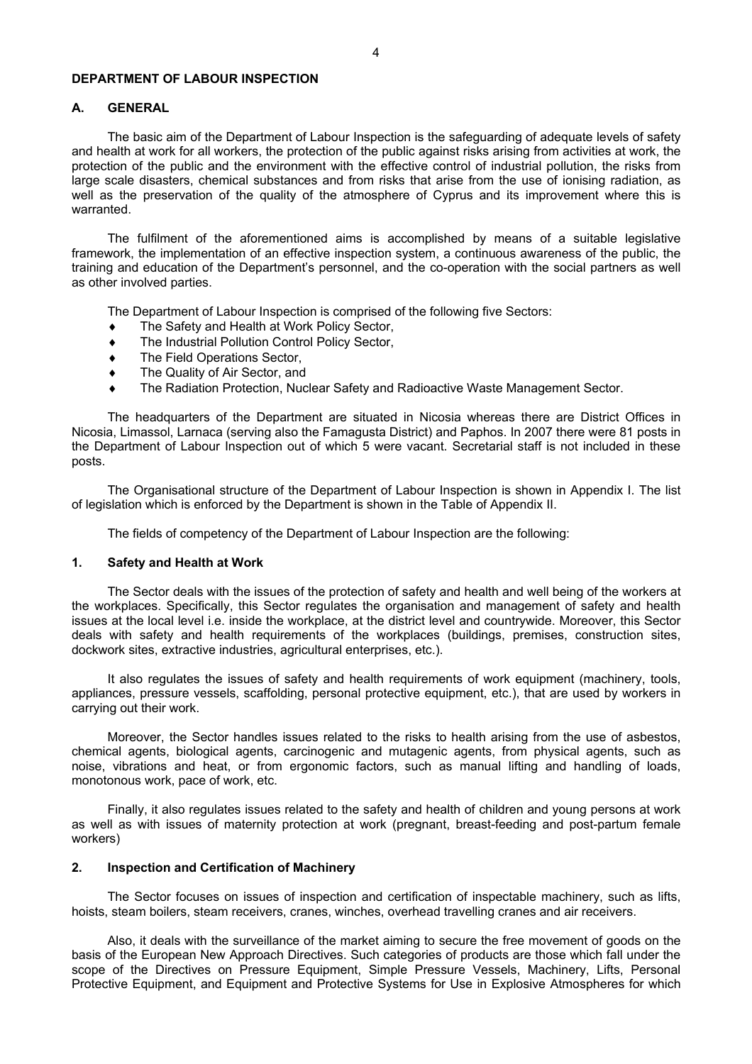## DEPARTMENT OF LABOUR INSPECTION

### A. GENERAL

The basic aim of the Department of Labour Inspection is the safeguarding of adequate levels of safety and health at work for all workers, the protection of the public against risks arising from activities at work, the protection of the public and the environment with the effective control of industrial pollution, the risks from large scale disasters, chemical substances and from risks that arise from the use of ionising radiation, as well as the preservation of the quality of the atmosphere of Cyprus and its improvement where this is warranted.

The fulfilment of the aforementioned aims is accomplished by means of a suitable legislative framework, the implementation of an effective inspection system, a continuous awareness of the public, the training and education of the Department's personnel, and the co-operation with the social partners as well as other involved parties.

The Department of Labour Inspection is comprised of the following five Sectors:

- The Safety and Health at Work Policy Sector,
- The Industrial Pollution Control Policy Sector,
- The Field Operations Sector,
- The Quality of Air Sector, and
- The Radiation Protection, Nuclear Safety and Radioactive Waste Management Sector.

The headquarters of the Department are situated in Nicosia whereas there are District Offices in Nicosia, Limassol, Larnaca (serving also the Famagusta District) and Paphos. In 2007 there were 81 posts in the Department of Labour Inspection out of which 5 were vacant. Secretarial staff is not included in these posts.

The Organisational structure of the Department of Labour Inspection is shown in Appendix I. The list of legislation which is enforced by the Department is shown in the Table of Appendix II.

The fields of competency of the Department of Labour Inspection are the following:

#### 1. Safety and Health at Work

The Sector deals with the issues of the protection of safety and health and well being of the workers at the workplaces. Specifically, this Sector regulates the organisation and management of safety and health issues at the local level i.e. inside the workplace, at the district level and countrywide. Moreover, this Sector deals with safety and health requirements of the workplaces (buildings, premises, construction sites, dockwork sites, extractive industries, agricultural enterprises, etc.).

It also regulates the issues of safety and health requirements of work equipment (machinery, tools, appliances, pressure vessels, scaffolding, personal protective equipment, etc.), that are used by workers in carrying out their work.

Moreover, the Sector handles issues related to the risks to health arising from the use of asbestos, chemical agents, biological agents, carcinogenic and mutagenic agents, from physical agents, such as noise, vibrations and heat, or from ergonomic factors, such as manual lifting and handling of loads, monotonous work, pace of work, etc.

Finally, it also regulates issues related to the safety and health of children and young persons at work as well as with issues of maternity protection at work (pregnant, breast-feeding and post-partum female workers)

#### 2. Inspection and Certification of Machinery

The Sector focuses on issues of inspection and certification of inspectable machinery, such as lifts, hoists, steam boilers, steam receivers, cranes, winches, overhead travelling cranes and air receivers.

Also, it deals with the surveillance of the market aiming to secure the free movement of goods on the basis of the European New Approach Directives. Such categories of products are those which fall under the scope of the Directives on Pressure Equipment, Simple Pressure Vessels, Machinery, Lifts, Personal Protective Equipment, and Equipment and Protective Systems for Use in Explosive Atmospheres for which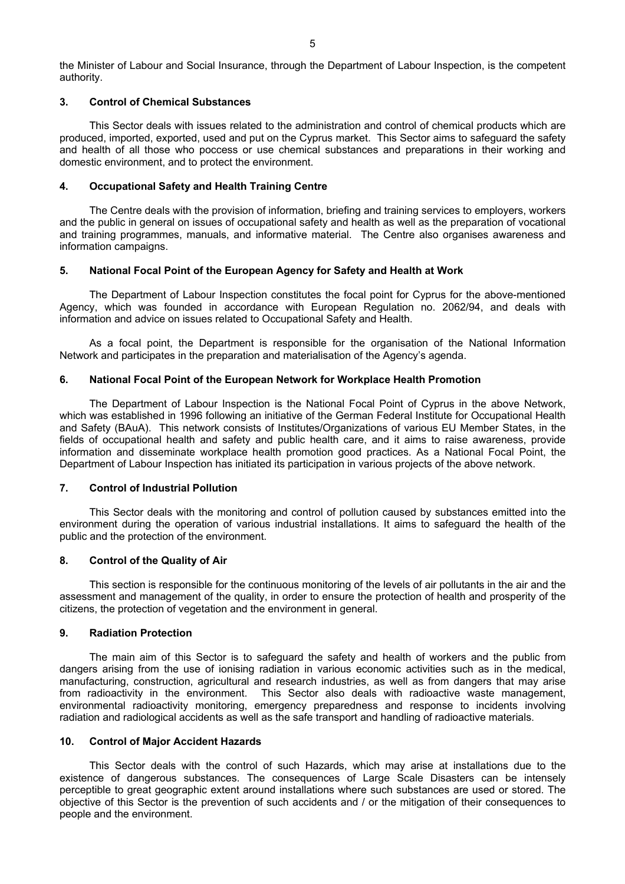the Minister of Labour and Social Insurance, through the Department of Labour Inspection, is the competent authority.

### 3. Control of Chemical Substances

This Sector deals with issues related to the administration and control of chemical products which are produced, imported, exported, used and put on the Cyprus market. This Sector aims to safeguard the safety and health of all those who poccess or use chemical substances and preparations in their working and domestic environment, and to protect the environment.

### 4. Occupational Safety and Health Training Centre

The Centre deals with the provision of information, briefing and training services to employers, workers and the public in general on issues of occupational safety and health as well as the preparation of vocational and training programmes, manuals, and informative material. The Centre also organises awareness and information campaigns.

### 5. National Focal Point of the European Agency for Safety and Health at Work

The Department of Labour Inspection constitutes the focal point for Cyprus for the above-mentioned Agency, which was founded in accordance with European Regulation no. 2062/94, and deals with information and advice on issues related to Occupational Safety and Health.

As a focal point, the Department is responsible for the organisation of the National Information Network and participates in the preparation and materialisation of the Agency's agenda.

### 6. National Focal Point of the European Network for Workplace Health Promotion

The Department of Labour Inspection is the National Focal Point of Cyprus in the above Network, which was established in 1996 following an initiative of the German Federal Institute for Occupational Health and Safety (BAuA). This network consists of Institutes/Organizations of various EU Member States, in the fields of occupational health and safety and public health care, and it aims to raise awareness, provide information and disseminate workplace health promotion good practices. As a National Focal Point, the Department of Labour Inspection has initiated its participation in various projects of the above network.

### 7. Control of Industrial Pollution

This Sector deals with the monitoring and control of pollution caused by substances emitted into the environment during the operation of various industrial installations. It aims to safeguard the health of the public and the protection of the environment.

### 8. Control of the Quality of Air

This section is responsible for the continuous monitoring of the levels of air pollutants in the air and the assessment and management of the quality, in order to ensure the protection of health and prosperity of the citizens, the protection of vegetation and the environment in general.

### 9. Radiation Protection

The main aim of this Sector is to safeguard the safety and health of workers and the public from dangers arising from the use of ionising radiation in various economic activities such as in the medical, manufacturing, construction, agricultural and research industries, as well as from dangers that may arise from radioactivity in the environment. This Sector also deals with radioactive waste management, environmental radioactivity monitoring, emergency preparedness and response to incidents involving radiation and radiological accidents as well as the safe transport and handling of radioactive materials.

### 10. Control of Major Accident Hazards

This Sector deals with the control of such Hazards, which may arise at installations due to the existence of dangerous substances. The consequences of Large Scale Disasters can be intensely perceptible to great geographic extent around installations where such substances are used or stored. The objective of this Sector is the prevention of such accidents and / or the mitigation of their consequences to people and the environment.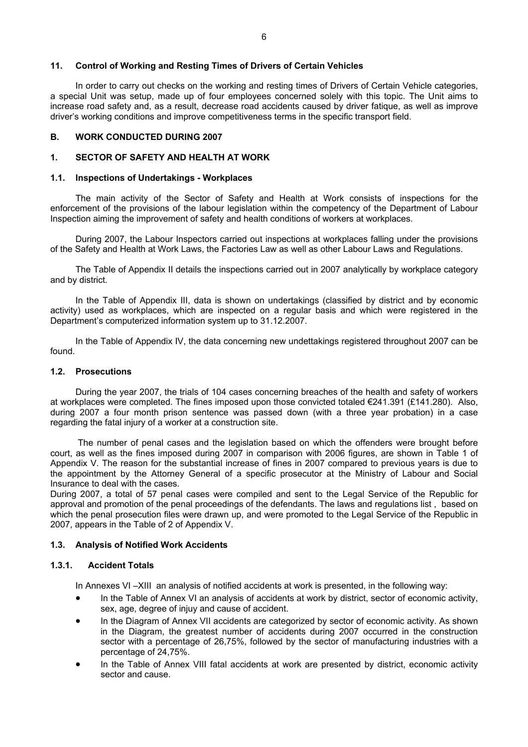### 11. Control of Working and Resting Times of Drivers of Certain Vehicles

In order to carry out checks on the working and resting times of Drivers of Certain Vehicle categories, a special Unit was setup, made up of four employees concerned solely with this topic. The Unit aims to increase road safety and, as a result, decrease road accidents caused by driver fatique, as well as improve driver's working conditions and improve competitiveness terms in the specific transport field.

## B. WORK CONDUCTED DURING 2007

### 1. SECTOR OF SAFETY AND HEALTH AT WORK

#### 1.1. Inspections of Undertakings - Workplaces

The main activity of the Sector of Safety and Health at Work consists of inspections for the enforcement of the provisions of the labour legislation within the competency of the Department of Labour Inspection aiming the improvement of safety and health conditions of workers at workplaces.

During 2007, the Labour Inspectors carried out inspections at workplaces falling under the provisions of the Safety and Health at Work Laws, the Factories Law as well as other Labour Laws and Regulations.

The Table of Appendix II details the inspections carried out in 2007 analytically by workplace category and by district.

In the Table of Appendix III, data is shown on undertakings (classified by district and by economic activity) used as workplaces, which are inspected on a regular basis and which were registered in the Department's computerized information system up to 31.12.2007.

In the Table of Appendix IV, the data concerning new undettakings registered throughout 2007 can be found.

#### 1.2. Prosecutions

During the year 2007, the trials of 104 cases concerning breaches of the health and safety of workers at workplaces were completed. The fines imposed upon those convicted totaled €241.391 (£141.280). Also, during 2007 a four month prison sentence was passed down (with a three year probation) in a case regarding the fatal injury of a worker at a construction site.

The number of penal cases and the legislation based on which the offenders were brought before court, as well as the fines imposed during 2007 in comparison with 2006 figures, are shown in Table 1 of Appendix V. The reason for the substantial increase of fines in 2007 compared to previous years is due to the appointment by the Attorney General of a specific prosecutor at the Ministry of Labour and Social Insurance to deal with the cases.

During 2007, a total of 57 penal cases were compiled and sent to the Legal Service of the Republic for approval and promotion of the penal proceedings of the defendants. The laws and regulations list , based on which the penal prosecution files were drawn up, and were promoted to the Legal Service of the Republic in 2007, appears in the Table of 2 of Appendix V.

#### 1.3. Analysis of Notified Work Accidents

##### 1.3.1. Accident Totals

In Annexes VI –XIII an analysis of notified accidents at work is presented, in the following way:

- In the Table of Annex VI an analysis of accidents at work by district, sector of economic activity, sex, age, degree of injuy and cause of accident.
- In the Diagram of Annex VII accidents are categorized by sector of economic activity. As shown in the Diagram, the greatest number of accidents during 2007 occurred in the construction sector with a percentage of 26,75%, followed by the sector of manufacturing industries with a percentage of 24,75%.
- In the Table of Annex VIII fatal accidents at work are presented by district, economic activity sector and cause.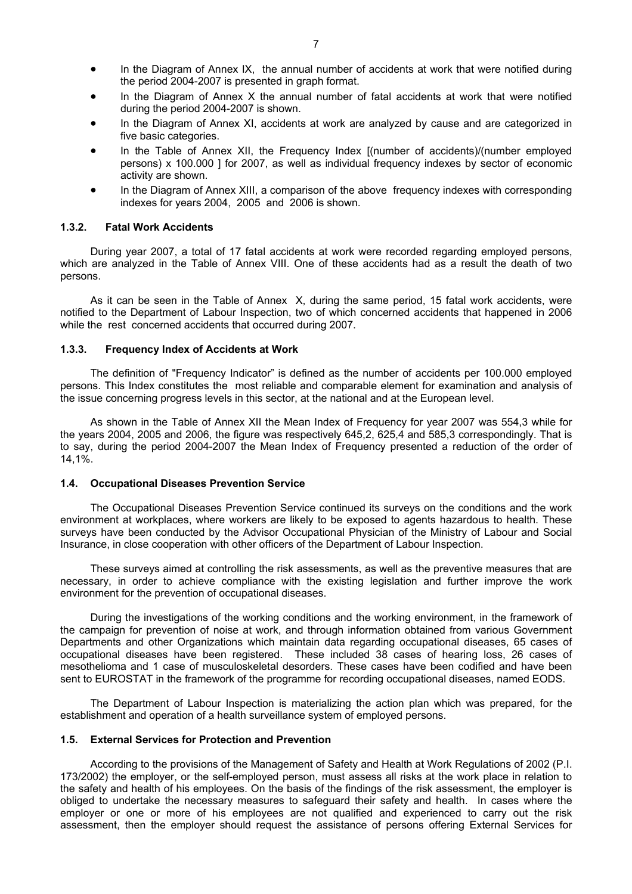- In the Diagram of Annex IX, the annual number of accidents at work that were notified during the period 2004-2007 is presented in graph format.
- In the Diagram of Annex X the annual number of fatal accidents at work that were notified during the period 2004-2007 is shown.
- In the Diagram of Annex XI, accidents at work are analyzed by cause and are categorized in five basic categories.
- In the Table of Annex XII, the Frequency Index [(number of accidents)/(number employed persons) x 100.000 ] for 2007, as well as individual frequency indexes by sector of economic activity are shown.
- In the Diagram of Annex XIII, a comparison of the above frequency indexes with corresponding indexes for years 2004, 2005 and 2006 is shown.

### 1.3.2. Fatal Work Accidents

During year 2007, a total of 17 fatal accidents at work were recorded regarding employed persons, which are analyzed in the Table of Annex VIII. One of these accidents had as a result the death of two persons.

As it can be seen in the Table of Annex X, during the same period, 15 fatal work accidents, were notified to the Department of Labour Inspection, two of which concerned accidents that happened in 2006 while the rest concerned accidents that occurred during 2007.

### 1.3.3. Frequency Index of Accidents at Work

The definition of "Frequency Indicator" is defined as the number of accidents per 100.000 employed persons. This Index constitutes the most reliable and comparable element for examination and analysis of the issue concerning progress levels in this sector, at the national and at the European level.

As shown in the Table of Annex XII the Mean Index of Frequency for year 2007 was 554,3 while for the years 2004, 2005 and 2006, the figure was respectively 645,2, 625,4 and 585,3 correspondingly. That is to say, during the period 2004-2007 the Mean Index of Frequency presented a reduction of the order of 14,1%.

## 1.4. Occupational Diseases Prevention Service

The Occupational Diseases Prevention Service continued its surveys on the conditions and the work environment at workplaces, where workers are likely to be exposed to agents hazardous to health. These surveys have been conducted by the Advisor Occupational Physician of the Ministry of Labour and Social Insurance, in close cooperation with other officers of the Department of Labour Inspection.

These surveys aimed at controlling the risk assessments, as well as the preventive measures that are necessary, in order to achieve compliance with the existing legislation and further improve the work environment for the prevention of occupational diseases.

During the investigations of the working conditions and the working environment, in the framework of the campaign for prevention of noise at work, and through information obtained from various Government Departments and other Organizations which maintain data regarding occupational diseases, 65 cases of occupational diseases have been registered. These included 38 cases of hearing loss, 26 cases of mesothelioma and 1 case of musculoskeletal desorders. These cases have been codified and have been sent to EUROSTAT in the framework of the programme for recording occupational diseases, named EODS.

The Department of Labour Inspection is materializing the action plan which was prepared, for the establishment and operation of a health surveillance system of employed persons.

## 1.5. External Services for Protection and Prevention

According to the provisions of the Management of Safety and Health at Work Regulations of 2002 (P.I. 173/2002) the employer, or the self-employed person, must assess all risks at the work place in relation to the safety and health of his employees. On the basis of the findings of the risk assessment, the employer is obliged to undertake the necessary measures to safeguard their safety and health. In cases where the employer or one or more of his employees are not qualified and experienced to carry out the risk assessment, then the employer should request the assistance of persons offering External Services for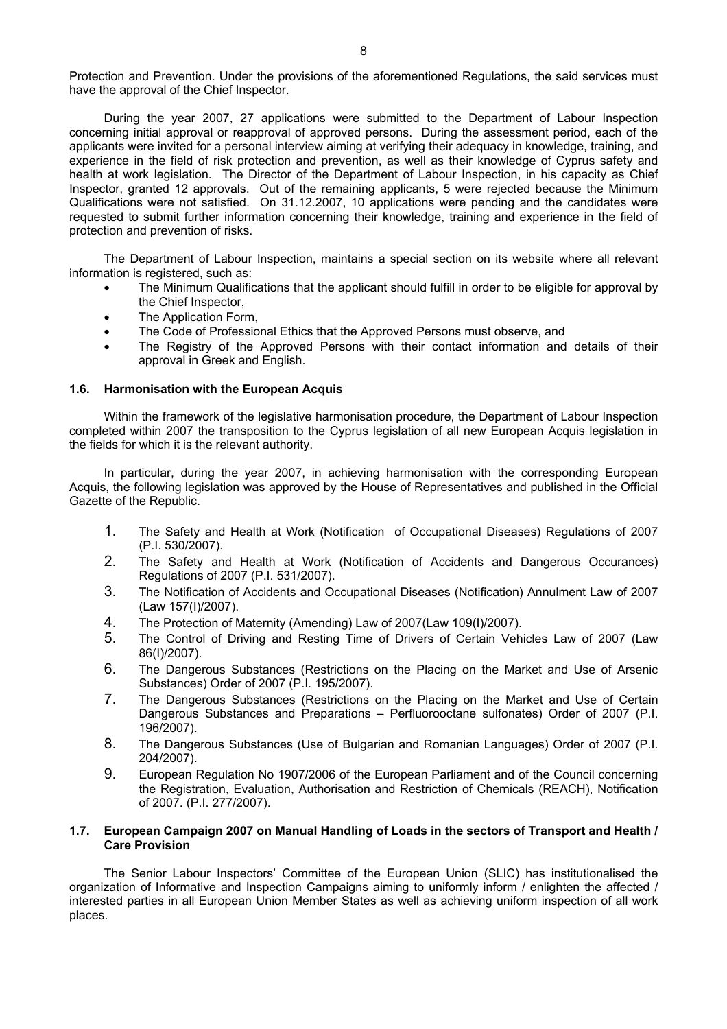Protection and Prevention. Under the provisions of the aforementioned Regulations, the said services must have the approval of the Chief Inspector.

During the year 2007, 27 applications were submitted to the Department of Labour Inspection concerning initial approval or reapproval of approved persons. During the assessment period, each of the applicants were invited for a personal interview aiming at verifying their adequacy in knowledge, training, and experience in the field of risk protection and prevention, as well as their knowledge of Cyprus safety and health at work legislation. The Director of the Department of Labour Inspection, in his capacity as Chief Inspector, granted 12 approvals. Out of the remaining applicants, 5 were rejected because the Minimum Qualifications were not satisfied. On 31.12.2007, 10 applications were pending and the candidates were requested to submit further information concerning their knowledge, training and experience in the field of protection and prevention of risks.

The Department of Labour Inspection, maintains a special section on its website where all relevant information is registered, such as:

- The Minimum Qualifications that the applicant should fulfill in order to be eligible for approval by the Chief Inspector,
- The Application Form,
- The Code of Professional Ethics that the Approved Persons must observe, and
- The Registry of the Approved Persons with their contact information and details of their approval in Greek and English.

### 1.6. Harmonisation with the European Acquis

Within the framework of the legislative harmonisation procedure, the Department of Labour Inspection completed within 2007 the transposition to the Cyprus legislation of all new European Acquis legislation in the fields for which it is the relevant authority.

In particular, during the year 2007, in achieving harmonisation with the corresponding European Acquis, the following legislation was approved by the House of Representatives and published in the Official Gazette of the Republic.

1. The Safety and Health at Work (Notification of Occupational Diseases) Regulations of 2007 (P.I. 530/2007).
2. The Safety and Health at Work (Notification of Accidents and Dangerous Occurances) Regulations of 2007 (P.I. 531/2007).
3. The Notification of Accidents and Occupational Diseases (Notification) Annulment Law of 2007 (Law 157(I)/2007).
4. The Protection of Maternity (Amending) Law of 2007(Law 109(I)/2007).
5. The Control of Driving and Resting Time of Drivers of Certain Vehicles Law of 2007 (Law 86(I)/2007).
6. The Dangerous Substances (Restrictions on the Placing on the Market and Use of Arsenic Substances) Order of 2007 (P.I. 195/2007).
7. The Dangerous Substances (Restrictions on the Placing on the Market and Use of Certain Dangerous Substances and Preparations – Perfluorooctane sulfonates) Order of 2007 (P.I. 196/2007).
8. The Dangerous Substances (Use of Bulgarian and Romanian Languages) Order of 2007 (P.I. 204/2007).
9. European Regulation No 1907/2006 of the European Parliament and of the Council concerning the Registration, Evaluation, Authorisation and Restriction of Chemicals (REACH), Notification of 2007. (P.I. 277/2007).

### 1.7. European Campaign 2007 on Manual Handling of Loads in the sectors of Transport and Health / Care Provision

The Senior Labour Inspectors' Committee of the European Union (SLIC) has institutionalised the organization of Informative and Inspection Campaigns aiming to uniformly inform / enlighten the affected / interested parties in all European Union Member States as well as achieving uniform inspection of all work places.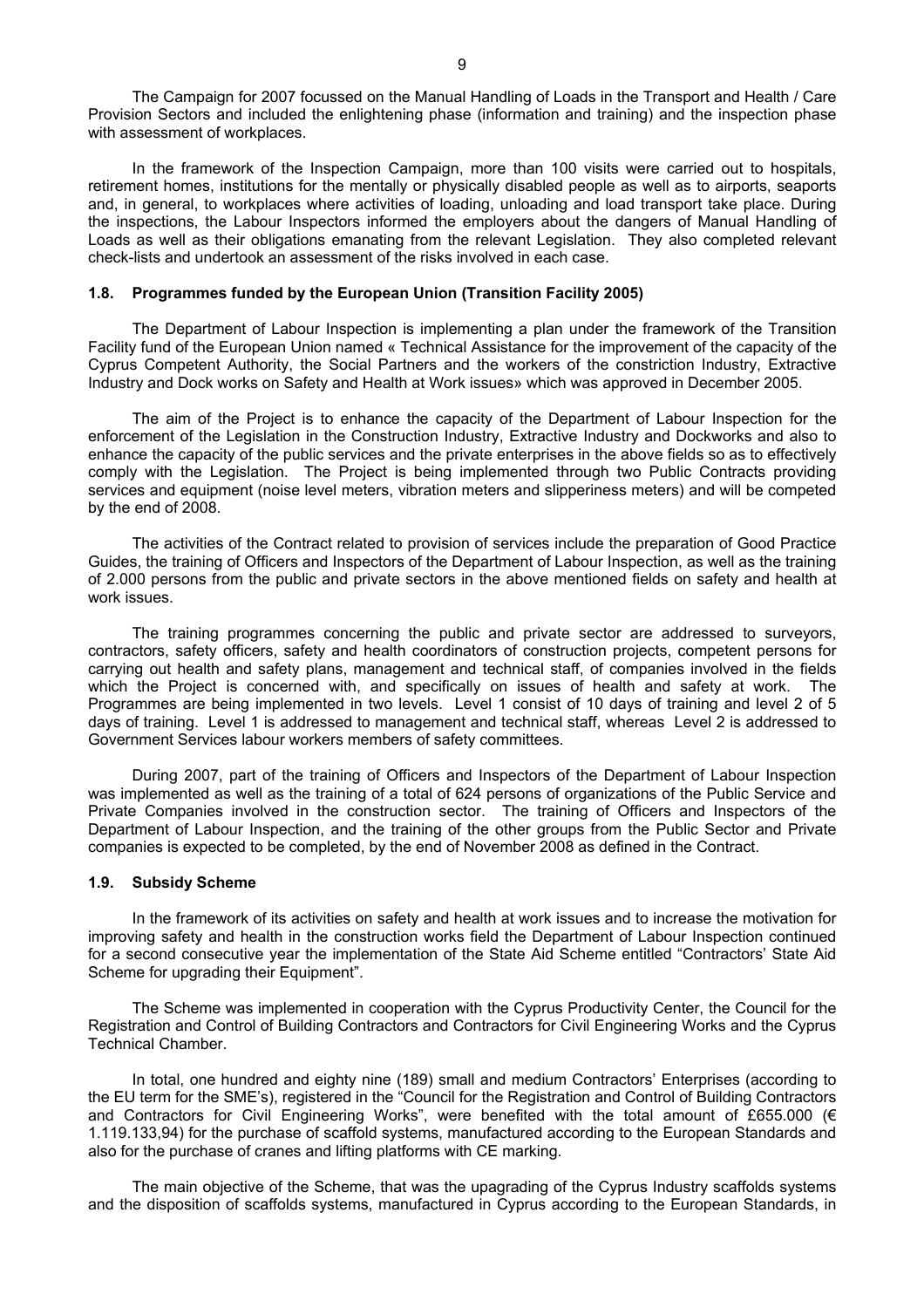The Campaign for 2007 focussed on the Manual Handling of Loads in the Transport and Health / Care Provision Sectors and included the enlightening phase (information and training) and the inspection phase with assessment of workplaces.

In the framework of the Inspection Campaign, more than 100 visits were carried out to hospitals, retirement homes, institutions for the mentally or physically disabled people as well as to airports, seaports and, in general, to workplaces where activities of loading, unloading and load transport take place. During the inspections, the Labour Inspectors informed the employers about the dangers of Manual Handling of Loads as well as their obligations emanating from the relevant Legislation. They also completed relevant check-lists and undertook an assessment of the risks involved in each case.

### 1.8. Programmes funded by the European Union (Transition Facility 2005)

The Department of Labour Inspection is implementing a plan under the framework of the Transition Facility fund of the European Union named « Technical Assistance for the improvement of the capacity of the Cyprus Competent Authority, the Social Partners and the workers of the constriction Industry, Extractive Industry and Dock works on Safety and Health at Work issues» which was approved in December 2005.

The aim of the Project is to enhance the capacity of the Department of Labour Inspection for the enforcement of the Legislation in the Construction Industry, Extractive Industry and Dockworks and also to enhance the capacity of the public services and the private enterprises in the above fields so as to effectively comply with the Legislation. The Project is being implemented through two Public Contracts providing services and equipment (noise level meters, vibration meters and slipperiness meters) and will be competed by the end of 2008.

The activities of the Contract related to provision of services include the preparation of Good Practice Guides, the training of Officers and Inspectors of the Department of Labour Inspection, as well as the training of 2.000 persons from the public and private sectors in the above mentioned fields on safety and health at work issues.

The training programmes concerning the public and private sector are addressed to surveyors, contractors, safety officers, safety and health coordinators of construction projects, competent persons for carrying out health and safety plans, management and technical staff, of companies involved in the fields which the Project is concerned with, and specifically on issues of health and safety at work. The Programmes are being implemented in two levels. Level 1 consist of 10 days of training and level 2 of 5 days of training. Level 1 is addressed to management and technical staff, whereas Level 2 is addressed to Government Services labour workers members of safety committees.

During 2007, part of the training of Officers and Inspectors of the Department of Labour Inspection was implemented as well as the training of a total of 624 persons of organizations of the Public Service and Private Companies involved in the construction sector. The training of Officers and Inspectors of the Department of Labour Inspection, and the training of the other groups from the Public Sector and Private companies is expected to be completed, by the end of November 2008 as defined in the Contract.

### 1.9. Subsidy Scheme

In the framework of its activities on safety and health at work issues and to increase the motivation for improving safety and health in the construction works field the Department of Labour Inspection continued for a second consecutive year the implementation of the State Aid Scheme entitled "Contractors' State Aid Scheme for upgrading their Equipment".

The Scheme was implemented in cooperation with the Cyprus Productivity Center, the Council for the Registration and Control of Building Contractors and Contractors for Civil Engineering Works and the Cyprus Technical Chamber.

In total, one hundred and eighty nine (189) small and medium Contractors' Enterprises (according to the EU term for the SME's), registered in the "Council for the Registration and Control of Building Contractors and Contractors for Civil Engineering Works", were benefited with the total amount of £655.000 (€ 1.119.133,94) for the purchase of scaffold systems, manufactured according to the European Standards and also for the purchase of cranes and lifting platforms with CE marking.

The main objective of the Scheme, that was the upagrading of the Cyprus Industry scaffolds systems and the disposition of scaffolds systems, manufactured in Cyprus according to the European Standards, in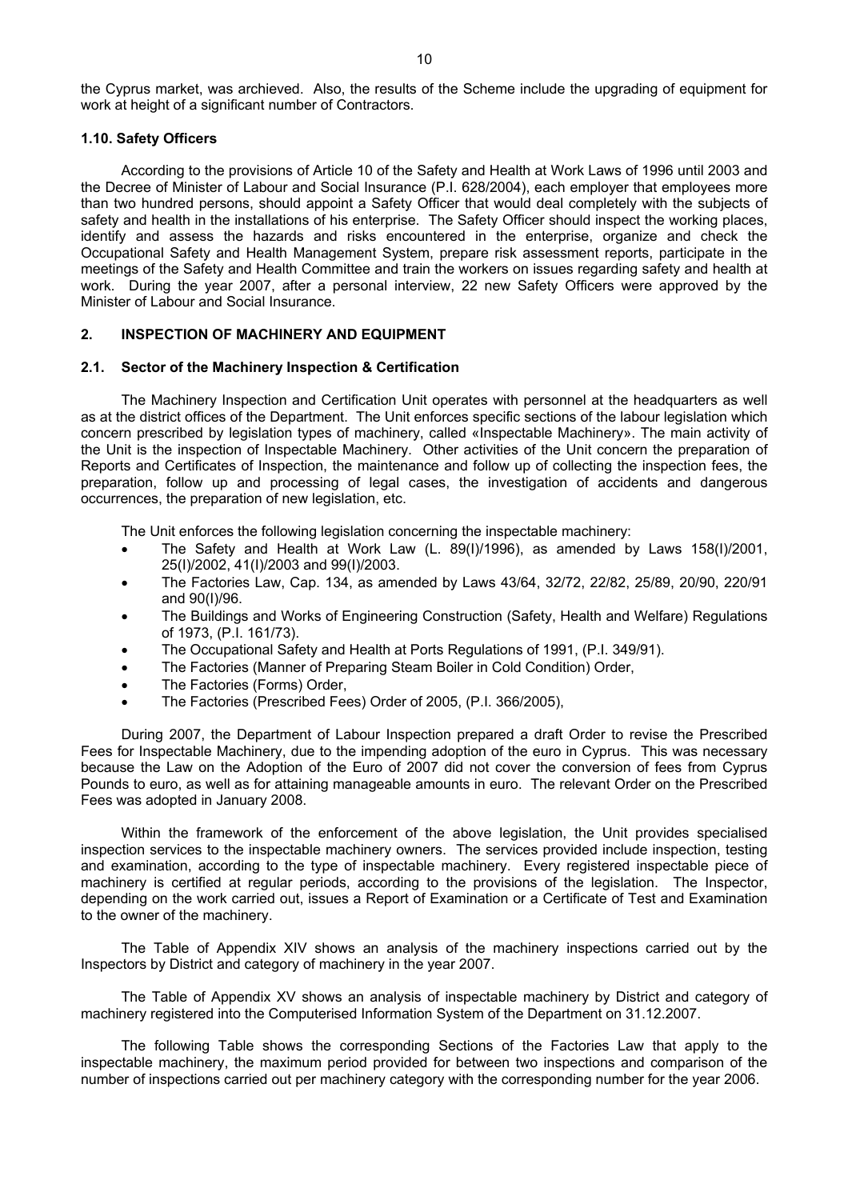the Cyprus market, was archieved. Also, the results of the Scheme include the upgrading of equipment for work at height of a significant number of Contractors.

### 1.10. Safety Officers

According to the provisions of Article 10 of the Safety and Health at Work Laws of 1996 until 2003 and the Decree of Minister of Labour and Social Insurance (P.I. 628/2004), each employer that employees more than two hundred persons, should appoint a Safety Officer that would deal completely with the subjects of safety and health in the installations of his enterprise. The Safety Officer should inspect the working places, identify and assess the hazards and risks encountered in the enterprise, organize and check the Occupational Safety and Health Management System, prepare risk assessment reports, participate in the meetings of the Safety and Health Committee and train the workers on issues regarding safety and health at work. During the year 2007, after a personal interview, 22 new Safety Officers were approved by the Minister of Labour and Social Insurance.

## 2. INSPECTION OF MACHINERY AND EQUIPMENT

### 2.1. Sector of the Machinery Inspection & Certification

The Machinery Inspection and Certification Unit operates with personnel at the headquarters as well as at the district offices of the Department. The Unit enforces specific sections of the labour legislation which concern prescribed by legislation types of machinery, called «Inspectable Machinery». The main activity of the Unit is the inspection of Inspectable Machinery. Other activities of the Unit concern the preparation of Reports and Certificates of Inspection, the maintenance and follow up of collecting the inspection fees, the preparation, follow up and processing of legal cases, the investigation of accidents and dangerous occurrences, the preparation of new legislation, etc.

The Unit enforces the following legislation concerning the inspectable machinery:

- The Safety and Health at Work Law (L. 89(I)/1996), as amended by Laws 158(I)/2001, 25(I)/2002, 41(I)/2003 and 99(I)/2003.
- The Factories Law, Cap. 134, as amended by Laws 43/64, 32/72, 22/82, 25/89, 20/90, 220/91 and 90(I)/96.
- The Buildings and Works of Engineering Construction (Safety, Health and Welfare) Regulations of 1973, (P.I. 161/73).
- The Occupational Safety and Health at Ports Regulations of 1991, (P.I. 349/91).
- The Factories (Manner of Preparing Steam Boiler in Cold Condition) Order,
- The Factories (Forms) Order,
- The Factories (Prescribed Fees) Order of 2005, (P.I. 366/2005),

During 2007, the Department of Labour Inspection prepared a draft Order to revise the Prescribed Fees for Inspectable Machinery, due to the impending adoption of the euro in Cyprus. This was necessary because the Law on the Adoption of the Euro of 2007 did not cover the conversion of fees from Cyprus Pounds to euro, as well as for attaining manageable amounts in euro. The relevant Order on the Prescribed Fees was adopted in January 2008.

Within the framework of the enforcement of the above legislation, the Unit provides specialised inspection services to the inspectable machinery owners. The services provided include inspection, testing and examination, according to the type of inspectable machinery. Every registered inspectable piece of machinery is certified at regular periods, according to the provisions of the legislation. The Inspector, depending on the work carried out, issues a Report of Examination or a Certificate of Test and Examination to the owner of the machinery.

The Table of Appendix XIV shows an analysis of the machinery inspections carried out by the Inspectors by District and category of machinery in the year 2007.

The Table of Appendix XV shows an analysis of inspectable machinery by District and category of machinery registered into the Computerised Information System of the Department on 31.12.2007.

The following Table shows the corresponding Sections of the Factories Law that apply to the inspectable machinery, the maximum period provided for between two inspections and comparison of the number of inspections carried out per machinery category with the corresponding number for the year 2006.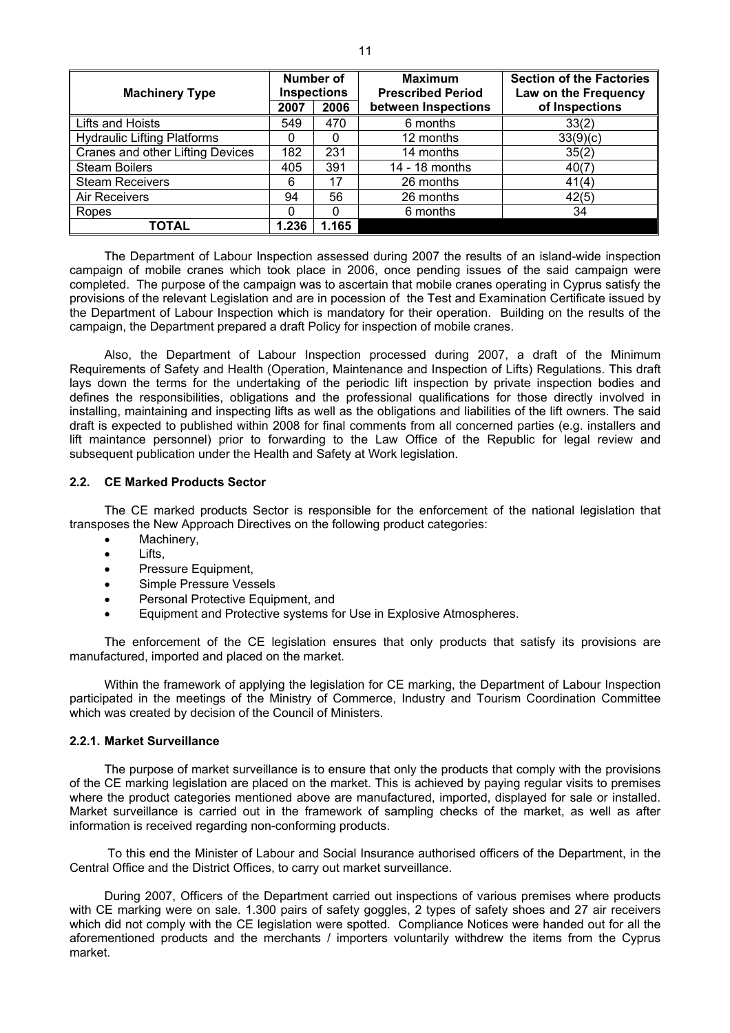| Machinery Type | Number of Inspections | | Maximum Prescribed Period between Inspections | Section of the Factories Law on the Frequency of Inspections |
|---|---|---|---|---|
| | 2007 | 2006 | | |
| Lifts and Hoists | 549 | 470 | 6 months | 33(2) |
| Hydraulic Lifting Platforms | 0 | 0 | 12 months | 33(9)(c) |
| Cranes and other Lifting Devices | 182 | 231 | 14 months | 35(2) |
| Steam Boilers | 405 | 391 | 14 - 18 months | 40(7) |
| Steam Receivers | 6 | 17 | 26 months | 41(4) |
| Air Receivers | 94 | 56 | 26 months | 42(5) |
| Ropes | 0 | 0 | 6 months | 34 |
| **TOTAL** | **1.236** | **1.165** | | |

The Department of Labour Inspection assessed during 2007 the results of an island-wide inspection campaign of mobile cranes which took place in 2006, once pending issues of the said campaign were completed. The purpose of the campaign was to ascertain that mobile cranes operating in Cyprus satisfy the provisions of the relevant Legislation and are in pocession of the Test and Examination Certificate issued by the Department of Labour Inspection which is mandatory for their operation. Building on the results of the campaign, the Department prepared a draft Policy for inspection of mobile cranes.

Also, the Department of Labour Inspection processed during 2007, a draft of the Minimum Requirements of Safety and Health (Operation, Maintenance and Inspection of Lifts) Regulations. This draft lays down the terms for the undertaking of the periodic lift inspection by private inspection bodies and defines the responsibilities, obligations and the professional qualifications for those directly involved in installing, maintaining and inspecting lifts as well as the obligations and liabilities of the lift owners. The said draft is expected to published within 2008 for final comments from all concerned parties (e.g. installers and lift maintance personnel) prior to forwarding to the Law Office of the Republic for legal review and subsequent publication under the Health and Safety at Work legislation.

### 2.2. CE Marked Products Sector

The CE marked products Sector is responsible for the enforcement of the national legislation that transposes the New Approach Directives on the following product categories:

- Machinery,
- Lifts,
- Pressure Equipment,
- Simple Pressure Vessels
- Personal Protective Equipment, and
- Equipment and Protective systems for Use in Explosive Atmospheres.

The enforcement of the CE legislation ensures that only products that satisfy its provisions are manufactured, imported and placed on the market.

Within the framework of applying the legislation for CE marking, the Department of Labour Inspection participated in the meetings of the Ministry of Commerce, Industry and Tourism Coordination Committee which was created by decision of the Council of Ministers.

#### 2.2.1. Market Surveillance

The purpose of market surveillance is to ensure that only the products that comply with the provisions of the CE marking legislation are placed on the market. This is achieved by paying regular visits to premises where the product categories mentioned above are manufactured, imported, displayed for sale or installed. Market surveillance is carried out in the framework of sampling checks of the market, as well as after information is received regarding non-conforming products.

To this end the Minister of Labour and Social Insurance authorised officers of the Department, in the Central Office and the District Offices, to carry out market surveillance.

During 2007, Officers of the Department carried out inspections of various premises where products with CE marking were on sale. 1.300 pairs of safety goggles, 2 types of safety shoes and 27 air receivers which did not comply with the CE legislation were spotted. Compliance Notices were handed out for all the aforementioned products and the merchants / importers voluntarily withdrew the items from the Cyprus market.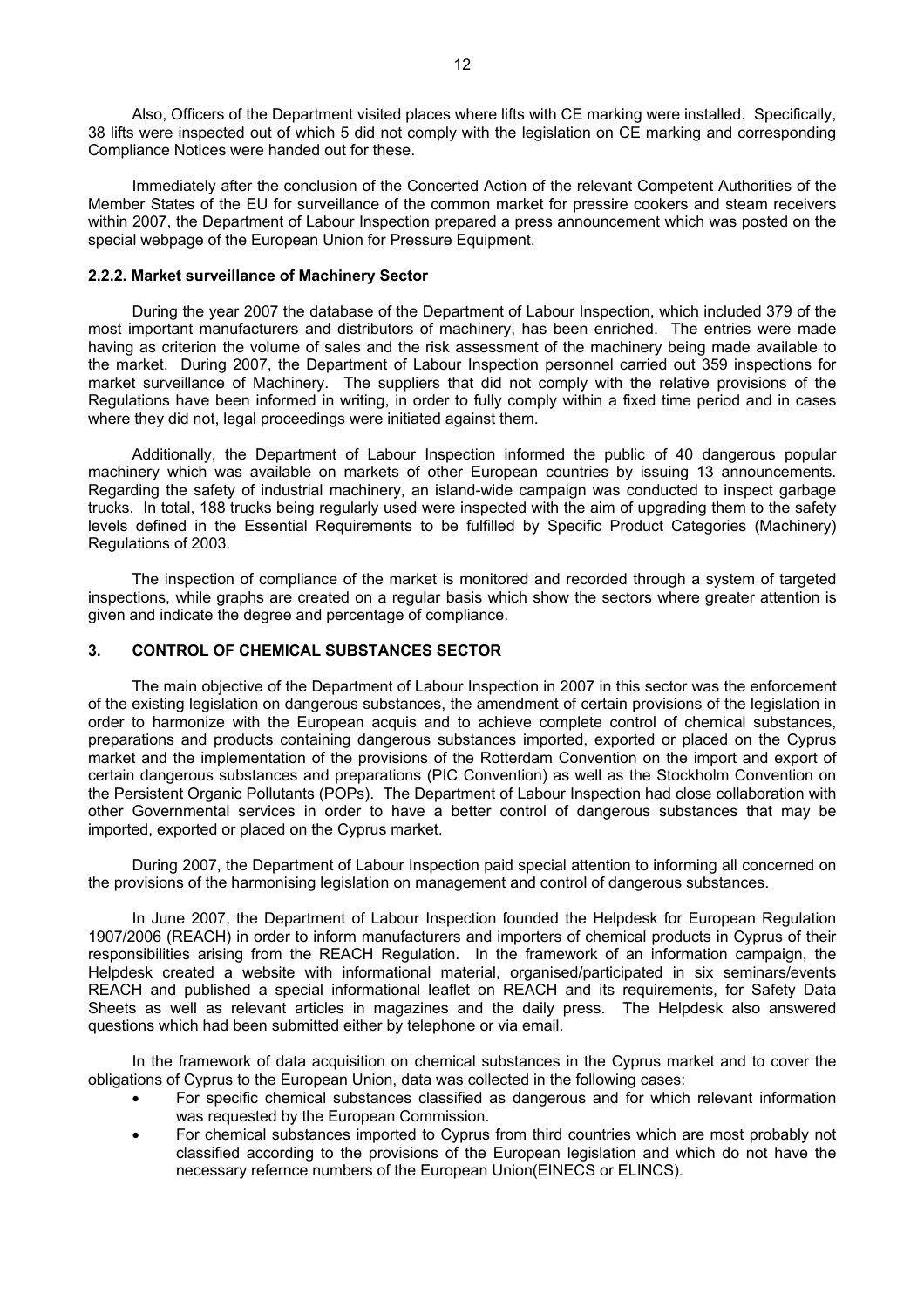Also, Officers of the Department visited places where lifts with CE marking were installed. Specifically, 38 lifts were inspected out of which 5 did not comply with the legislation on CE marking and corresponding Compliance Notices were handed out for these.

Immediately after the conclusion of the Concerted Action of the relevant Competent Authorities of the Member States of the EU for surveillance of the common market for pressire cookers and steam receivers within 2007, the Department of Labour Inspection prepared a press announcement which was posted on the special webpage of the European Union for Pressure Equipment.

### 2.2.2. Market surveillance of Machinery Sector

During the year 2007 the database of the Department of Labour Inspection, which included 379 of the most important manufacturers and distributors of machinery, has been enriched. The entries were made having as criterion the volume of sales and the risk assessment of the machinery being made available to the market. During 2007, the Department of Labour Inspection personnel carried out 359 inspections for market surveillance of Machinery. The suppliers that did not comply with the relative provisions of the Regulations have been informed in writing, in order to fully comply within a fixed time period and in cases where they did not, legal proceedings were initiated against them.

Additionally, the Department of Labour Inspection informed the public of 40 dangerous popular machinery which was available on markets of other European countries by issuing 13 announcements. Regarding the safety of industrial machinery, an island-wide campaign was conducted to inspect garbage trucks. In total, 188 trucks being regularly used were inspected with the aim of upgrading them to the safety levels defined in the Essential Requirements to be fulfilled by Specific Product Categories (Machinery) Regulations of 2003.

The inspection of compliance of the market is monitored and recorded through a system of targeted inspections, while graphs are created on a regular basis which show the sectors where greater attention is given and indicate the degree and percentage of compliance.

## 3. CONTROL OF CHEMICAL SUBSTANCES SECTOR

The main objective of the Department of Labour Inspection in 2007 in this sector was the enforcement of the existing legislation on dangerous substances, the amendment of certain provisions of the legislation in order to harmonize with the European acquis and to achieve complete control of chemical substances, preparations and products containing dangerous substances imported, exported or placed on the Cyprus market and the implementation of the provisions of the Rotterdam Convention on the import and export of certain dangerous substances and preparations (PIC Convention) as well as the Stockholm Convention on the Persistent Organic Pollutants (POPs). The Department of Labour Inspection had close collaboration with other Governmental services in order to have a better control of dangerous substances that may be imported, exported or placed on the Cyprus market.

During 2007, the Department of Labour Inspection paid special attention to informing all concerned on the provisions of the harmonising legislation on management and control of dangerous substances.

In June 2007, the Department of Labour Inspection founded the Helpdesk for European Regulation 1907/2006 (REACH) in order to inform manufacturers and importers of chemical products in Cyprus of their responsibilities arising from the REACH Regulation. In the framework of an information campaign, the Helpdesk created a website with informational material, organised/participated in six seminars/events REACH and published a special informational leaflet on REACH and its requirements, for Safety Data Sheets as well as relevant articles in magazines and the daily press. The Helpdesk also answered questions which had been submitted either by telephone or via email.

In the framework of data acquisition on chemical substances in the Cyprus market and to cover the obligations of Cyprus to the European Union, data was collected in the following cases:

- For specific chemical substances classified as dangerous and for which relevant information was requested by the European Commission.
- For chemical substances imported to Cyprus from third countries which are most probably not classified according to the provisions of the European legislation and which do not have the necessary refernce numbers of the European Union(EINECS or ELINCS).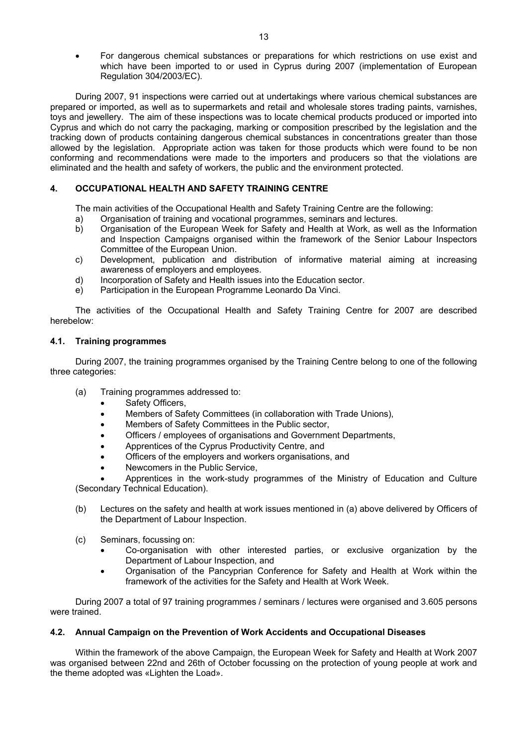- For dangerous chemical substances or preparations for which restrictions on use exist and which have been imported to or used in Cyprus during 2007 (implementation of European Regulation 304/2003/EC).

During 2007, 91 inspections were carried out at undertakings where various chemical substances are prepared or imported, as well as to supermarkets and retail and wholesale stores trading paints, varnishes, toys and jewellery. The aim of these inspections was to locate chemical products produced or imported into Cyprus and which do not carry the packaging, marking or composition prescribed by the legislation and the tracking down of products containing dangerous chemical substances in concentrations greater than those allowed by the legislation. Appropriate action was taken for those products which were found to be non conforming and recommendations were made to the importers and producers so that the violations are eliminated and the health and safety of workers, the public and the environment protected.

## 4. OCCUPATIONAL HEALTH AND SAFETY TRAINING CENTRE

The main activities of the Occupational Health and Safety Training Centre are the following:

a) Organisation of training and vocational programmes, seminars and lectures.
b) Organisation of the European Week for Safety and Health at Work, as well as the Information and Inspection Campaigns organised within the framework of the Senior Labour Inspectors Committee of the European Union.
c) Development, publication and distribution of informative material aiming at increasing awareness of employers and employees.
d) Incorporation of Safety and Health issues into the Education sector.
e) Participation in the European Programme Leonardo Da Vinci.

The activities of the Occupational Health and Safety Training Centre for 2007 are described herebelow:

### 4.1. Training programmes

During 2007, the training programmes organised by the Training Centre belong to one of the following three categories:

(a) Training programmes addressed to:
- Safety Officers,
- Members of Safety Committees (in collaboration with Trade Unions),
- Members of Safety Committees in the Public sector,
- Officers / employees of organisations and Government Departments,
- Apprentices of the Cyprus Productivity Centre, and
- Officers of the employers and workers organisations, and
- Newcomers in the Public Service,
- Apprentices in the work-study programmes of the Ministry of Education and Culture (Secondary Technical Education).

(b) Lectures on the safety and health at work issues mentioned in (a) above delivered by Officers of the Department of Labour Inspection.

(c) Seminars, focussing on:
- Co-organisation with other interested parties, or exclusive organization by the Department of Labour Inspection, and
- Organisation of the Pancyprian Conference for Safety and Health at Work within the framework of the activities for the Safety and Health at Work Week.

During 2007 a total of 97 training programmes / seminars / lectures were organised and 3.605 persons were trained.

### 4.2. Annual Campaign on the Prevention of Work Accidents and Occupational Diseases

Within the framework of the above Campaign, the European Week for Safety and Health at Work 2007 was organised between 22nd and 26th of October focussing on the protection of young people at work and the theme adopted was «Lighten the Load».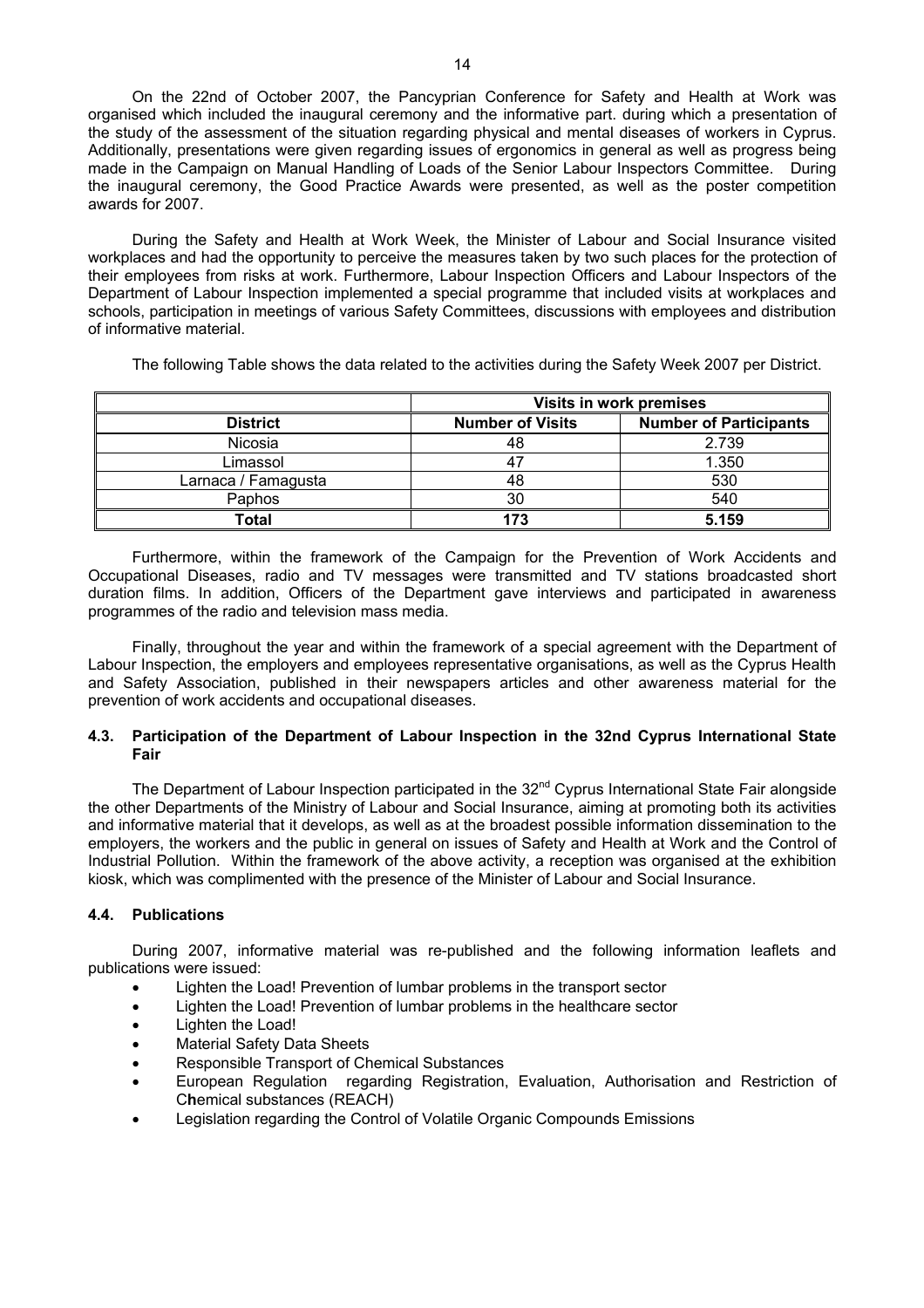On the 22nd of October 2007, the Pancyprian Conference for Safety and Health at Work was organised which included the inaugural ceremony and the informative part. during which a presentation of the study of the assessment of the situation regarding physical and mental diseases of workers in Cyprus. Additionally, presentations were given regarding issues of ergonomics in general as well as progress being made in the Campaign on Manual Handling of Loads of the Senior Labour Inspectors Committee. During the inaugural ceremony, the Good Practice Awards were presented, as well as the poster competition awards for 2007.

During the Safety and Health at Work Week, the Minister of Labour and Social Insurance visited workplaces and had the opportunity to perceive the measures taken by two such places for the protection of their employees from risks at work. Furthermore, Labour Inspection Officers and Labour Inspectors of the Department of Labour Inspection implemented a special programme that included visits at workplaces and schools, participation in meetings of various Safety Committees, discussions with employees and distribution of informative material.

The following Table shows the data related to the activities during the Safety Week 2007 per District.

| | Visits in work premises | |
|---|---|---|
| **District** | **Number of Visits** | **Number of Participants** |
| Nicosia | 48 | 2.739 |
| Limassol | 47 | 1.350 |
| Larnaca / Famagusta | 48 | 530 |
| Paphos | 30 | 540 |
| **Total** | **173** | **5.159** |

Furthermore, within the framework of the Campaign for the Prevention of Work Accidents and Occupational Diseases, radio and TV messages were transmitted and TV stations broadcasted short duration films. In addition, Officers of the Department gave interviews and participated in awareness programmes of the radio and television mass media.

Finally, throughout the year and within the framework of a special agreement with the Department of Labour Inspection, the employers and employees representative organisations, as well as the Cyprus Health and Safety Association, published in their newspapers articles and other awareness material for the prevention of work accidents and occupational diseases.

### 4.3. Participation of the Department of Labour Inspection in the 32nd Cyprus International State Fair

The Department of Labour Inspection participated in the 32$^{nd}$ Cyprus International State Fair alongside the other Departments of the Ministry of Labour and Social Insurance, aiming at promoting both its activities and informative material that it develops, as well as at the broadest possible information dissemination to the employers, the workers and the public in general on issues of Safety and Health at Work and the Control of Industrial Pollution. Within the framework of the above activity, a reception was organised at the exhibition kiosk, which was complimented with the presence of the Minister of Labour and Social Insurance.

### 4.4. Publications

During 2007, informative material was re-published and the following information leaflets and publications were issued:

- Lighten the Load! Prevention of lumbar problems in the transport sector
- Lighten the Load! Prevention of lumbar problems in the healthcare sector
- Lighten the Load!
- Material Safety Data Sheets
- Responsible Transport of Chemical Substances
- European Regulation regarding Registration, Evaluation, Authorisation and Restriction of C**h**emical substances (REACH)
- Legislation regarding the Control of Volatile Organic Compounds Emissions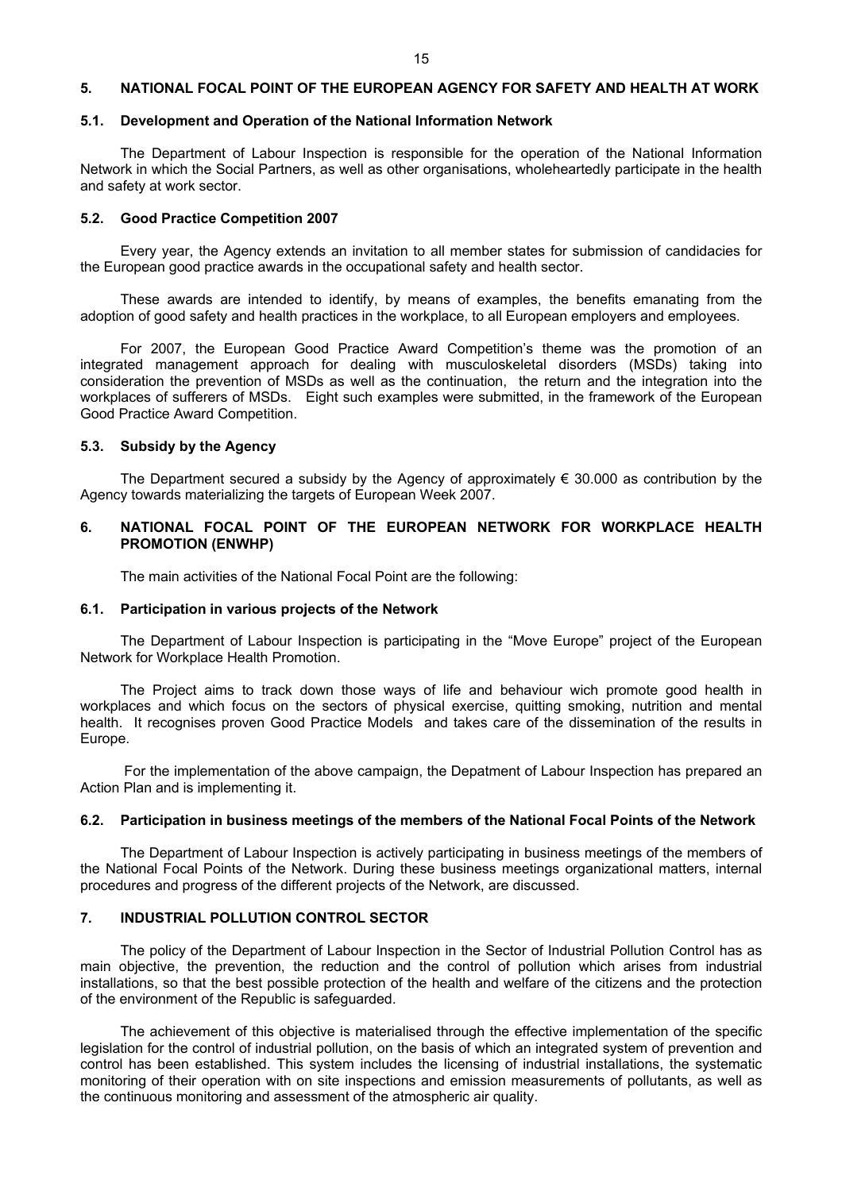## 5. NATIONAL FOCAL POINT OF THE EUROPEAN AGENCY FOR SAFETY AND HEALTH AT WORK

### 5.1. Development and Operation of the National Information Network

The Department of Labour Inspection is responsible for the operation of the National Information Network in which the Social Partners, as well as other organisations, wholeheartedly participate in the health and safety at work sector.

### 5.2. Good Practice Competition 2007

Every year, the Agency extends an invitation to all member states for submission of candidacies for the European good practice awards in the occupational safety and health sector.

These awards are intended to identify, by means of examples, the benefits emanating from the adoption of good safety and health practices in the workplace, to all European employers and employees.

For 2007, the European Good Practice Award Competition's theme was the promotion of an integrated management approach for dealing with musculoskeletal disorders (MSDs) taking into consideration the prevention of MSDs as well as the continuation, the return and the integration into the workplaces of sufferers of MSDs. Eight such examples were submitted, in the framework of the European Good Practice Award Competition.

### 5.3. Subsidy by the Agency

The Department secured a subsidy by the Agency of approximately € 30.000 as contribution by the Agency towards materializing the targets of European Week 2007.

## 6. NATIONAL FOCAL POINT OF THE EUROPEAN NETWORK FOR WORKPLACE HEALTH PROMOTION (ENWHP)

The main activities of the National Focal Point are the following:

### 6.1. Participation in various projects of the Network

The Department of Labour Inspection is participating in the "Move Europe" project of the European Network for Workplace Health Promotion.

The Project aims to track down those ways of life and behaviour wich promote good health in workplaces and which focus on the sectors of physical exercise, quitting smoking, nutrition and mental health. It recognises proven Good Practice Models and takes care of the dissemination of the results in Europe.

For the implementation of the above campaign, the Depatment of Labour Inspection has prepared an Action Plan and is implementing it.

### 6.2. Participation in business meetings of the members of the National Focal Points of the Network

The Department of Labour Inspection is actively participating in business meetings of the members of the National Focal Points of the Network. During these business meetings organizational matters, internal procedures and progress of the different projects of the Network, are discussed.

## 7. INDUSTRIAL POLLUTION CONTROL SECTOR

The policy of the Department of Labour Inspection in the Sector of Industrial Pollution Control has as main objective, the prevention, the reduction and the control of pollution which arises from industrial installations, so that the best possible protection of the health and welfare of the citizens and the protection of the environment of the Republic is safeguarded.

The achievement of this objective is materialised through the effective implementation of the specific legislation for the control of industrial pollution, on the basis of which an integrated system of prevention and control has been established. This system includes the licensing of industrial installations, the systematic monitoring of their operation with on site inspections and emission measurements of pollutants, as well as the continuous monitoring and assessment of the atmospheric air quality.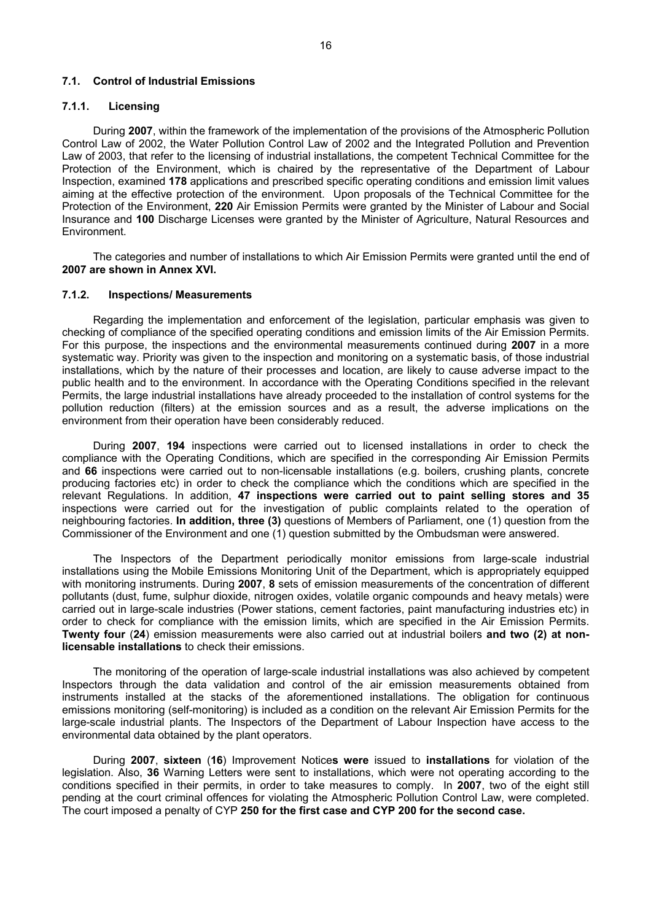### 7.1. Control of Industrial Emissions

#### 7.1.1. Licensing

During **2007**, within the framework of the implementation of the provisions of the Atmospheric Pollution Control Law of 2002, the Water Pollution Control Law of 2002 and the Integrated Pollution and Prevention Law of 2003, that refer to the licensing of industrial installations, the competent Technical Committee for the Protection of the Environment, which is chaired by the representative of the Department of Labour Inspection, examined **178** applications and prescribed specific operating conditions and emission limit values aiming at the effective protection of the environment. Upon proposals of the Technical Committee for the Protection of the Environment, **220** Air Emission Permits were granted by the Minister of Labour and Social Insurance and **100** Discharge Licenses were granted by the Minister of Agriculture, Natural Resources and Environment.

The categories and number of installations to which Air Emission Permits were granted until the end of **2007 are shown in Annex XVI.**

#### 7.1.2. Inspections/ Measurements

Regarding the implementation and enforcement of the legislation, particular emphasis was given to checking of compliance of the specified operating conditions and emission limits of the Air Emission Permits. For this purpose, the inspections and the environmental measurements continued during **2007** in a more systematic way. Priority was given to the inspection and monitoring on a systematic basis, of those industrial installations, which by the nature of their processes and location, are likely to cause adverse impact to the public health and to the environment. In accordance with the Operating Conditions specified in the relevant Permits, the large industrial installations have already proceeded to the installation of control systems for the pollution reduction (filters) at the emission sources and as a result, the adverse implications on the environment from their operation have been considerably reduced.

During **2007**, **194** inspections were carried out to licensed installations in order to check the compliance with the Operating Conditions, which are specified in the corresponding Air Emission Permits and **66** inspections were carried out to non-licensable installations (e.g. boilers, crushing plants, concrete producing factories etc) in order to check the compliance which the conditions which are specified in the relevant Regulations. In addition, **47 inspections were carried out to paint selling stores and 35** inspections were carried out for the investigation of public complaints related to the operation of neighbouring factories. **In addition, three (3)** questions of Members of Parliament, one (1) question from the Commissioner of the Environment and one (1) question submitted by the Ombudsman were answered.

The Inspectors of the Department periodically monitor emissions from large-scale industrial installations using the Mobile Emissions Monitoring Unit of the Department, which is appropriately equipped with monitoring instruments. During **2007**, **8** sets of emission measurements of the concentration of different pollutants (dust, fume, sulphur dioxide, nitrogen oxides, volatile organic compounds and heavy metals) were carried out in large-scale industries (Power stations, cement factories, paint manufacturing industries etc) in order to check for compliance with the emission limits, which are specified in the Air Emission Permits. **Twenty four** (**24**) emission measurements were also carried out at industrial boilers **and two (2) at non-licensable installations** to check their emissions.

The monitoring of the operation of large-scale industrial installations was also achieved by competent Inspectors through the data validation and control of the air emission measurements obtained from instruments installed at the stacks of the aforementioned installations. The obligation for continuous emissions monitoring (self-monitoring) is included as a condition on the relevant Air Emission Permits for the large-scale industrial plants. The Inspectors of the Department of Labour Inspection have access to the environmental data obtained by the plant operators.

During **2007**, **sixteen** (**16**) Improvement Notice**s were** issued to **installations** for violation of the legislation. Also, **36** Warning Letters were sent to installations, which were not operating according to the conditions specified in their permits, in order to take measures to comply. In **2007**, two of the eight still pending at the court criminal offences for violating the Atmospheric Pollution Control Law, were completed. The court imposed a penalty of CYP **250 for the first case and CYP 200 for the second case.**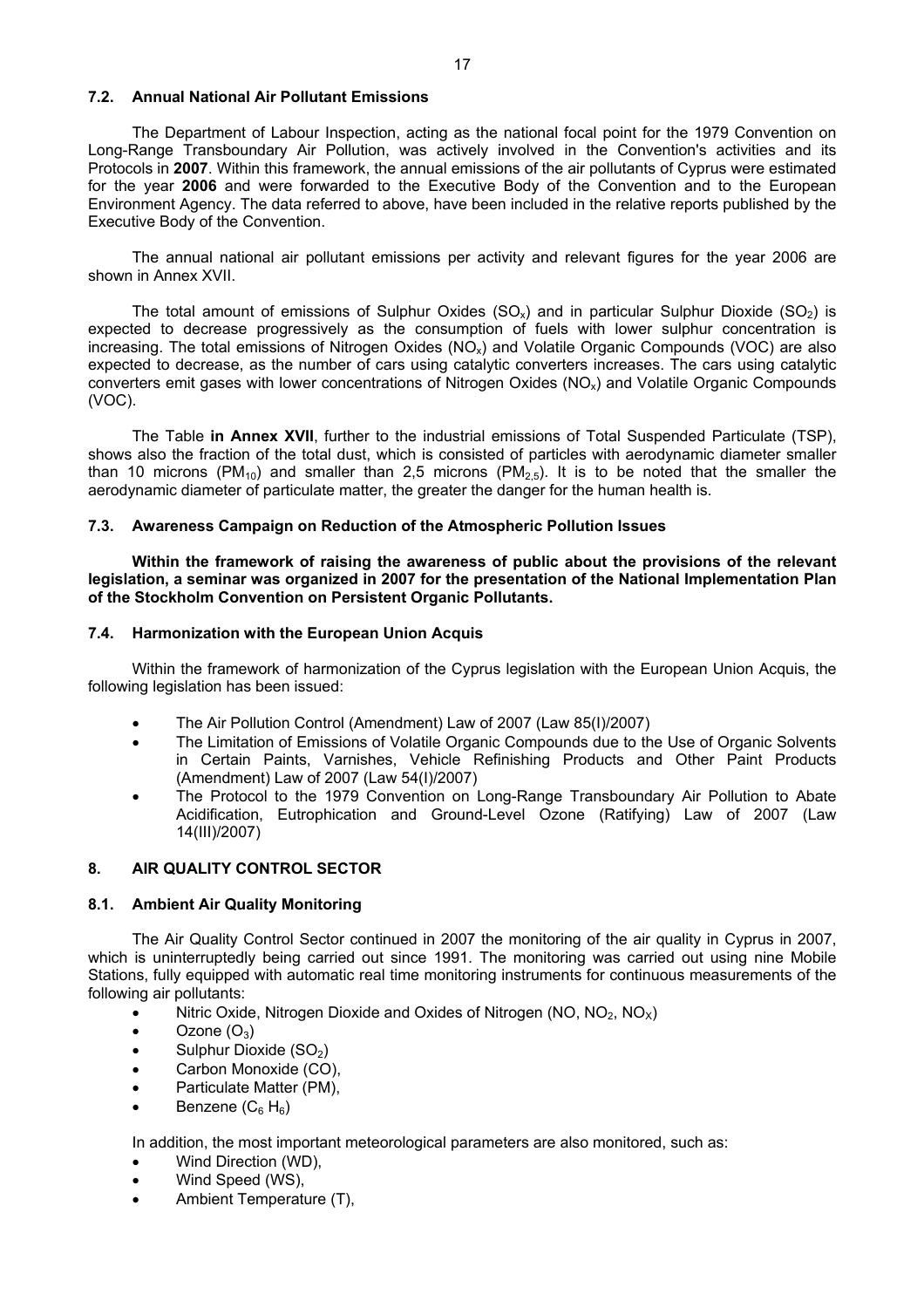### 7.2. Annual National Air Pollutant Emissions

The Department of Labour Inspection, acting as the national focal point for the 1979 Convention on Long-Range Transboundary Air Pollution, was actively involved in the Convention's activities and its Protocols in **2007**. Within this framework, the annual emissions of the air pollutants of Cyprus were estimated for the year **2006** and were forwarded to the Executive Body of the Convention and to the European Environment Agency. The data referred to above, have been included in the relative reports published by the Executive Body of the Convention.

The annual national air pollutant emissions per activity and relevant figures for the year 2006 are shown in Annex XVII.

The total amount of emissions of Sulphur Oxides ($SO_x$) and in particular Sulphur Dioxide ($SO_2$) is expected to decrease progressively as the consumption of fuels with lower sulphur concentration is increasing. The total emissions of Nitrogen Oxides ($NO_x$) and Volatile Organic Compounds (VOC) are also expected to decrease, as the number of cars using catalytic converters increases. The cars using catalytic converters emit gases with lower concentrations of Nitrogen Oxides ($NO_x$) and Volatile Organic Compounds (VOC).

The Table **in Annex XVII**, further to the industrial emissions of Total Suspended Particulate (TSP), shows also the fraction of the total dust, which is consisted of particles with aerodynamic diameter smaller than 10 microns ($PM_{10}$) and smaller than 2,5 microns ($PM_{2,5}$). It is to be noted that the smaller the aerodynamic diameter of particulate matter, the greater the danger for the human health is.

### 7.3. Awareness Campaign on Reduction of the Atmospheric Pollution Issues

**Within the framework of raising the awareness of public about the provisions of the relevant legislation, a seminar was organized in 2007 for the presentation of the National Implementation Plan of the Stockholm Convention on Persistent Organic Pollutants.**

### 7.4. Harmonization with the European Union Acquis

Within the framework of harmonization of the Cyprus legislation with the European Union Acquis, the following legislation has been issued:

- The Air Pollution Control (Amendment) Law of 2007 (Law 85(I)/2007)
- The Limitation of Emissions of Volatile Organic Compounds due to the Use of Organic Solvents in Certain Paints, Varnishes, Vehicle Refinishing Products and Other Paint Products (Amendment) Law of 2007 (Law 54(I)/2007)
- The Protocol to the 1979 Convention on Long-Range Transboundary Air Pollution to Abate Acidification, Eutrophication and Ground-Level Ozone (Ratifying) Law of 2007 (Law 14(III)/2007)

## 8. AIR QUALITY CONTROL SECTOR

### 8.1. Ambient Air Quality Monitoring

The Air Quality Control Sector continued in 2007 the monitoring of the air quality in Cyprus in 2007, which is uninterruptedly being carried out since 1991. The monitoring was carried out using nine Mobile Stations, fully equipped with automatic real time monitoring instruments for continuous measurements of the following air pollutants:

- Nitric Oxide, Nitrogen Dioxide and Oxides of Nitrogen ($NO$, $NO_2$, $NO_X$)
- Ozone ($O_3$)
- Sulphur Dioxide ($SO_2$)
- Carbon Monoxide (CO),
- Particulate Matter (PM),
- Benzene ($C_6 H_6$)

In addition, the most important meteorological parameters are also monitored, such as:

- Wind Direction (WD),
- Wind Speed (WS),
- Ambient Temperature (T),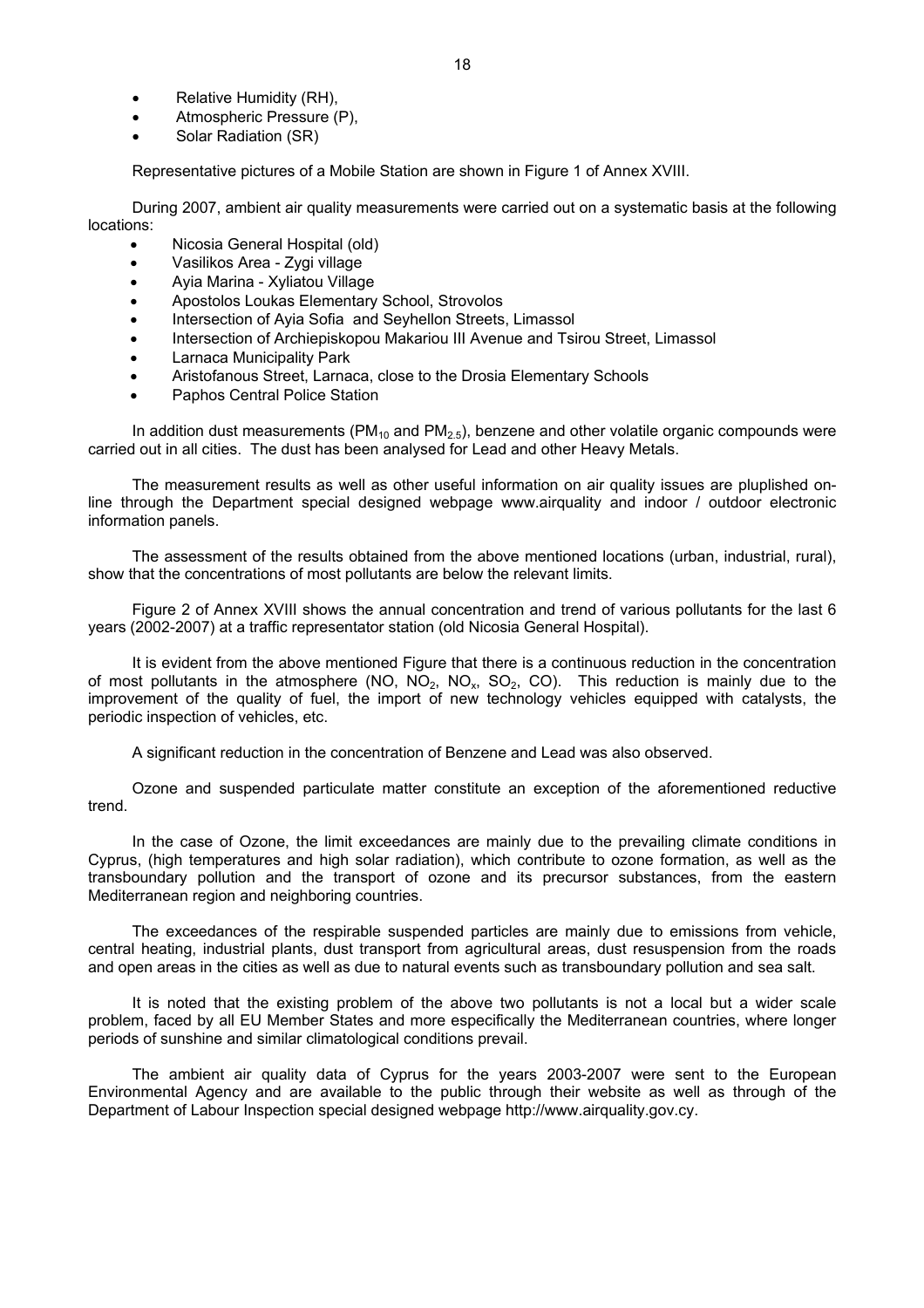- Relative Humidity (RH),
- Atmospheric Pressure (P),
- Solar Radiation (SR)

Representative pictures of a Mobile Station are shown in Figure 1 of Annex XVIII.

During 2007, ambient air quality measurements were carried out on a systematic basis at the following locations:

- Nicosia General Hospital (old)
- Vasilikos Area - Zygi village
- Ayia Marina - Xyliatou Village
- Apostolos Loukas Elementary School, Strovolos
- Intersection of Ayia Sofia and Seyhellon Streets, Limassol
- Intersection of Archiepiskopou Makariou III Avenue and Tsirou Street, Limassol
- Larnaca Municipality Park
- Aristofanous Street, Larnaca, close to the Drosia Elementary Schools
- Paphos Central Police Station

In addition dust measurements ($PM_{10}$ and $PM_{2.5}$), benzene and other volatile organic compounds were carried out in all cities. The dust has been analysed for Lead and other Heavy Metals.

The measurement results as well as other useful information on air quality issues are pluplished on-line through the Department special designed webpage www.airquality and indoor / outdoor electronic information panels.

The assessment of the results obtained from the above mentioned locations (urban, industrial, rural), show that the concentrations of most pollutants are below the relevant limits.

Figure 2 of Annex XVIII shows the annual concentration and trend of various pollutants for the last 6 years (2002-2007) at a traffic representator station (old Nicosia General Hospital).

It is evident from the above mentioned Figure that there is a continuous reduction in the concentration of most pollutants in the atmosphere (NO, $NO_2$, $NO_x$, $SO_2$, CO). This reduction is mainly due to the improvement of the quality of fuel, the import of new technology vehicles equipped with catalysts, the periodic inspection of vehicles, etc.

A significant reduction in the concentration of Benzene and Lead was also observed.

Ozone and suspended particulate matter constitute an exception of the aforementioned reductive trend.

In the case of Ozone, the limit exceedances are mainly due to the prevailing climate conditions in Cyprus, (high temperatures and high solar radiation), which contribute to ozone formation, as well as the transboundary pollution and the transport of ozone and its precursor substances, from the eastern Mediterranean region and neighboring countries.

The exceedances of the respirable suspended particles are mainly due to emissions from vehicle, central heating, industrial plants, dust transport from agricultural areas, dust resuspension from the roads and open areas in the cities as well as due to natural events such as transboundary pollution and sea salt.

It is noted that the existing problem of the above two pollutants is not a local but a wider scale problem, faced by all EU Member States and more especifically the Mediterranean countries, where longer periods of sunshine and similar climatological conditions prevail.

The ambient air quality data of Cyprus for the years 2003-2007 were sent to the European Environmental Agency and are available to the public through their website as well as through of the Department of Labour Inspection special designed webpage http://www.airquality.gov.cy.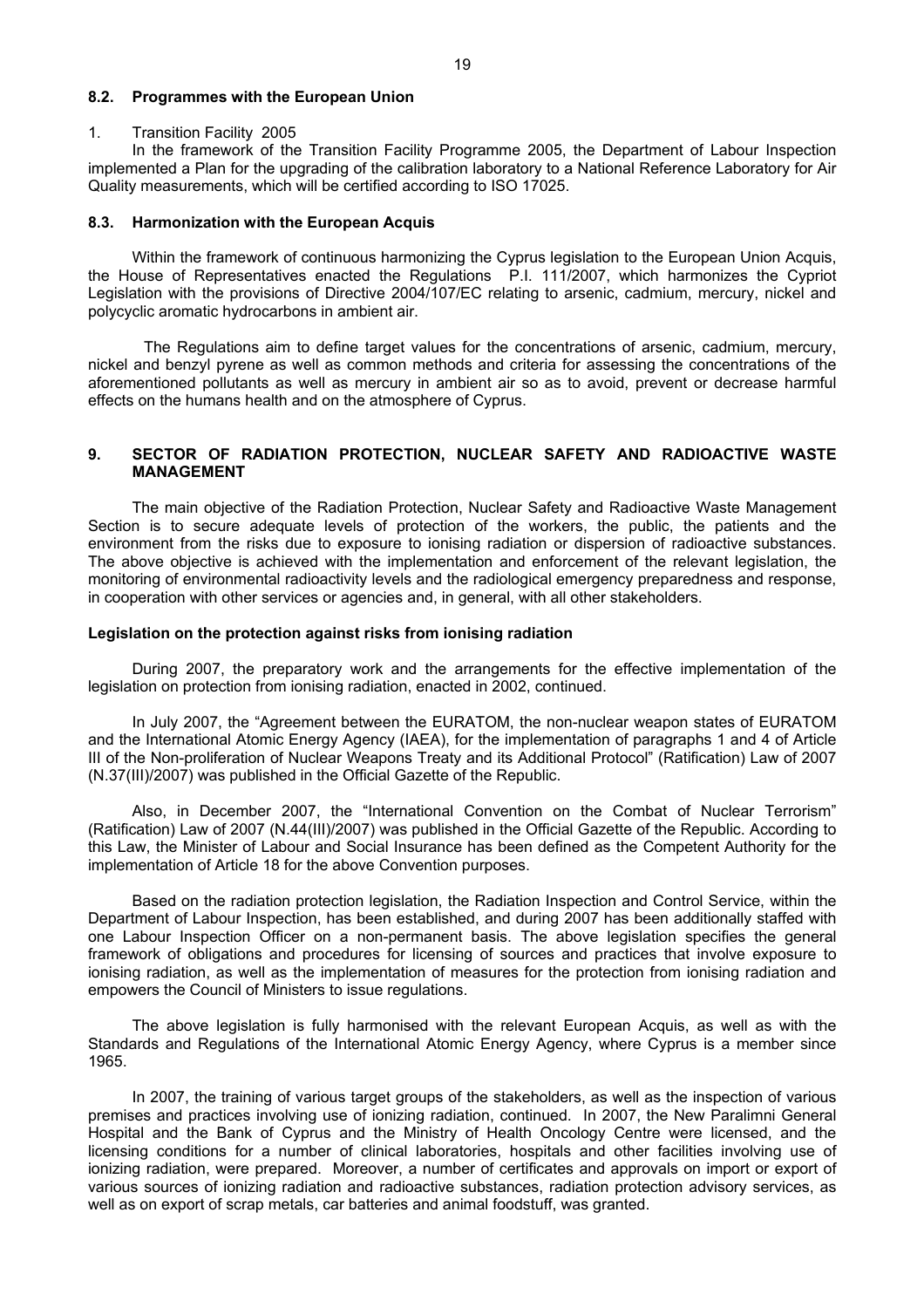### 8.2. Programmes with the European Union

1. Transition Facility 2005

In the framework of the Transition Facility Programme 2005, the Department of Labour Inspection implemented a Plan for the upgrading of the calibration laboratory to a National Reference Laboratory for Air Quality measurements, which will be certified according to ISO 17025.

### 8.3. Harmonization with the European Acquis

Within the framework of continuous harmonizing the Cyprus legislation to the European Union Acquis, the House of Representatives enacted the Regulations P.I. 111/2007, which harmonizes the Cypriot Legislation with the provisions of Directive 2004/107/EC relating to arsenic, cadmium, mercury, nickel and polycyclic aromatic hydrocarbons in ambient air.

The Regulations aim to define target values for the concentrations of arsenic, cadmium, mercury, nickel and benzyl pyrene as well as common methods and criteria for assessing the concentrations of the aforementioned pollutants as well as mercury in ambient air so as to avoid, prevent or decrease harmful effects on the humans health and on the atmosphere of Cyprus.

## 9. SECTOR OF RADIATION PROTECTION, NUCLEAR SAFETY AND RADIOACTIVE WASTE MANAGEMENT

The main objective of the Radiation Protection, Nuclear Safety and Radioactive Waste Management Section is to secure adequate levels of protection of the workers, the public, the patients and the environment from the risks due to exposure to ionising radiation or dispersion of radioactive substances. The above objective is achieved with the implementation and enforcement of the relevant legislation, the monitoring of environmental radioactivity levels and the radiological emergency preparedness and response, in cooperation with other services or agencies and, in general, with all other stakeholders.

**Legislation on the protection against risks from ionising radiation**

During 2007, the preparatory work and the arrangements for the effective implementation of the legislation on protection from ionising radiation, enacted in 2002, continued.

In July 2007, the "Agreement between the EURATOM, the non-nuclear weapon states of EURATOM and the International Atomic Energy Agency (IAEA), for the implementation of paragraphs 1 and 4 of Article III of the Non-proliferation of Nuclear Weapons Treaty and its Additional Protocol" (Ratification) Law of 2007 (N.37(III)/2007) was published in the Official Gazette of the Republic.

Also, in December 2007, the "International Convention on the Combat of Nuclear Terrorism" (Ratification) Law of 2007 (N.44(III)/2007) was published in the Official Gazette of the Republic. According to this Law, the Minister of Labour and Social Insurance has been defined as the Competent Authority for the implementation of Article 18 for the above Convention purposes.

Based on the radiation protection legislation, the Radiation Inspection and Control Service, within the Department of Labour Inspection, has been established, and during 2007 has been additionally staffed with one Labour Inspection Officer on a non-permanent basis. The above legislation specifies the general framework of obligations and procedures for licensing of sources and practices that involve exposure to ionising radiation, as well as the implementation of measures for the protection from ionising radiation and empowers the Council of Ministers to issue regulations.

The above legislation is fully harmonised with the relevant European Acquis, as well as with the Standards and Regulations of the International Atomic Energy Agency, where Cyprus is a member since 1965.

In 2007, the training of various target groups of the stakeholders, as well as the inspection of various premises and practices involving use of ionizing radiation, continued. In 2007, the New Paralimni General Hospital and the Bank of Cyprus and the Ministry of Health Oncology Centre were licensed, and the licensing conditions for a number of clinical laboratories, hospitals and other facilities involving use of ionizing radiation, were prepared. Moreover, a number of certificates and approvals on import or export of various sources of ionizing radiation and radioactive substances, radiation protection advisory services, as well as on export of scrap metals, car batteries and animal foodstuff, was granted.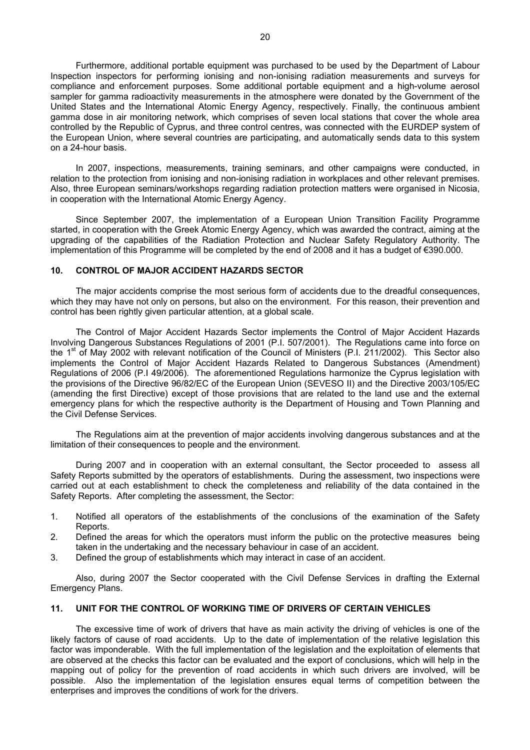Furthermore, additional portable equipment was purchased to be used by the Department of Labour Inspection inspectors for performing ionising and non-ionising radiation measurements and surveys for compliance and enforcement purposes. Some additional portable equipment and a high-volume aerosol sampler for gamma radioactivity measurements in the atmosphere were donated by the Government of the United States and the International Atomic Energy Agency, respectively. Finally, the continuous ambient gamma dose in air monitoring network, which comprises of seven local stations that cover the whole area controlled by the Republic of Cyprus, and three control centres, was connected with the EURDEP system of the European Union, where several countries are participating, and automatically sends data to this system on a 24-hour basis.

In 2007, inspections, measurements, training seminars, and other campaigns were conducted, in relation to the protection from ionising and non-ionising radiation in workplaces and other relevant premises. Also, three European seminars/workshops regarding radiation protection matters were organised in Nicosia, in cooperation with the International Atomic Energy Agency.

Since September 2007, the implementation of a European Union Transition Facility Programme started, in cooperation with the Greek Atomic Energy Agency, which was awarded the contract, aiming at the upgrading of the capabilities of the Radiation Protection and Nuclear Safety Regulatory Authority. The implementation of this Programme will be completed by the end of 2008 and it has a budget of €390.000.

## 10. CONTROL OF MAJOR ACCIDENT HAZARDS SECTOR

The major accidents comprise the most serious form of accidents due to the dreadful consequences, which they may have not only on persons, but also on the environment. For this reason, their prevention and control has been rightly given particular attention, at a global scale.

The Control of Major Accident Hazards Sector implements the Control of Major Accident Hazards Involving Dangerous Substances Regulations of 2001 (P.I. 507/2001). The Regulations came into force on the 1st of May 2002 with relevant notification of the Council of Ministers (P.I. 211/2002). This Sector also implements the Control of Major Accident Hazards Related to Dangerous Substances (Amendment) Regulations of 2006 (P.I 49/2006). The aforementioned Regulations harmonize the Cyprus legislation with the provisions of the Directive 96/82/EC of the European Union (SEVESO II) and the Directive 2003/105/EC (amending the first Directive) except of those provisions that are related to the land use and the external emergency plans for which the respective authority is the Department of Housing and Town Planning and the Civil Defense Services.

The Regulations aim at the prevention of major accidents involving dangerous substances and at the limitation of their consequences to people and the environment.

During 2007 and in cooperation with an external consultant, the Sector proceeded to assess all Safety Reports submitted by the operators of establishments. During the assessment, two inspections were carried out at each establishment to check the completeness and reliability of the data contained in the Safety Reports. After completing the assessment, the Sector:

1. Notified all operators of the establishments of the conclusions of the examination of the Safety Reports.
2. Defined the areas for which the operators must inform the public on the protective measures being taken in the undertaking and the necessary behaviour in case of an accident.
3. Defined the group of establishments which may interact in case of an accident.

Also, during 2007 the Sector cooperated with the Civil Defense Services in drafting the External Emergency Plans.

## 11. UNIT FOR THE CONTROL OF WORKING TIME OF DRIVERS OF CERTAIN VEHICLES

The excessive time of work of drivers that have as main activity the driving of vehicles is one of the likely factors of cause of road accidents. Up to the date of implementation of the relative legislation this factor was imponderable. With the full implementation of the legislation and the exploitation of elements that are observed at the checks this factor can be evaluated and the export of conclusions, which will help in the mapping out of policy for the prevention of road accidents in which such drivers are involved, will be possible. Also the implementation of the legislation ensures equal terms of competition between the enterprises and improves the conditions of work for the drivers.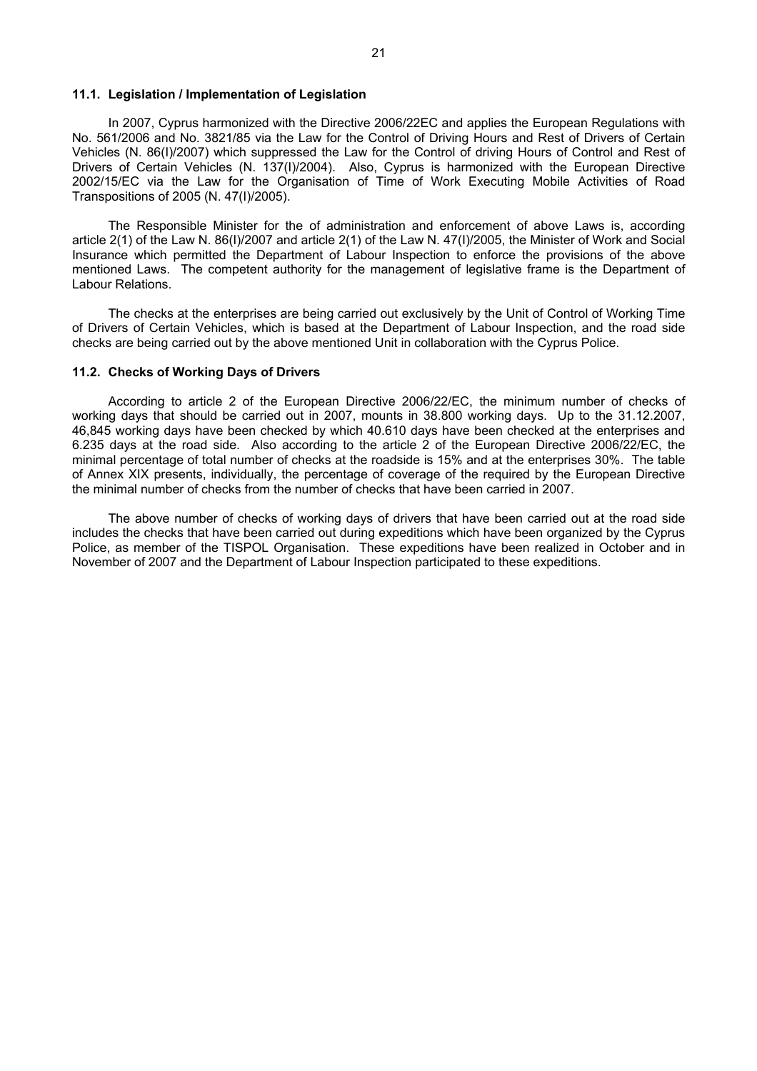### 11.1. Legislation / Implementation of Legislation

In 2007, Cyprus harmonized with the Directive 2006/22EC and applies the European Regulations with No. 561/2006 and No. 3821/85 via the Law for the Control of Driving Hours and Rest of Drivers of Certain Vehicles (N. 86(I)/2007) which suppressed the Law for the Control of driving Hours of Control and Rest of Drivers of Certain Vehicles (N. 137(I)/2004). Also, Cyprus is harmonized with the European Directive 2002/15/EC via the Law for the Organisation of Time of Work Executing Mobile Activities of Road Transpositions of 2005 (N. 47(I)/2005).

The Responsible Minister for the of administration and enforcement of above Laws is, according article 2(1) of the Law N. 86(I)/2007 and article 2(1) of the Law N. 47(I)/2005, the Minister of Work and Social Insurance which permitted the Department of Labour Inspection to enforce the provisions of the above mentioned Laws. The competent authority for the management of legislative frame is the Department of Labour Relations.

The checks at the enterprises are being carried out exclusively by the Unit of Control of Working Time of Drivers of Certain Vehicles, which is based at the Department of Labour Inspection, and the road side checks are being carried out by the above mentioned Unit in collaboration with the Cyprus Police.

### 11.2. Checks of Working Days of Drivers

According to article 2 of the European Directive 2006/22/EC, the minimum number of checks of working days that should be carried out in 2007, mounts in 38.800 working days. Up to the 31.12.2007, 46,845 working days have been checked by which 40.610 days have been checked at the enterprises and 6.235 days at the road side. Also according to the article 2 of the European Directive 2006/22/EC, the minimal percentage of total number of checks at the roadside is 15% and at the enterprises 30%. The table of Annex XIX presents, individually, the percentage of coverage of the required by the European Directive the minimal number of checks from the number of checks that have been carried in 2007.

The above number of checks of working days of drivers that have been carried out at the road side includes the checks that have been carried out during expeditions which have been organized by the Cyprus Police, as member of the TISPOL Organisation. These expeditions have been realized in October and in November of 2007 and the Department of Labour Inspection participated to these expeditions.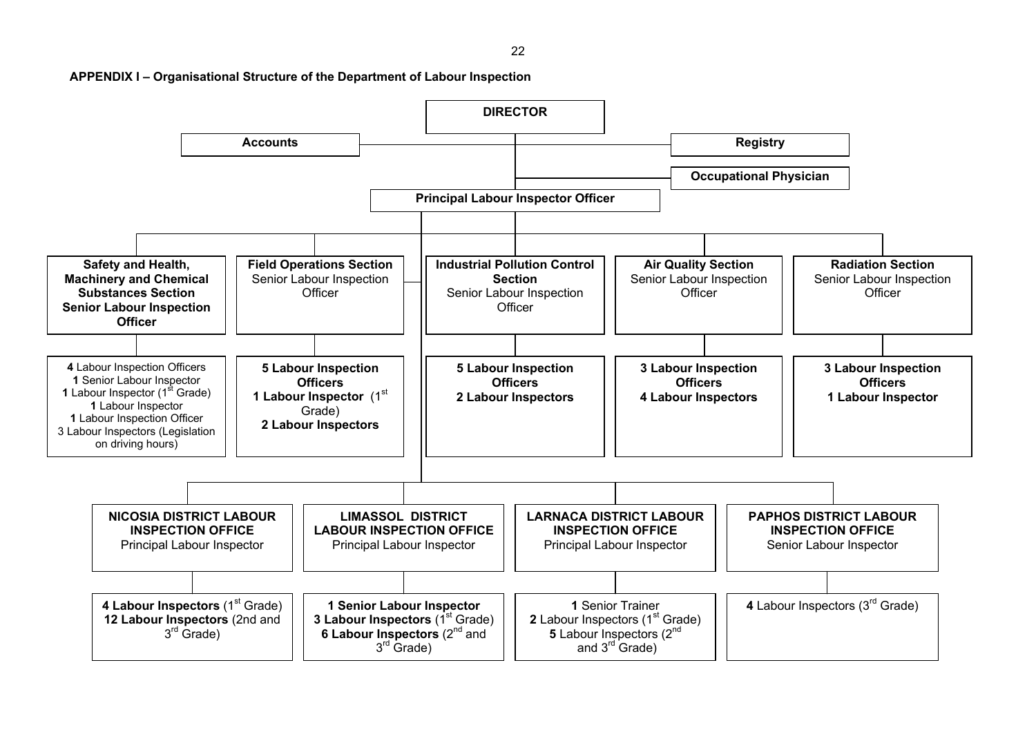**APPENDIX I – Organisational Structure of the Department of Labour Inspection**

- **DIRECTOR**
  - **Accounts**
  - **Registry**
  - **Occupational Physician**
  - **Principal Labour Inspector Officer**
    - **Safety and Health, Machinery and Chemical Substances Section** – **Senior Labour Inspection Officer**
      - **4** Labour Inspection Officers
      - **1** Senior Labour Inspector
      - **1** Labour Inspector (1st Grade)
      - **1** Labour Inspector
      - **1** Labour Inspection Officer
      - 3 Labour Inspectors (Legislation on driving hours)
    - **Field Operations Section** – Senior Labour Inspection Officer
      - **5 Labour Inspection Officers**
      - **1 Labour Inspector** (1st Grade)
      - **2 Labour Inspectors**
    - **Industrial Pollution Control Section** – Senior Labour Inspection Officer
      - **5 Labour Inspection Officers**
      - **2 Labour Inspectors**
    - **Air Quality Section** – Senior Labour Inspection Officer
      - **3 Labour Inspection Officers**
      - **4 Labour Inspectors**
    - **Radiation Section** – Senior Labour Inspection Officer
      - **3 Labour Inspection Officers**
      - **1 Labour Inspector**
    - **NICOSIA DISTRICT LABOUR INSPECTION OFFICE** – Principal Labour Inspector
      - **4 Labour Inspectors** (1st Grade)
      - **12 Labour Inspectors** (2nd and 3rd Grade)
    - **LIMASSOL DISTRICT LABOUR INSPECTION OFFICE** – Principal Labour Inspector
      - **1 Senior Labour Inspector**
      - **3 Labour Inspectors** (1st Grade)
      - **6 Labour Inspectors** (2nd and 3rd Grade)
    - **LARNACA DISTRICT LABOUR INSPECTION OFFICE** – Principal Labour Inspector
      - **1** Senior Trainer
      - **2** Labour Inspectors (1st Grade)
      - **5** Labour Inspectors (2nd and 3rd Grade)
    - **PAPHOS DISTRICT LABOUR INSPECTION OFFICE** – Senior Labour Inspector
      - **4** Labour Inspectors (3rd Grade)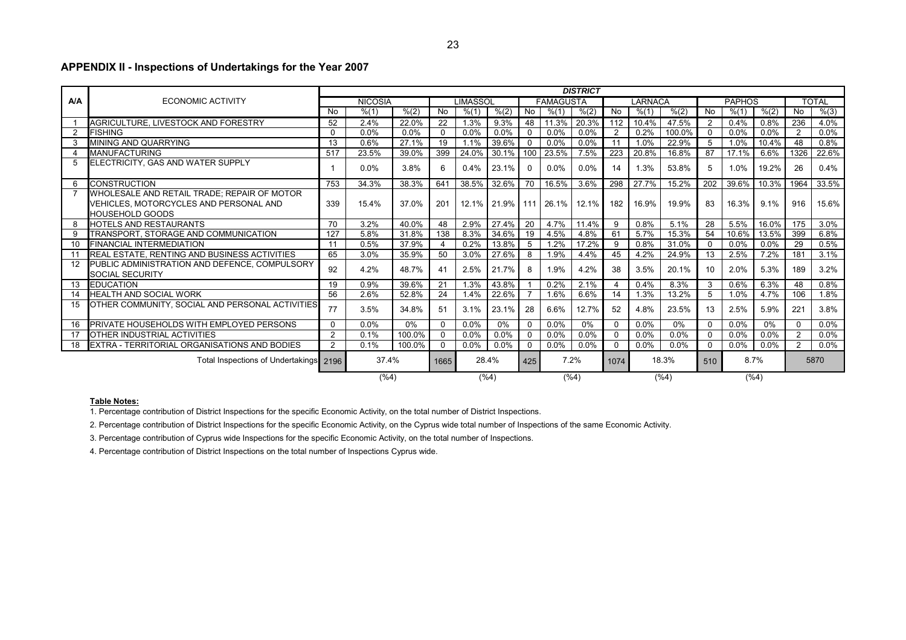## APPENDIX II - Inspections of Undertakings for the Year 2007

| A/A | ECONOMIC ACTIVITY | DISTRICT | | | | | | | | | | | | | | | | |
|---|---|---|---|---|---|---|---|---|---|---|---|---|---|---|---|---|---|---|
| | | NICOSIA | | | LIMASSOL | | | FAMAGUSTA | | | LARNACA | | | PAPHOS | | | TOTAL | |
| | | No | %(1) | %(2) | No | %(1) | %(2) | No | %(1) | %(2) | No | %(1) | %(2) | No | %(1) | %(2) | No | %(3) |
| 1 | AGRICULTURE, LIVESTOCK AND FORESTRY | 52 | 2.4% | 22.0% | 22 | 1.3% | 9.3% | 48 | 11.3% | 20.3% | 112 | 10.4% | 47.5% | 2 | 0.4% | 0.8% | 236 | 4.0% |
| 2 | FISHING | 0 | 0.0% | 0.0% | 0 | 0.0% | 0.0% | 0 | 0.0% | 0.0% | 2 | 0.2% | 100.0% | 0 | 0.0% | 0.0% | 2 | 0.0% |
| 3 | MINING AND QUARRYING | 13 | 0.6% | 27.1% | 19 | 1.1% | 39.6% | 0 | 0.0% | 0.0% | 11 | 1.0% | 22.9% | 5 | 1.0% | 10.4% | 48 | 0.8% |
| 4 | MANUFACTURING | 517 | 23.5% | 39.0% | 399 | 24.0% | 30.1% | 100 | 23.5% | 7.5% | 223 | 20.8% | 16.8% | 87 | 17.1% | 6.6% | 1326 | 22.6% |
| 5 | ELECTRICITY, GAS AND WATER SUPPLY | 1 | 0.0% | 3.8% | 6 | 0.4% | 23.1% | 0 | 0.0% | 0.0% | 14 | 1.3% | 53.8% | 5 | 1.0% | 19.2% | 26 | 0.4% |
| 6 | CONSTRUCTION | 753 | 34.3% | 38.3% | 641 | 38.5% | 32.6% | 70 | 16.5% | 3.6% | 298 | 27.7% | 15.2% | 202 | 39.6% | 10.3% | 1964 | 33.5% |
| 7 | WHOLESALE AND RETAIL TRADE; REPAIR OF MOTOR VEHICLES, MOTORCYCLES AND PERSONAL AND HOUSEHOLD GOODS | 339 | 15.4% | 37.0% | 201 | 12.1% | 21.9% | 111 | 26.1% | 12.1% | 182 | 16.9% | 19.9% | 83 | 16.3% | 9.1% | 916 | 15.6% |
| 8 | HOTELS AND RESTAURANTS | 70 | 3.2% | 40.0% | 48 | 2.9% | 27.4% | 20 | 4.7% | 11.4% | 9 | 0.8% | 5.1% | 28 | 5.5% | 16.0% | 175 | 3.0% |
| 9 | TRANSPORT, STORAGE AND COMMUNICATION | 127 | 5.8% | 31.8% | 138 | 8.3% | 34.6% | 19 | 4.5% | 4.8% | 61 | 5.7% | 15.3% | 54 | 10.6% | 13.5% | 399 | 6.8% |
| 10 | FINANCIAL INTERMEDIATION | 11 | 0.5% | 37.9% | 4 | 0.2% | 13.8% | 5 | 1.2% | 17.2% | 9 | 0.8% | 31.0% | 0 | 0.0% | 0.0% | 29 | 0.5% |
| 11 | REAL ESTATE, RENTING AND BUSINESS ACTIVITIES | 65 | 3.0% | 35.9% | 50 | 3.0% | 27.6% | 8 | 1.9% | 4.4% | 45 | 4.2% | 24.9% | 13 | 2.5% | 7.2% | 181 | 3.1% |
| 12 | PUBLIC ADMINISTRATION AND DEFENCE, COMPULSORY SOCIAL SECURITY | 92 | 4.2% | 48.7% | 41 | 2.5% | 21.7% | 8 | 1.9% | 4.2% | 38 | 3.5% | 20.1% | 10 | 2.0% | 5.3% | 189 | 3.2% |
| 13 | EDUCATION | 19 | 0.9% | 39.6% | 21 | 1.3% | 43.8% | 1 | 0.2% | 2.1% | 4 | 0.4% | 8.3% | 3 | 0.6% | 6.3% | 48 | 0.8% |
| 14 | HEALTH AND SOCIAL WORK | 56 | 2.6% | 52.8% | 24 | 1.4% | 22.6% | 7 | 1.6% | 6.6% | 14 | 1.3% | 13.2% | 5 | 1.0% | 4.7% | 106 | 1.8% |
| 15 | OTHER COMMUNITY, SOCIAL AND PERSONAL ACTIVITIES | 77 | 3.5% | 34.8% | 51 | 3.1% | 23.1% | 28 | 6.6% | 12.7% | 52 | 4.8% | 23.5% | 13 | 2.5% | 5.9% | 221 | 3.8% |
| 16 | PRIVATE HOUSEHOLDS WITH EMPLOYED PERSONS | 0 | 0.0% | 0% | 0 | 0.0% | 0% | 0 | 0.0% | 0% | 0 | 0.0% | 0% | 0 | 0.0% | 0% | 0 | 0.0% |
| 17 | OTHER INDUSTRIAL ACTIVITIES | 2 | 0.1% | 100.0% | 0 | 0.0% | 0.0% | 0 | 0.0% | 0.0% | 0 | 0.0% | 0.0% | 0 | 0.0% | 0.0% | 2 | 0.0% |
| 18 | EXTRA - TERRITORIAL ORGANISATIONS AND BODIES | 2 | 0.1% | 100.0% | 0 | 0.0% | 0.0% | 0 | 0.0% | 0.0% | 0 | 0.0% | 0.0% | 0 | 0.0% | 0.0% | 2 | 0.0% |
| | Total Inspections of Undertakings | 2196 | 37.4% | | 1665 | 28.4% | | 425 | 7.2% | | 1074 | 18.3% | | 510 | 8.7% | | 5870 | |
| | | | (%4) | | | (%4) | | | (%4) | | | (%4) | | | (%4) | | | |

**Table Notes:**

1. Percentage contribution of District Inspections for the specific Economic Activity, on the total number of District Inspections.

2. Percentage contribution of District Inspections for the specific Economic Activity, on the Cyprus wide total number of Inspections of the same Economic Activity.

3. Percentage contribution of Cyprus wide Inspections for the specific Economic Activity, on the total number of Inspections.

4. Percentage contribution of District Inspections on the total number of Inspections Cyprus wide.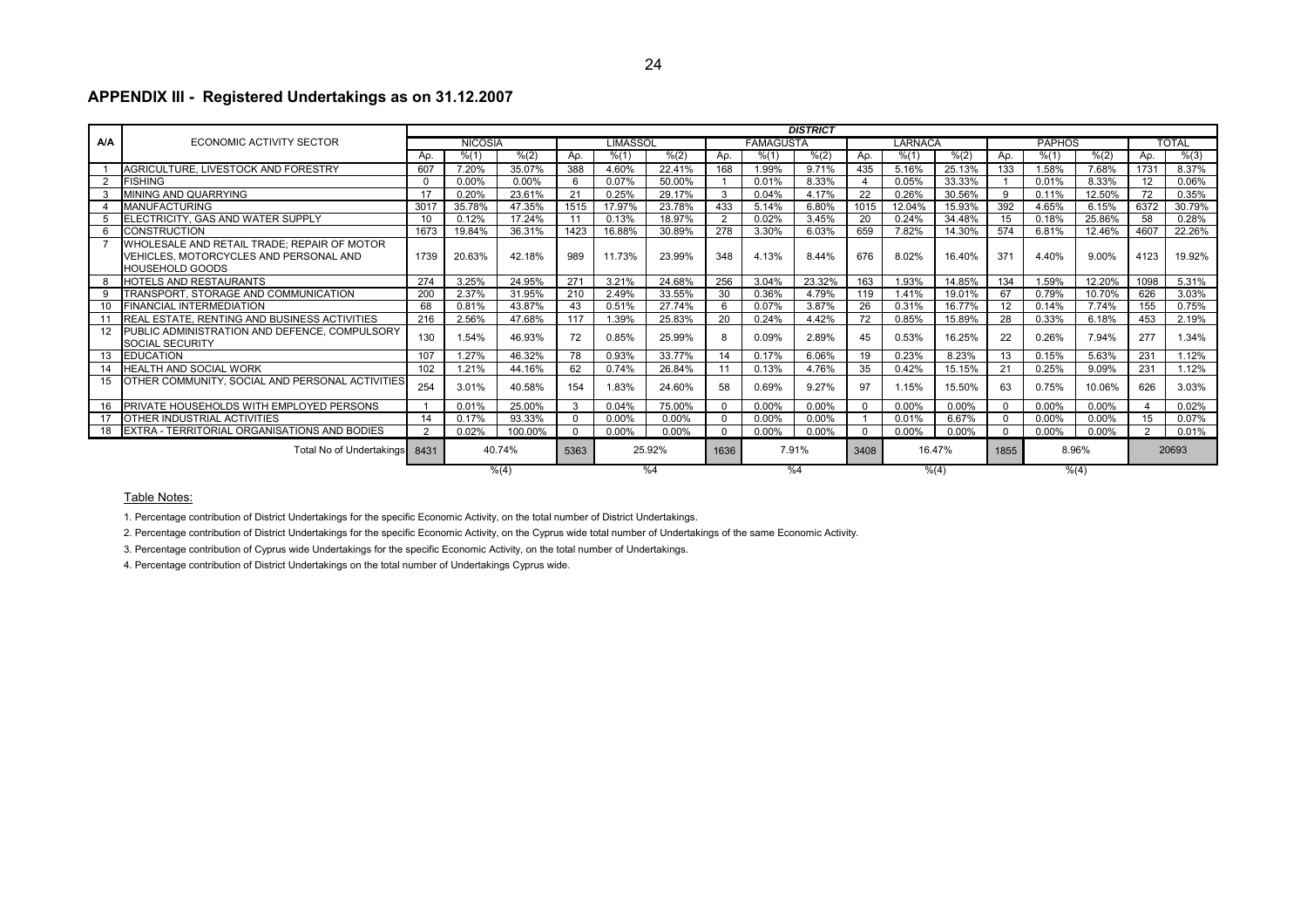## APPENDIX III - Registered Undertakings as on 31.12.2007

| A/A | ECONOMIC ACTIVITY SECTOR | DISTRICT | | | | | | | | | | | | | | | | |
|---|---|---|---|---|---|---|---|---|---|---|---|---|---|---|---|---|---|---|
| | | NICOSIA | | | LIMASSOL | | | FAMAGUSTA | | | LARNACA | | | PAPHOS | | | TOTAL | |
| | | Ap. | %(1) | %(2) | Ap. | %(1) | %(2) | Ap. | %(1) | %(2) | Ap. | %(1) | %(2) | Ap. | %(1) | %(2) | Ap. | %(3) |
| 1 | AGRICULTURE, LIVESTOCK AND FORESTRY | 607 | 7.20% | 35.07% | 388 | 4.60% | 22.41% | 168 | 1.99% | 9.71% | 435 | 5.16% | 25.13% | 133 | 1.58% | 7.68% | 1731 | 8.37% |
| 2 | FISHING | 0 | 0.00% | 0.00% | 6 | 0.07% | 50.00% | 1 | 0.01% | 8.33% | 4 | 0.05% | 33.33% | 1 | 0.01% | 8.33% | 12 | 0.06% |
| 3 | MINING AND QUARRYING | 17 | 0.20% | 23.61% | 21 | 0.25% | 29.17% | 3 | 0.04% | 4.17% | 22 | 0.26% | 30.56% | 9 | 0.11% | 12.50% | 72 | 0.35% |
| 4 | MANUFACTURING | 3017 | 35.78% | 47.35% | 1515 | 17.97% | 23.78% | 433 | 5.14% | 6.80% | 1015 | 12.04% | 15.93% | 392 | 4.65% | 6.15% | 6372 | 30.79% |
| 5 | ELECTRICITY, GAS AND WATER SUPPLY | 10 | 0.12% | 17.24% | 11 | 0.13% | 18.97% | 2 | 0.02% | 3.45% | 20 | 0.24% | 34.48% | 15 | 0.18% | 25.86% | 58 | 0.28% |
| 6 | CONSTRUCTION | 1673 | 19.84% | 36.31% | 1423 | 16.88% | 30.89% | 278 | 3.30% | 6.03% | 659 | 7.82% | 14.30% | 574 | 6.81% | 12.46% | 4607 | 22.26% |
| 7 | WHOLESALE AND RETAIL TRADE; REPAIR OF MOTOR VEHICLES, MOTORCYCLES AND PERSONAL AND HOUSEHOLD GOODS | 1739 | 20.63% | 42.18% | 989 | 11.73% | 23.99% | 348 | 4.13% | 8.44% | 676 | 8.02% | 16.40% | 371 | 4.40% | 9.00% | 4123 | 19.92% |
| 8 | HOTELS AND RESTAURANTS | 274 | 3.25% | 24.95% | 271 | 3.21% | 24.68% | 256 | 3.04% | 23.32% | 163 | 1.93% | 14.85% | 134 | 1.59% | 12.20% | 1098 | 5.31% |
| 9 | TRANSPORT, STORAGE AND COMMUNICATION | 200 | 2.37% | 31.95% | 210 | 2.49% | 33.55% | 30 | 0.36% | 4.79% | 119 | 1.41% | 19.01% | 67 | 0.79% | 10.70% | 626 | 3.03% |
| 10 | FINANCIAL INTERMEDIATION | 68 | 0.81% | 43.87% | 43 | 0.51% | 27.74% | 6 | 0.07% | 3.87% | 26 | 0.31% | 16.77% | 12 | 0.14% | 7.74% | 155 | 0.75% |
| 11 | REAL ESTATE, RENTING AND BUSINESS ACTIVITIES | 216 | 2.56% | 47.68% | 117 | 1.39% | 25.83% | 20 | 0.24% | 4.42% | 72 | 0.85% | 15.89% | 28 | 0.33% | 6.18% | 453 | 2.19% |
| 12 | PUBLIC ADMINISTRATION AND DEFENCE, COMPULSORY SOCIAL SECURITY | 130 | 1.54% | 46.93% | 72 | 0.85% | 25.99% | 8 | 0.09% | 2.89% | 45 | 0.53% | 16.25% | 22 | 0.26% | 7.94% | 277 | 1.34% |
| 13 | EDUCATION | 107 | 1.27% | 46.32% | 78 | 0.93% | 33.77% | 14 | 0.17% | 6.06% | 19 | 0.23% | 8.23% | 13 | 0.15% | 5.63% | 231 | 1.12% |
| 14 | HEALTH AND SOCIAL WORK | 102 | 1.21% | 44.16% | 62 | 0.74% | 26.84% | 11 | 0.13% | 4.76% | 35 | 0.42% | 15.15% | 21 | 0.25% | 9.09% | 231 | 1.12% |
| 15 | OTHER COMMUNITY, SOCIAL AND PERSONAL ACTIVITIES | 254 | 3.01% | 40.58% | 154 | 1.83% | 24.60% | 58 | 0.69% | 9.27% | 97 | 1.15% | 15.50% | 63 | 0.75% | 10.06% | 626 | 3.03% |
| 16 | PRIVATE HOUSEHOLDS WITH EMPLOYED PERSONS | 1 | 0.01% | 25.00% | 3 | 0.04% | 75.00% | 0 | 0.00% | 0.00% | 0 | 0.00% | 0.00% | 0 | 0.00% | 0.00% | 4 | 0.02% |
| 17 | OTHER INDUSTRIAL ACTIVITIES | 14 | 0.17% | 93.33% | 0 | 0.00% | 0.00% | 0 | 0.00% | 0.00% | 1 | 0.01% | 6.67% | 0 | 0.00% | 0.00% | 15 | 0.07% |
| 18 | EXTRA - TERRITORIAL ORGANISATIONS AND BODIES | 2 | 0.02% | 100.00% | 0 | 0.00% | 0.00% | 0 | 0.00% | 0.00% | 0 | 0.00% | 0.00% | 0 | 0.00% | 0.00% | 2 | 0.01% |
| | Total No of Undertakings | 8431 | 40.74% | | 5363 | 25.92% | | 1636 | 7.91% | | 3408 | 16.47% | | 1855 | 8.96% | | 20693 | |
| | | | %(4) | | | %4 | | | %4 | | | %(4) | | | %(4) | | | |

Table Notes:

1. Percentage contribution of District Undertakings for the specific Economic Activity, on the total number of District Undertakings.

2. Percentage contribution of District Undertakings for the specific Economic Activity, on the Cyprus wide total number of Undertakings of the same Economic Activity.

3. Percentage contribution of Cyprus wide Undertakings for the specific Economic Activity, on the total number of Undertakings.

4. Percentage contribution of District Undertakings on the total number of Undertakings Cyprus wide.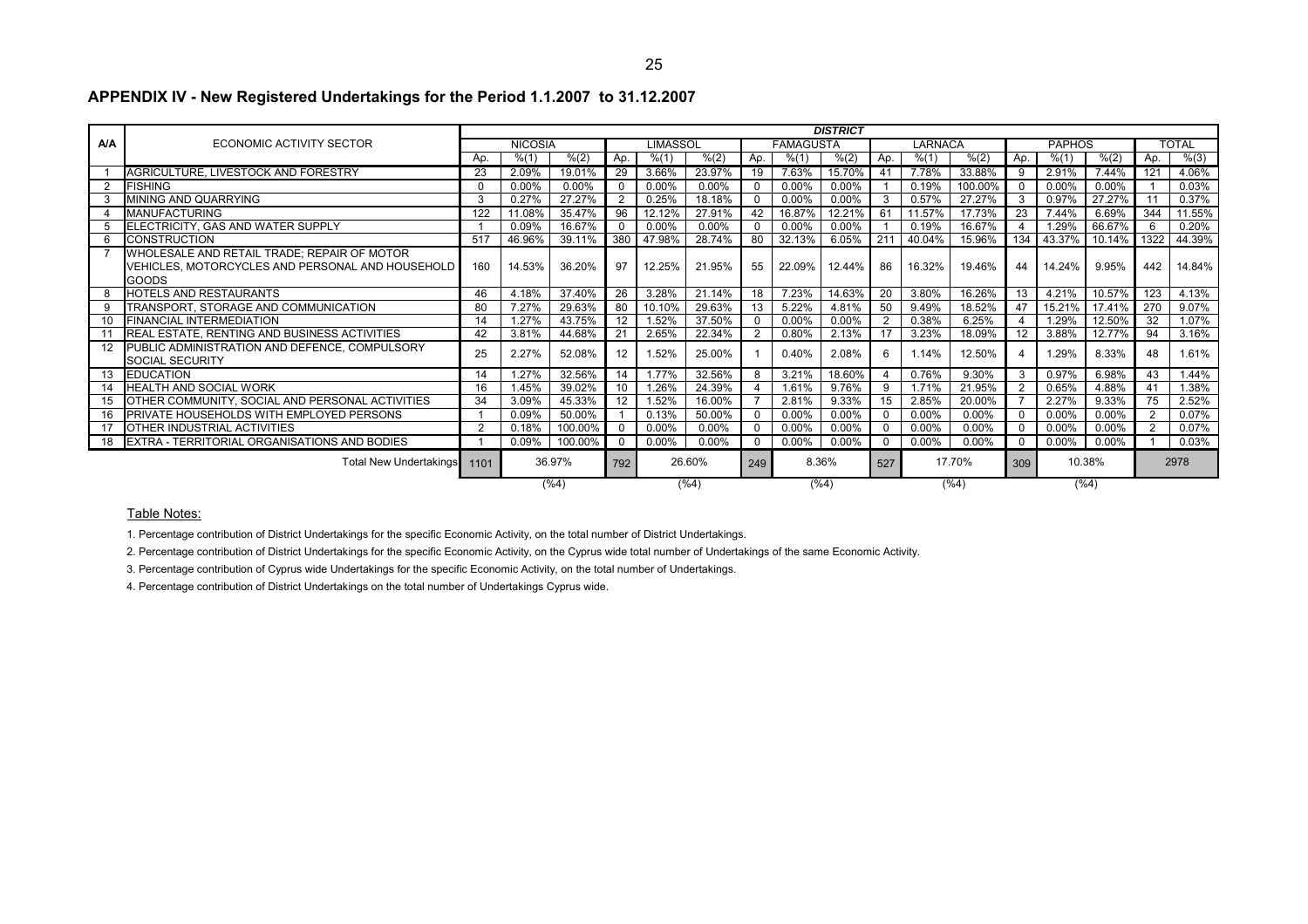## APPENDIX IV - New Registered Undertakings for the Period 1.1.2007 to 31.12.2007

| A/A | ECONOMIC ACTIVITY SECTOR | DISTRICT | | | | | | | | | | | | | | | | |
|---|---|---|---|---|---|---|---|---|---|---|---|---|---|---|---|---|---|---|
| | | NICOSIA | | | LIMASSOL | | | FAMAGUSTA | | | LARNACA | | | PAPHOS | | | TOTAL | |
| | | Αρ. | %(1) | %(2) | Αρ. | %(1) | %(2) | Αρ. | %(1) | %(2) | Αρ. | %(1) | %(2) | Αρ. | %(1) | %(2) | Αρ. | %(3) |
| 1 | AGRICULTURE, LIVESTOCK AND FORESTRY | 23 | 2.09% | 19.01% | 29 | 3.66% | 23.97% | 19 | 7.63% | 15.70% | 41 | 7.78% | 33.88% | 9 | 2.91% | 7.44% | 121 | 4.06% |
| 2 | FISHING | 0 | 0.00% | 0.00% | 0 | 0.00% | 0.00% | 0 | 0.00% | 0.00% | 1 | 0.19% | 100.00% | 0 | 0.00% | 0.00% | 1 | 0.03% |
| 3 | MINING AND QUARRYING | 3 | 0.27% | 27.27% | 2 | 0.25% | 18.18% | 0 | 0.00% | 0.00% | 3 | 0.57% | 27.27% | 3 | 0.97% | 27.27% | 11 | 0.37% |
| 4 | MANUFACTURING | 122 | 11.08% | 35.47% | 96 | 12.12% | 27.91% | 42 | 16.87% | 12.21% | 61 | 11.57% | 17.73% | 23 | 7.44% | 6.69% | 344 | 11.55% |
| 5 | ELECTRICITY, GAS AND WATER SUPPLY | 1 | 0.09% | 16.67% | 0 | 0.00% | 0.00% | 0 | 0.00% | 0.00% | 1 | 0.19% | 16.67% | 4 | 1.29% | 66.67% | 6 | 0.20% |
| 6 | CONSTRUCTION | 517 | 46.96% | 39.11% | 380 | 47.98% | 28.74% | 80 | 32.13% | 6.05% | 211 | 40.04% | 15.96% | 134 | 43.37% | 10.14% | 1322 | 44.39% |
| 7 | WHOLESALE AND RETAIL TRADE; REPAIR OF MOTOR VEHICLES, MOTORCYCLES AND PERSONAL AND HOUSEHOLD GOODS | 160 | 14.53% | 36.20% | 97 | 12.25% | 21.95% | 55 | 22.09% | 12.44% | 86 | 16.32% | 19.46% | 44 | 14.24% | 9.95% | 442 | 14.84% |
| 8 | HOTELS AND RESTAURANTS | 46 | 4.18% | 37.40% | 26 | 3.28% | 21.14% | 18 | 7.23% | 14.63% | 20 | 3.80% | 16.26% | 13 | 4.21% | 10.57% | 123 | 4.13% |
| 9 | TRANSPORT, STORAGE AND COMMUNICATION | 80 | 7.27% | 29.63% | 80 | 10.10% | 29.63% | 13 | 5.22% | 4.81% | 50 | 9.49% | 18.52% | 47 | 15.21% | 17.41% | 270 | 9.07% |
| 10 | FINANCIAL INTERMEDIATION | 14 | 1.27% | 43.75% | 12 | 1.52% | 37.50% | 0 | 0.00% | 0.00% | 2 | 0.38% | 6.25% | 4 | 1.29% | 12.50% | 32 | 1.07% |
| 11 | REAL ESTATE, RENTING AND BUSINESS ACTIVITIES | 42 | 3.81% | 44.68% | 21 | 2.65% | 22.34% | 2 | 0.80% | 2.13% | 17 | 3.23% | 18.09% | 12 | 3.88% | 12.77% | 94 | 3.16% |
| 12 | PUBLIC ADMINISTRATION AND DEFENCE, COMPULSORY SOCIAL SECURITY | 25 | 2.27% | 52.08% | 12 | 1.52% | 25.00% | 1 | 0.40% | 2.08% | 6 | 1.14% | 12.50% | 4 | 1.29% | 8.33% | 48 | 1.61% |
| 13 | EDUCATION | 14 | 1.27% | 32.56% | 14 | 1.77% | 32.56% | 8 | 3.21% | 18.60% | 4 | 0.76% | 9.30% | 3 | 0.97% | 6.98% | 43 | 1.44% |
| 14 | HEALTH AND SOCIAL WORK | 16 | 1.45% | 39.02% | 10 | 1.26% | 24.39% | 4 | 1.61% | 9.76% | 9 | 1.71% | 21.95% | 2 | 0.65% | 4.88% | 41 | 1.38% |
| 15 | OTHER COMMUNITY, SOCIAL AND PERSONAL ACTIVITIES | 34 | 3.09% | 45.33% | 12 | 1.52% | 16.00% | 7 | 2.81% | 9.33% | 15 | 2.85% | 20.00% | 7 | 2.27% | 9.33% | 75 | 2.52% |
| 16 | PRIVATE HOUSEHOLDS WITH EMPLOYED PERSONS | 1 | 0.09% | 50.00% | 1 | 0.13% | 50.00% | 0 | 0.00% | 0.00% | 0 | 0.00% | 0.00% | 0 | 0.00% | 0.00% | 2 | 0.07% |
| 17 | OTHER INDUSTRIAL ACTIVITIES | 2 | 0.18% | 100.00% | 0 | 0.00% | 0.00% | 0 | 0.00% | 0.00% | 0 | 0.00% | 0.00% | 0 | 0.00% | 0.00% | 2 | 0.07% |
| 18 | EXTRA - TERRITORIAL ORGANISATIONS AND BODIES | 1 | 0.09% | 100.00% | 0 | 0.00% | 0.00% | 0 | 0.00% | 0.00% | 0 | 0.00% | 0.00% | 0 | 0.00% | 0.00% | 1 | 0.03% |
| | Total New Undertakings | 1101 | 36.97% | | 792 | 26.60% | | 249 | 8.36% | | 527 | 17.70% | | 309 | 10.38% | | 2978 | |
| | | | (%4) | | | (%4) | | | (%4) | | | (%4) | | | (%4) | | | |

Table Notes:

1. Percentage contribution of District Undertakings for the specific Economic Activity, on the total number of District Undertakings.
2. Percentage contribution of District Undertakings for the specific Economic Activity, on the Cyprus wide total number of Undertakings of the same Economic Activity.
3. Percentage contribution of Cyprus wide Undertakings for the specific Economic Activity, on the total number of Undertakings.
4. Percentage contribution of District Undertakings on the total number of Undertakings Cyprus wide.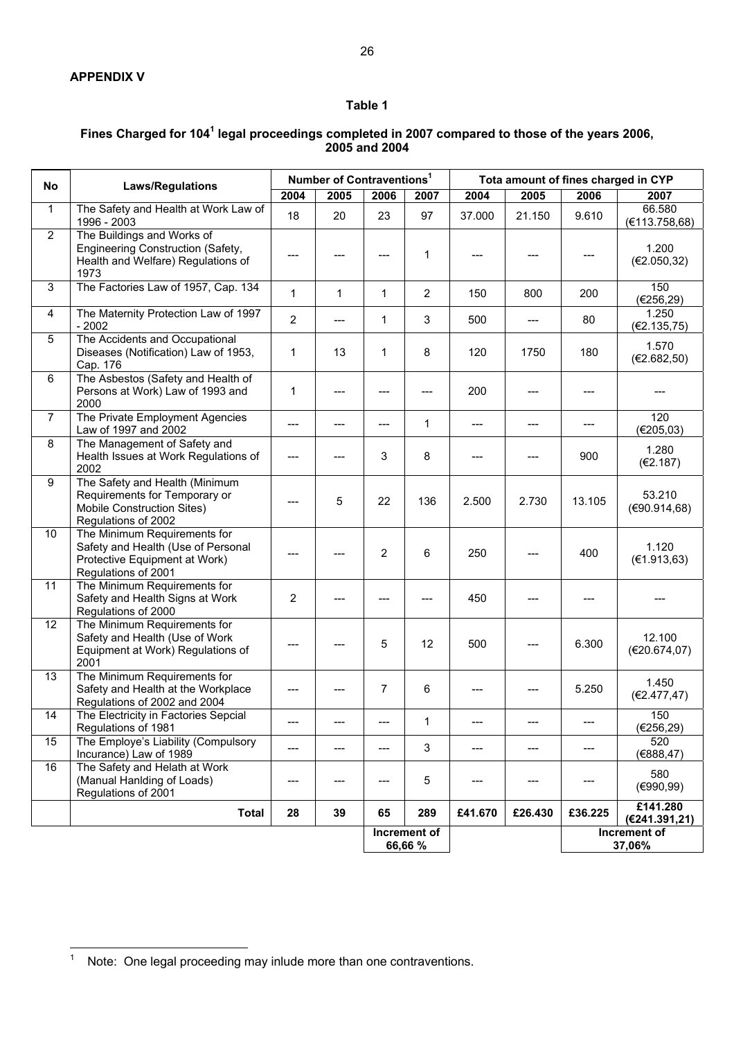**APPENDIX V**

**Table 1**

**Fines Charged for 104[1] legal proceedings completed in 2007 compared to those of the years 2006, 2005 and 2004**

| No | Laws/Regulations | Number of Contraventions[1] | | | | Tota amount of fines charged in CYP | | | |
|---|---|---|---|---|---|---|---|---|---|
| | | 2004 | 2005 | 2006 | 2007 | 2004 | 2005 | 2006 | 2007 |
| 1 | The Safety and Health at Work Law of 1996 - 2003 | 18 | 20 | 23 | 97 | 37.000 | 21.150 | 9.610 | 66.580 (€113.758,68) |
| 2 | The Buildings and Works of Engineering Construction (Safety, Health and Welfare) Regulations of 1973 | --- | --- | --- | 1 | --- | --- | --- | 1.200 (€2.050,32) |
| 3 | The Factories Law of 1957, Cap. 134 | 1 | 1 | 1 | 2 | 150 | 800 | 200 | 150 (€256,29) |
| 4 | The Maternity Protection Law of 1997 - 2002 | 2 | --- | 1 | 3 | 500 | --- | 80 | 1.250 (€2.135,75) |
| 5 | The Accidents and Occupational Diseases (Notification) Law of 1953, Cap. 176 | 1 | 13 | 1 | 8 | 120 | 1750 | 180 | 1.570 (€2.682,50) |
| 6 | The Asbestos (Safety and Health of Persons at Work) Law of 1993 and 2000 | 1 | --- | --- | --- | 200 | --- | --- | --- |
| 7 | The Private Employment Agencies Law of 1997 and 2002 | --- | --- | --- | 1 | --- | --- | --- | 120 (€205,03) |
| 8 | The Management of Safety and Health Issues at Work Regulations of 2002 | --- | --- | 3 | 8 | --- | --- | 900 | 1.280 (€2.187) |
| 9 | The Safety and Health (Minimum Requirements for Temporary or Mobile Construction Sites) Regulations of 2002 | --- | 5 | 22 | 136 | 2.500 | 2.730 | 13.105 | 53.210 (€90.914,68) |
| 10 | The Minimum Requirements for Safety and Health (Use of Personal Protective Equipment at Work) Regulations of 2001 | --- | --- | 2 | 6 | 250 | --- | 400 | 1.120 (€1.913,63) |
| 11 | The Minimum Requirements for Safety and Health Signs at Work Regulations of 2000 | 2 | --- | --- | --- | 450 | --- | --- | --- |
| 12 | The Minimum Requirements for Safety and Health (Use of Work Equipment at Work) Regulations of 2001 | --- | --- | 5 | 12 | 500 | --- | 6.300 | 12.100 (€20.674,07) |
| 13 | The Minimum Requirements for Safety and Health at the Workplace Regulations of 2002 and 2004 | --- | --- | 7 | 6 | --- | --- | 5.250 | 1.450 (€2.477,47) |
| 14 | The Electricity in Factories Sepcial Regulations of 1981 | --- | --- | --- | 1 | --- | --- | --- | 150 (€256,29) |
| 15 | The Employe's Liability (Compulsory Incurance) Law of 1989 | --- | --- | --- | 3 | --- | --- | --- | 520 (€888,47) |
| 16 | The Safety and Helath at Work (Manual Hanlding of Loads) Regulations of 2001 | --- | --- | --- | 5 | --- | --- | --- | 580 (€990,99) |
| | **Total** | **28** | **39** | **65** | **289** | **£41.670** | **£26.430** | **£36.225** | **£141.280 (€241.391,21)** |
| | | | | **Increment of 66,66 %** | | | | **Increment of 37,06%** | |

[1] Note: One legal proceeding may inlude more than one contraventions.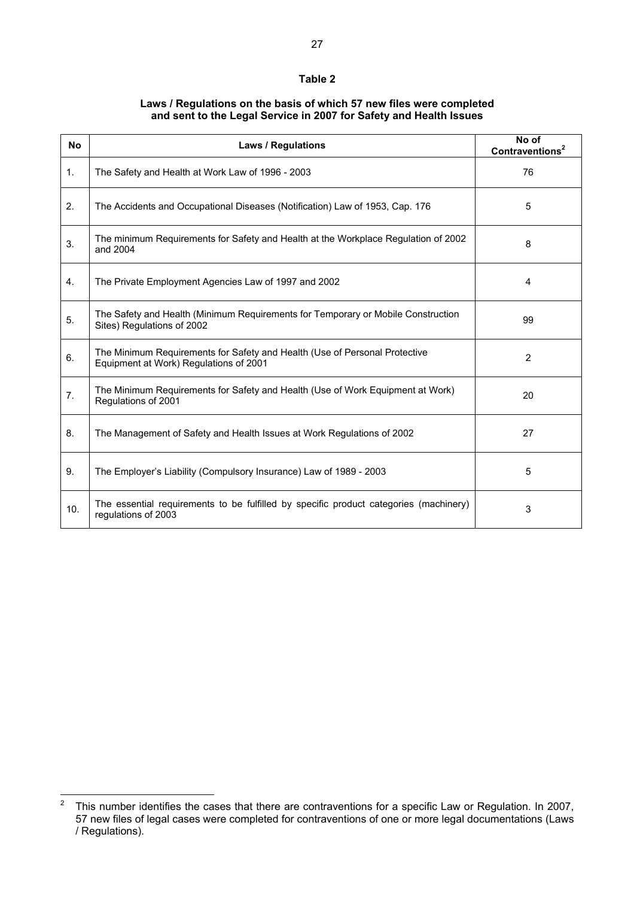**Table 2**

**Laws / Regulations on the basis of which 57 new files were completed and sent to the Legal Service in 2007 for Safety and Health Issues**

| No | Laws / Regulations | No of Contraventions[2] |
|---|---|---|
| 1. | The Safety and Health at Work Law of 1996 - 2003 | 76 |
| 2. | The Accidents and Occupational Diseases (Notification) Law of 1953, Cap. 176 | 5 |
| 3. | The minimum Requirements for Safety and Health at the Workplace Regulation of 2002 and 2004 | 8 |
| 4. | The Private Employment Agencies Law of 1997 and 2002 | 4 |
| 5. | The Safety and Health (Minimum Requirements for Temporary or Mobile Construction Sites) Regulations of 2002 | 99 |
| 6. | The Minimum Requirements for Safety and Health (Use of Personal Protective Equipment at Work) Regulations of 2001 | 2 |
| 7. | The Minimum Requirements for Safety and Health (Use of Work Equipment at Work) Regulations of 2001 | 20 |
| 8. | The Management of Safety and Health Issues at Work Regulations of 2002 | 27 |
| 9. | The Employer's Liability (Compulsory Insurance) Law of 1989 - 2003 | 5 |
| 10. | The essential requirements to be fulfilled by specific product categories (machinery) regulations of 2003 | 3 |

[2] This number identifies the cases that there are contraventions for a specific Law or Regulation. In 2007, 57 new files of legal cases were completed for contraventions of one or more legal documentations (Laws / Regulations).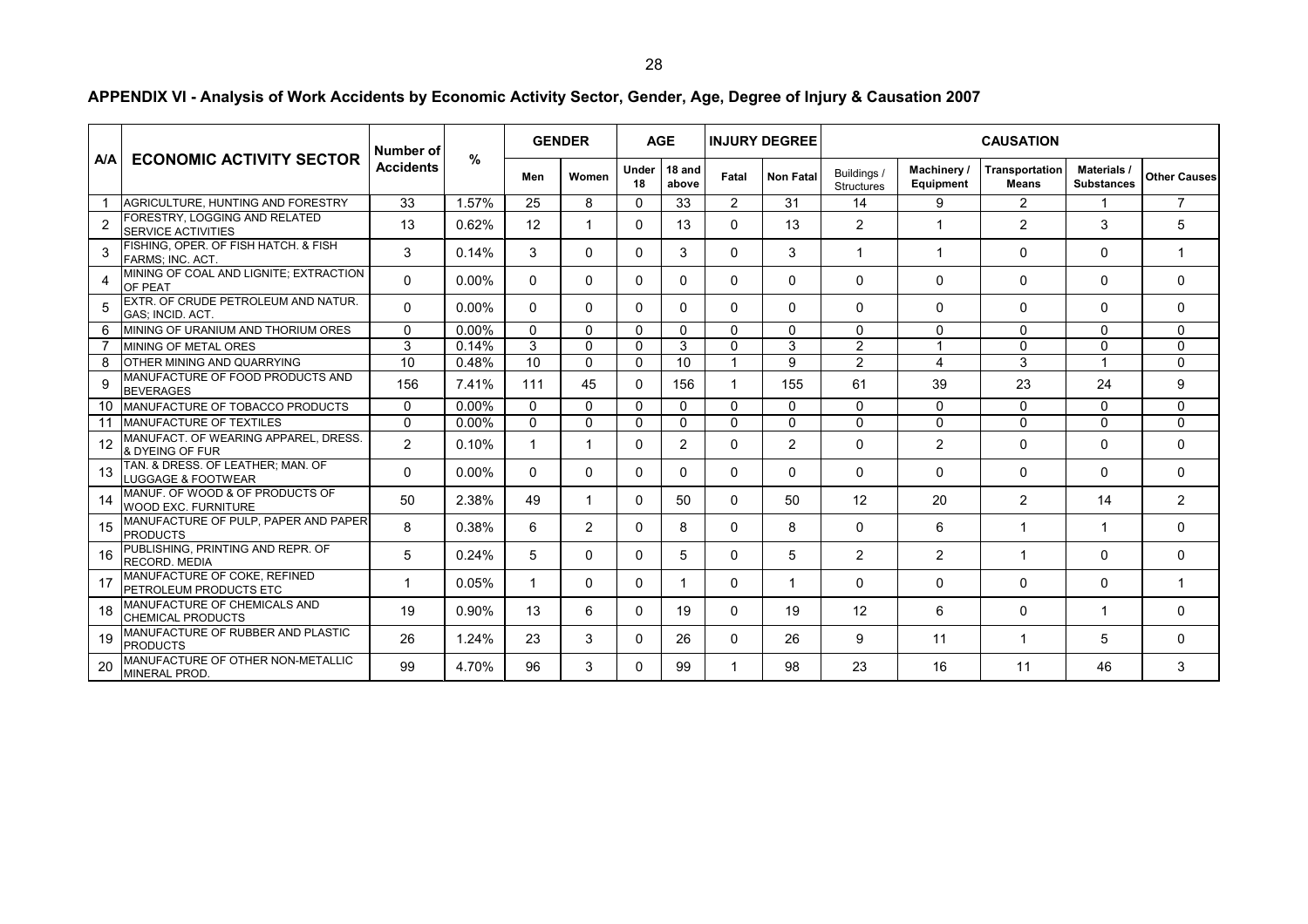**APPENDIX VI - Analysis of Work Accidents by Economic Activity Sector, Gender, Age, Degree of Injury & Causation 2007**

| A/A | ECONOMIC ACTIVITY SECTOR | Number of Accidents | % | GENDER | | AGE | | INJURY DEGREE | | CAUSATION | | | | |
|---|---|---|---|---|---|---|---|---|---|---|---|---|---|---|
| | | | | Men | Women | Under 18 | 18 and above | Fatal | Non Fatal | Buildings / Structures | Machinery / Equipment | Transportation Means | Materials / Substances | Other Causes |
| 1 | AGRICULTURE, HUNTING AND FORESTRY | 33 | 1.57% | 25 | 8 | 0 | 33 | 2 | 31 | 14 | 9 | 2 | 1 | 7 |
| 2 | FORESTRY, LOGGING AND RELATED SERVICE ACTIVITIES | 13 | 0.62% | 12 | 1 | 0 | 13 | 0 | 13 | 2 | 1 | 2 | 3 | 5 |
| 3 | FISHING, OPER. OF FISH HATCH. & FISH FARMS; INC. ACT. | 3 | 0.14% | 3 | 0 | 0 | 3 | 0 | 3 | 1 | 1 | 0 | 0 | 1 |
| 4 | MINING OF COAL AND LIGNITE; EXTRACTION OF PEAT | 0 | 0.00% | 0 | 0 | 0 | 0 | 0 | 0 | 0 | 0 | 0 | 0 | 0 |
| 5 | EXTR. OF CRUDE PETROLEUM AND NATUR. GAS; INCID. ACT. | 0 | 0.00% | 0 | 0 | 0 | 0 | 0 | 0 | 0 | 0 | 0 | 0 | 0 |
| 6 | MINING OF URANIUM AND THORIUM ORES | 0 | 0.00% | 0 | 0 | 0 | 0 | 0 | 0 | 0 | 0 | 0 | 0 | 0 |
| 7 | MINING OF METAL ORES | 3 | 0.14% | 3 | 0 | 0 | 3 | 0 | 3 | 2 | 1 | 0 | 0 | 0 |
| 8 | OTHER MINING AND QUARRYING | 10 | 0.48% | 10 | 0 | 0 | 10 | 1 | 9 | 2 | 4 | 3 | 1 | 0 |
| 9 | MANUFACTURE OF FOOD PRODUCTS AND BEVERAGES | 156 | 7.41% | 111 | 45 | 0 | 156 | 1 | 155 | 61 | 39 | 23 | 24 | 9 |
| 10 | MANUFACTURE OF TOBACCO PRODUCTS | 0 | 0.00% | 0 | 0 | 0 | 0 | 0 | 0 | 0 | 0 | 0 | 0 | 0 |
| 11 | MANUFACTURE OF TEXTILES | 0 | 0.00% | 0 | 0 | 0 | 0 | 0 | 0 | 0 | 0 | 0 | 0 | 0 |
| 12 | MANUFACT. OF WEARING APPAREL, DRESS. & DYEING OF FUR | 2 | 0.10% | 1 | 1 | 0 | 2 | 0 | 2 | 0 | 2 | 0 | 0 | 0 |
| 13 | TAN. & DRESS. OF LEATHER; MAN. OF LUGGAGE & FOOTWEAR | 0 | 0.00% | 0 | 0 | 0 | 0 | 0 | 0 | 0 | 0 | 0 | 0 | 0 |
| 14 | MANUF. OF WOOD & OF PRODUCTS OF WOOD EXC. FURNITURE | 50 | 2.38% | 49 | 1 | 0 | 50 | 0 | 50 | 12 | 20 | 2 | 14 | 2 |
| 15 | MANUFACTURE OF PULP, PAPER AND PAPER PRODUCTS | 8 | 0.38% | 6 | 2 | 0 | 8 | 0 | 8 | 0 | 6 | 1 | 1 | 0 |
| 16 | PUBLISHING, PRINTING AND REPR. OF RECORD. MEDIA | 5 | 0.24% | 5 | 0 | 0 | 5 | 0 | 5 | 2 | 2 | 1 | 0 | 0 |
| 17 | MANUFACTURE OF COKE, REFINED PETROLEUM PRODUCTS ETC | 1 | 0.05% | 1 | 0 | 0 | 1 | 0 | 1 | 0 | 0 | 0 | 0 | 1 |
| 18 | MANUFACTURE OF CHEMICALS AND CHEMICAL PRODUCTS | 19 | 0.90% | 13 | 6 | 0 | 19 | 0 | 19 | 12 | 6 | 0 | 1 | 0 |
| 19 | MANUFACTURE OF RUBBER AND PLASTIC PRODUCTS | 26 | 1.24% | 23 | 3 | 0 | 26 | 0 | 26 | 9 | 11 | 1 | 5 | 0 |
| 20 | MANUFACTURE OF OTHER NON-METALLIC MINERAL PROD. | 99 | 4.70% | 96 | 3 | 0 | 99 | 1 | 98 | 23 | 16 | 11 | 46 | 3 |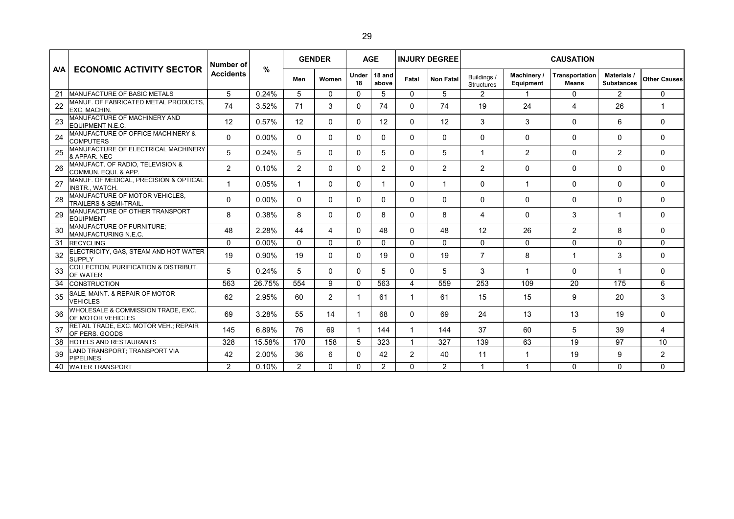| A/A | ECONOMIC ACTIVITY SECTOR | Number of Accidents | % | GENDER | | AGE | | INJURY DEGREE | | CAUSATION | | | | |
|---|---|---|---|---|---|---|---|---|---|---|---|---|---|---|
| | | | | Men | Women | Under 18 | 18 and above | Fatal | Non Fatal | Buildings / Structures | Machinery / Equipment | Transportation Means | Materials / Substances | Other Causes |
| 21 | MANUFACTURE OF BASIC METALS | 5 | 0.24% | 5 | 0 | 0 | 5 | 0 | 5 | 2 | 1 | 0 | 2 | 0 |
| 22 | MANUF. OF FABRICATED METAL PRODUCTS, EXC. MACHIN. | 74 | 3.52% | 71 | 3 | 0 | 74 | 0 | 74 | 19 | 24 | 4 | 26 | 1 |
| 23 | MANUFACTURE OF MACHINERY AND EQUIPMENT N.E.C. | 12 | 0.57% | 12 | 0 | 0 | 12 | 0 | 12 | 3 | 3 | 0 | 6 | 0 |
| 24 | MANUFACTURE OF OFFICE MACHINERY & COMPUTERS | 0 | 0.00% | 0 | 0 | 0 | 0 | 0 | 0 | 0 | 0 | 0 | 0 | 0 |
| 25 | MANUFACTURE OF ELECTRICAL MACHINERY & APPAR. NEC | 5 | 0.24% | 5 | 0 | 0 | 5 | 0 | 5 | 1 | 2 | 0 | 2 | 0 |
| 26 | MANUFACT. OF RADIO, TELEVISION & COMMUN. EQUI. & APP. | 2 | 0.10% | 2 | 0 | 0 | 2 | 0 | 2 | 2 | 0 | 0 | 0 | 0 |
| 27 | MANUF. OF MEDICAL, PRECISION & OPTICAL INSTR., WATCH. | 1 | 0.05% | 1 | 0 | 0 | 1 | 0 | 1 | 0 | 1 | 0 | 0 | 0 |
| 28 | MANUFACTURE OF MOTOR VEHICLES, TRAILERS & SEMI-TRAIL. | 0 | 0.00% | 0 | 0 | 0 | 0 | 0 | 0 | 0 | 0 | 0 | 0 | 0 |
| 29 | MANUFACTURE OF OTHER TRANSPORT EQUIPMENT | 8 | 0.38% | 8 | 0 | 0 | 8 | 0 | 8 | 4 | 0 | 3 | 1 | 0 |
| 30 | MANUFACTURE OF FURNITURE; MANUFACTURING N.E.C. | 48 | 2.28% | 44 | 4 | 0 | 48 | 0 | 48 | 12 | 26 | 2 | 8 | 0 |
| 31 | RECYCLING | 0 | 0.00% | 0 | 0 | 0 | 0 | 0 | 0 | 0 | 0 | 0 | 0 | 0 |
| 32 | ELECTRICITY, GAS, STEAM AND HOT WATER SUPPLY | 19 | 0.90% | 19 | 0 | 0 | 19 | 0 | 19 | 7 | 8 | 1 | 3 | 0 |
| 33 | COLLECTION, PURIFICATION & DISTRIBUT. OF WATER | 5 | 0.24% | 5 | 0 | 0 | 5 | 0 | 5 | 3 | 1 | 0 | 1 | 0 |
| 34 | CONSTRUCTION | 563 | 26.75% | 554 | 9 | 0 | 563 | 4 | 559 | 253 | 109 | 20 | 175 | 6 |
| 35 | SALE, MAINT. & REPAIR OF MOTOR VEHICLES | 62 | 2.95% | 60 | 2 | 1 | 61 | 1 | 61 | 15 | 15 | 9 | 20 | 3 |
| 36 | WHOLESALE & COMMISSION TRADE, EXC. OF MOTOR VEHICLES | 69 | 3.28% | 55 | 14 | 1 | 68 | 0 | 69 | 24 | 13 | 13 | 19 | 0 |
| 37 | RETAIL TRADE, EXC. MOTOR VEH.; REPAIR OF PERS. GOODS | 145 | 6.89% | 76 | 69 | 1 | 144 | 1 | 144 | 37 | 60 | 5 | 39 | 4 |
| 38 | HOTELS AND RESTAURANTS | 328 | 15.58% | 170 | 158 | 5 | 323 | 1 | 327 | 139 | 63 | 19 | 97 | 10 |
| 39 | LAND TRANSPORT; TRANSPORT VIA PIPELINES | 42 | 2.00% | 36 | 6 | 0 | 42 | 2 | 40 | 11 | 1 | 19 | 9 | 2 |
| 40 | WATER TRANSPORT | 2 | 0.10% | 2 | 0 | 0 | 2 | 0 | 2 | 1 | 1 | 0 | 0 | 0 |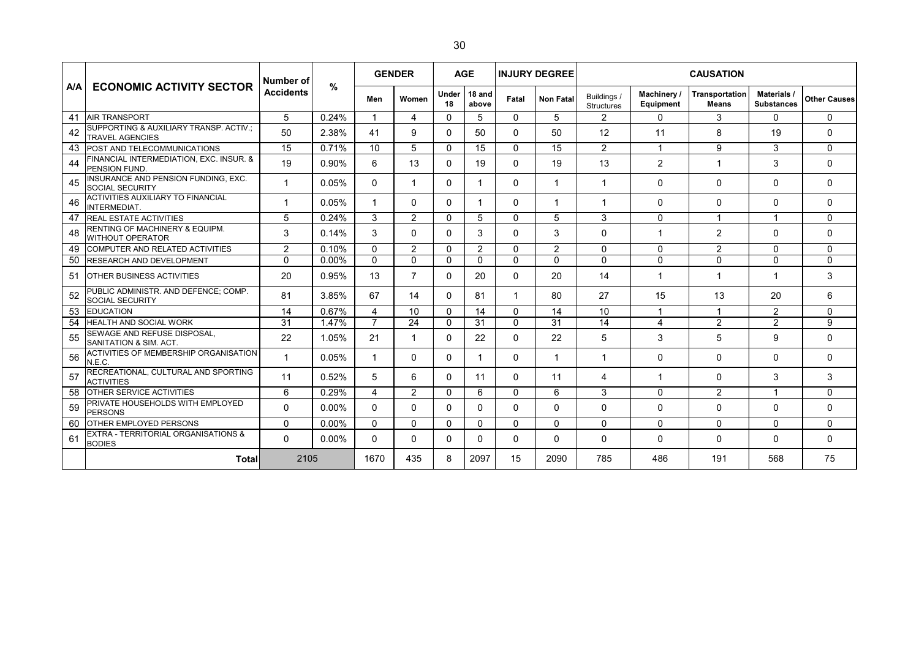| A/A | ECONOMIC ACTIVITY SECTOR | Number of Accidents | % | GENDER | | AGE | | INJURY DEGREE | | CAUSATION | | | | |
|---|---|---|---|---|---|---|---|---|---|---|---|---|---|---|
| | | | | Men | Women | Under 18 | 18 and above | Fatal | Non Fatal | Buildings / Structures | Machinery / Equipment | Transportation Means | Materials / Substances | Other Causes |
| 41 | AIR TRANSPORT | 5 | 0.24% | 1 | 4 | 0 | 5 | 0 | 5 | 2 | 0 | 3 | 0 | 0 |
| 42 | SUPPORTING & AUXILIARY TRANSP. ACTIV.; TRAVEL AGENCIES | 50 | 2.38% | 41 | 9 | 0 | 50 | 0 | 50 | 12 | 11 | 8 | 19 | 0 |
| 43 | POST AND TELECOMMUNICATIONS | 15 | 0.71% | 10 | 5 | 0 | 15 | 0 | 15 | 2 | 1 | 9 | 3 | 0 |
| 44 | FINANCIAL INTERMEDIATION, EXC. INSUR. & PENSION FUND. | 19 | 0.90% | 6 | 13 | 0 | 19 | 0 | 19 | 13 | 2 | 1 | 3 | 0 |
| 45 | INSURANCE AND PENSION FUNDING, EXC. SOCIAL SECURITY | 1 | 0.05% | 0 | 1 | 0 | 1 | 0 | 1 | 1 | 0 | 0 | 0 | 0 |
| 46 | ACTIVITIES AUXILIARY TO FINANCIAL INTERMEDIAT. | 1 | 0.05% | 1 | 0 | 0 | 1 | 0 | 1 | 1 | 0 | 0 | 0 | 0 |
| 47 | REAL ESTATE ACTIVITIES | 5 | 0.24% | 3 | 2 | 0 | 5 | 0 | 5 | 3 | 0 | 1 | 1 | 0 |
| 48 | RENTING OF MACHINERY & EQUIPM. WITHOUT OPERATOR | 3 | 0.14% | 3 | 0 | 0 | 3 | 0 | 3 | 0 | 1 | 2 | 0 | 0 |
| 49 | COMPUTER AND RELATED ACTIVITIES | 2 | 0.10% | 0 | 2 | 0 | 2 | 0 | 2 | 0 | 0 | 2 | 0 | 0 |
| 50 | RESEARCH AND DEVELOPMENT | 0 | 0.00% | 0 | 0 | 0 | 0 | 0 | 0 | 0 | 0 | 0 | 0 | 0 |
| 51 | OTHER BUSINESS ACTIVITIES | 20 | 0.95% | 13 | 7 | 0 | 20 | 0 | 20 | 14 | 1 | 1 | 1 | 3 |
| 52 | PUBLIC ADMINISTR. AND DEFENCE; COMP. SOCIAL SECURITY | 81 | 3.85% | 67 | 14 | 0 | 81 | 1 | 80 | 27 | 15 | 13 | 20 | 6 |
| 53 | EDUCATION | 14 | 0.67% | 4 | 10 | 0 | 14 | 0 | 14 | 10 | 1 | 1 | 2 | 0 |
| 54 | HEALTH AND SOCIAL WORK | 31 | 1.47% | 7 | 24 | 0 | 31 | 0 | 31 | 14 | 4 | 2 | 2 | 9 |
| 55 | SEWAGE AND REFUSE DISPOSAL, SANITATION & SIM. ACT. | 22 | 1.05% | 21 | 1 | 0 | 22 | 0 | 22 | 5 | 3 | 5 | 9 | 0 |
| 56 | ACTIVITIES OF MEMBERSHIP ORGANISATION N.E.C. | 1 | 0.05% | 1 | 0 | 0 | 1 | 0 | 1 | 1 | 0 | 0 | 0 | 0 |
| 57 | RECREATIONAL, CULTURAL AND SPORTING ACTIVITIES | 11 | 0.52% | 5 | 6 | 0 | 11 | 0 | 11 | 4 | 1 | 0 | 3 | 3 |
| 58 | OTHER SERVICE ACTIVITIES | 6 | 0.29% | 4 | 2 | 0 | 6 | 0 | 6 | 3 | 0 | 2 | 1 | 0 |
| 59 | PRIVATE HOUSEHOLDS WITH EMPLOYED PERSONS | 0 | 0.00% | 0 | 0 | 0 | 0 | 0 | 0 | 0 | 0 | 0 | 0 | 0 |
| 60 | OTHER EMPLOYED PERSONS | 0 | 0.00% | 0 | 0 | 0 | 0 | 0 | 0 | 0 | 0 | 0 | 0 | 0 |
| 61 | EXTRA - TERRITORIAL ORGANISATIONS & BODIES | 0 | 0.00% | 0 | 0 | 0 | 0 | 0 | 0 | 0 | 0 | 0 | 0 | 0 |
| | **Total** | 2105 | | 1670 | 435 | 8 | 2097 | 15 | 2090 | 785 | 486 | 191 | 568 | 75 |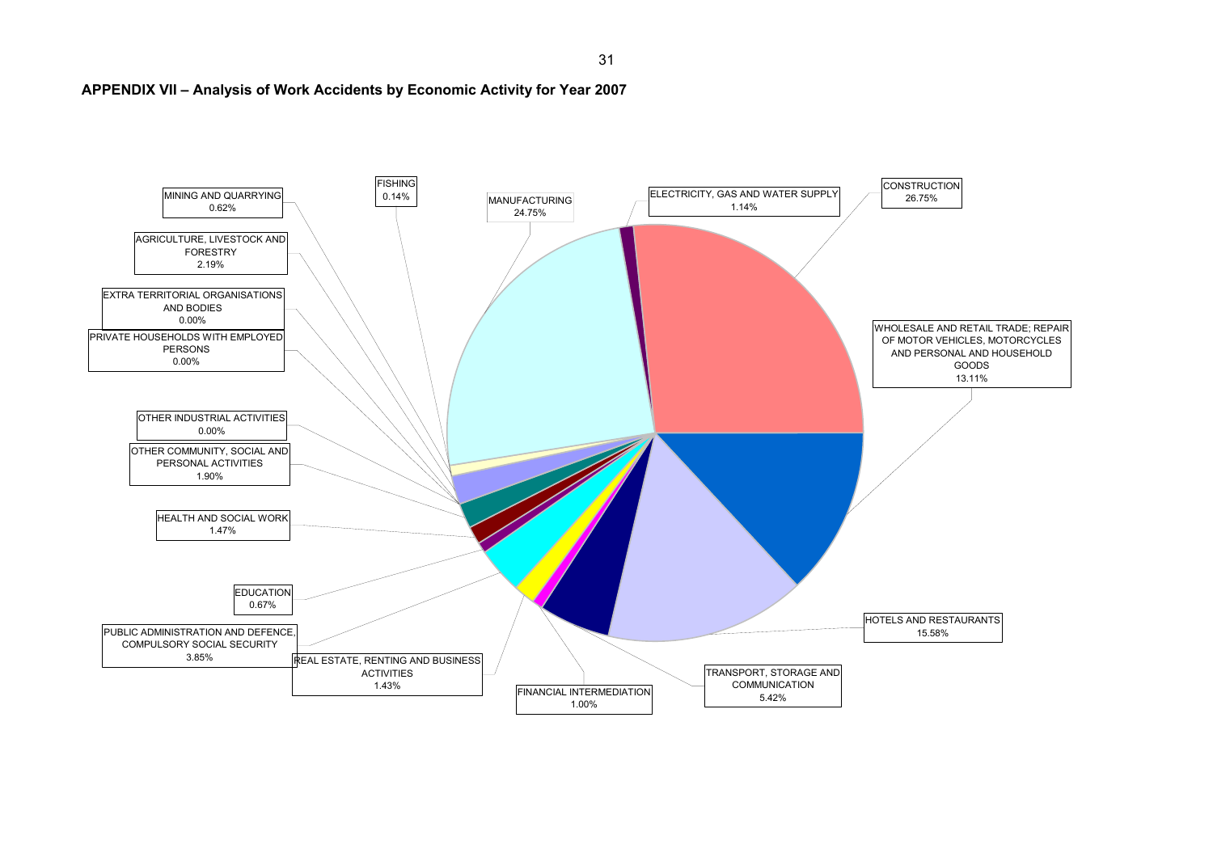## APPENDIX VII – Analysis of Work Accidents by Economic Activity for Year 2007

| Economic Activity | Percentage |
|---|---|
| MINING AND QUARRYING | 0.62% |
| FISHING | 0.14% |
| MANUFACTURING | 24.75% |
| ELECTRICITY, GAS AND WATER SUPPLY | 1.14% |
| CONSTRUCTION | 26.75% |
| AGRICULTURE, LIVESTOCK AND FORESTRY | 2.19% |
| EXTRA TERRITORIAL ORGANISATIONS AND BODIES | 0.00% |
| PRIVATE HOUSEHOLDS WITH EMPLOYED PERSONS | 0.00% |
| WHOLESALE AND RETAIL TRADE; REPAIR OF MOTOR VEHICLES, MOTORCYCLES AND PERSONAL AND HOUSEHOLD GOODS | 13.11% |
| OTHER INDUSTRIAL ACTIVITIES | 0.00% |
| OTHER COMMUNITY, SOCIAL AND PERSONAL ACTIVITIES | 1.90% |
| HEALTH AND SOCIAL WORK | 1.47% |
| EDUCATION | 0.67% |
| HOTELS AND RESTAURANTS | 15.58% |
| PUBLIC ADMINISTRATION AND DEFENCE, COMPULSORY SOCIAL SECURITY | 3.85% |
| REAL ESTATE, RENTING AND BUSINESS ACTIVITIES | 1.43% |
| TRANSPORT, STORAGE AND COMMUNICATION | 5.42% |
| FINANCIAL INTERMEDIATION | 1.00% |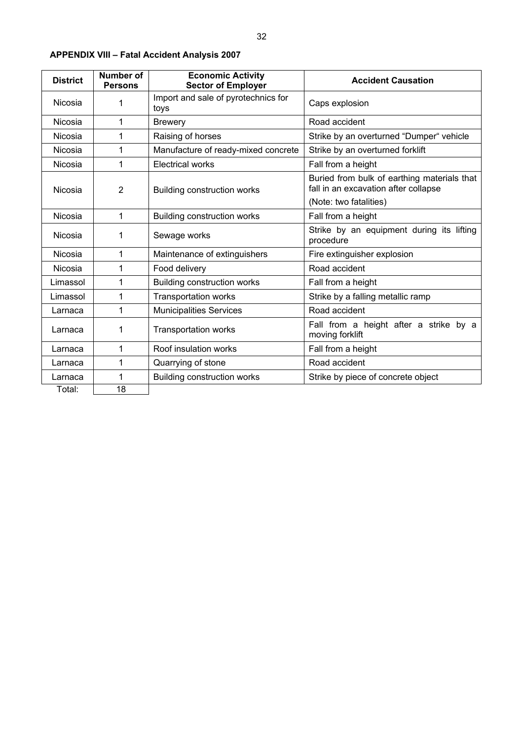**APPENDIX VIII – Fatal Accident Analysis 2007**

| District | Number of Persons | Economic Activity Sector of Employer | Accident Causation |
|---|---|---|---|
| Nicosia | 1 | Import and sale of pyrotechnics for toys | Caps explosion |
| Nicosia | 1 | Brewery | Road accident |
| Nicosia | 1 | Raising of horses | Strike by an overturned "Dumper" vehicle |
| Nicosia | 1 | Manufacture of ready-mixed concrete | Strike by an overturned forklift |
| Nicosia | 1 | Electrical works | Fall from a height |
| Nicosia | 2 | Building construction works | Buried from bulk of earthing materials that fall in an excavation after collapse (Note: two fatalities) |
| Nicosia | 1 | Building construction works | Fall from a height |
| Nicosia | 1 | Sewage works | Strike by an equipment during its lifting procedure |
| Nicosia | 1 | Maintenance of extinguishers | Fire extinguisher explosion |
| Nicosia | 1 | Food delivery | Road accident |
| Limassol | 1 | Building construction works | Fall from a height |
| Limassol | 1 | Transportation works | Strike by a falling metallic ramp |
| Larnaca | 1 | Municipalities Services | Road accident |
| Larnaca | 1 | Transportation works | Fall from a height after a strike by a moving forklift |
| Larnaca | 1 | Roof insulation works | Fall from a height |
| Larnaca | 1 | Quarrying of stone | Road accident |
| Larnaca | 1 | Building construction works | Strike by piece of concrete object |
| Total: | 18 | | |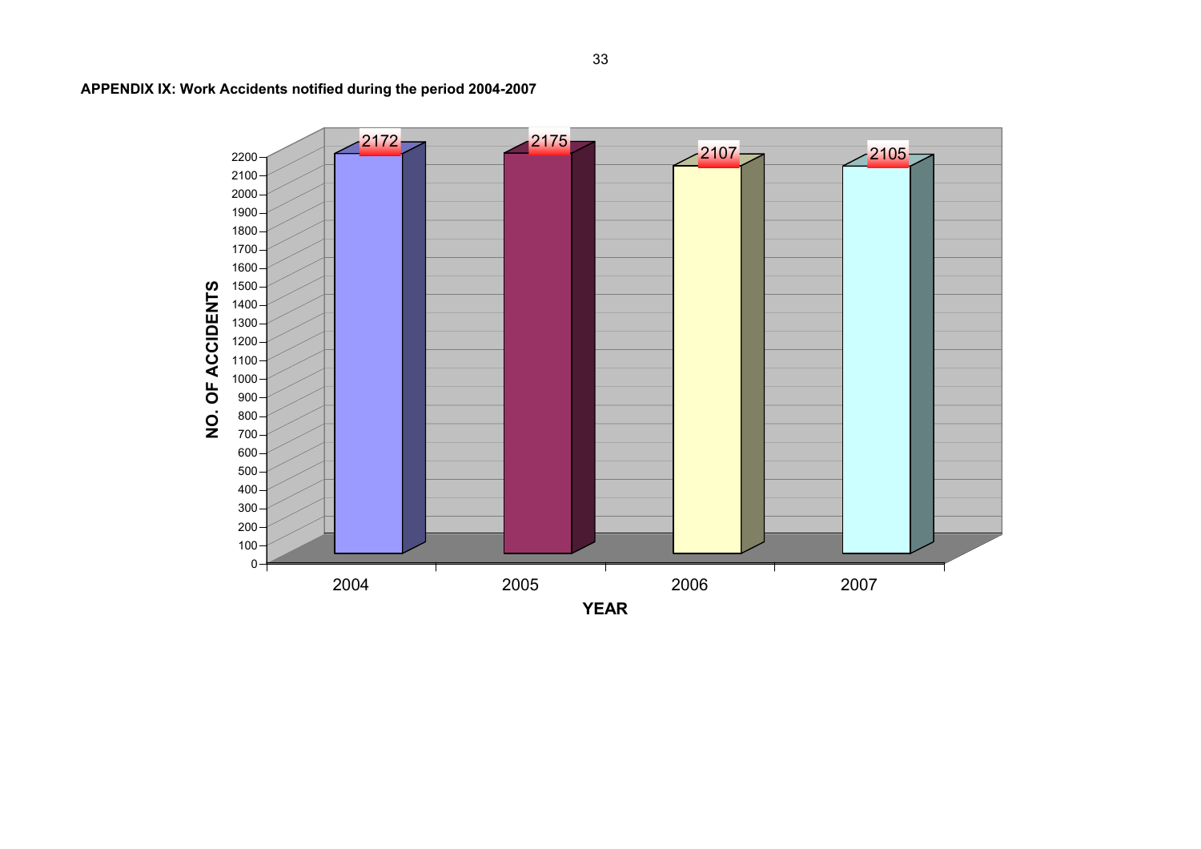**APPENDIX IX: Work Accidents notified during the period 2004-2007**

| YEAR | NO. OF ACCIDENTS |
|---|---|
| 2004 | 2172 |
| 2005 | 2175 |
| 2006 | 2107 |
| 2007 | 2105 |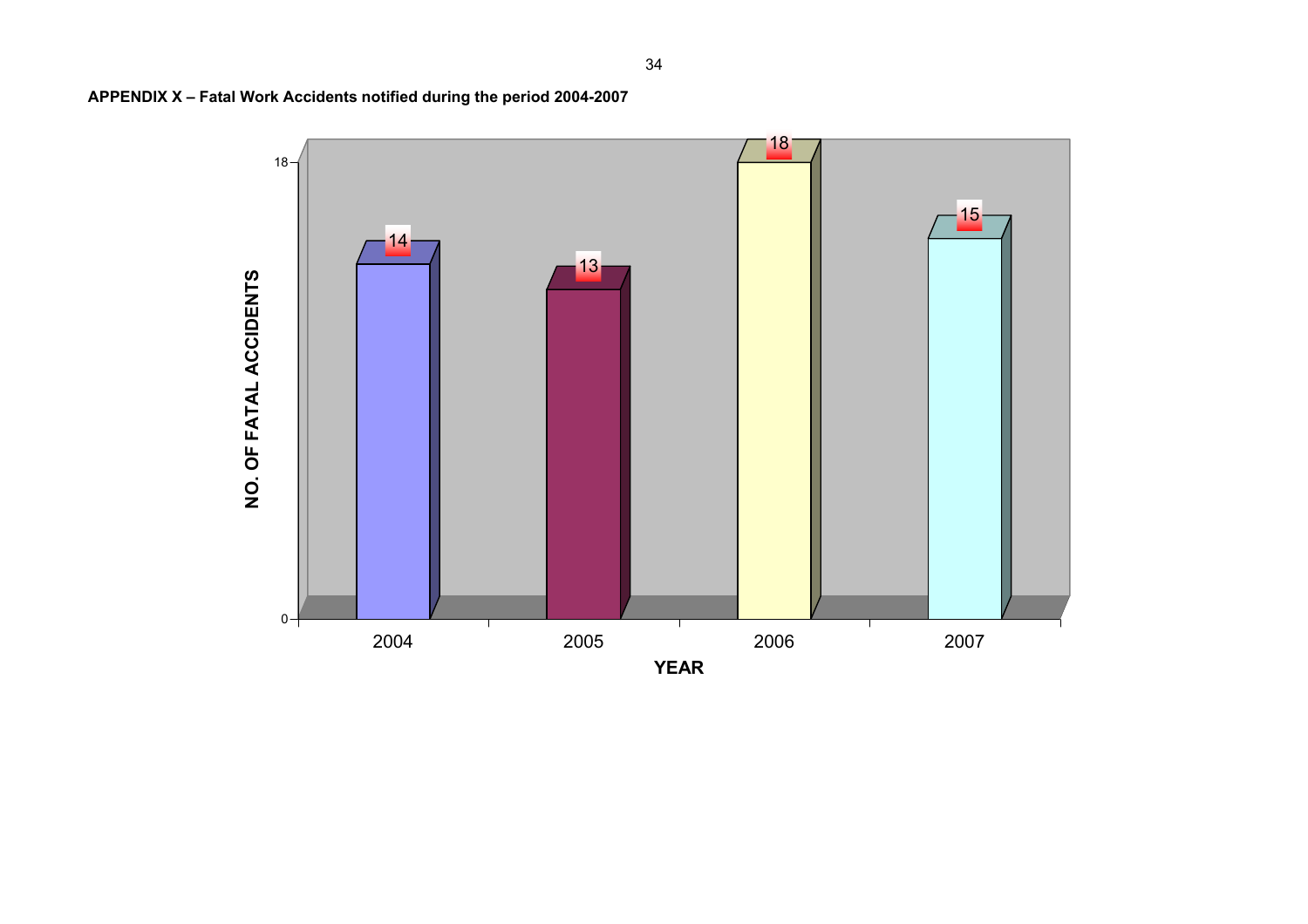**APPENDIX X – Fatal Work Accidents notified during the period 2004-2007**

| YEAR | NO. OF FATAL ACCIDENTS |
|---|---|
| 2004 | 14 |
| 2005 | 13 |
| 2006 | 18 |
| 2007 | 15 |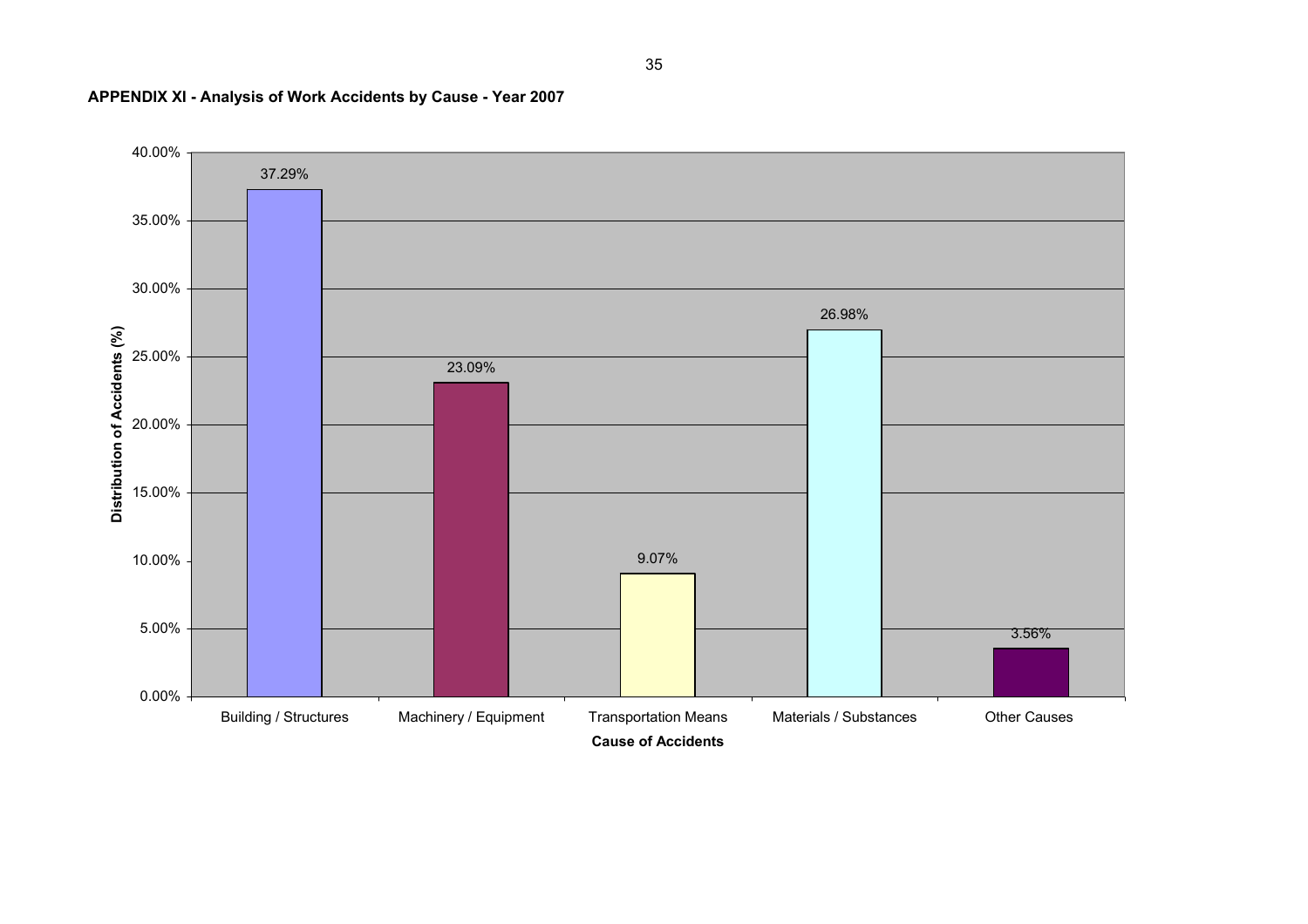**APPENDIX XI - Analysis of Work Accidents by Cause - Year 2007**

| Cause of Accidents | Distribution of Accidents (%) |
|---|---|
| Building / Structures | 37.29% |
| Machinery / Equipment | 23.09% |
| Transportation Means | 9.07% |
| Materials / Substances | 26.98% |
| Other Causes | 3.56% |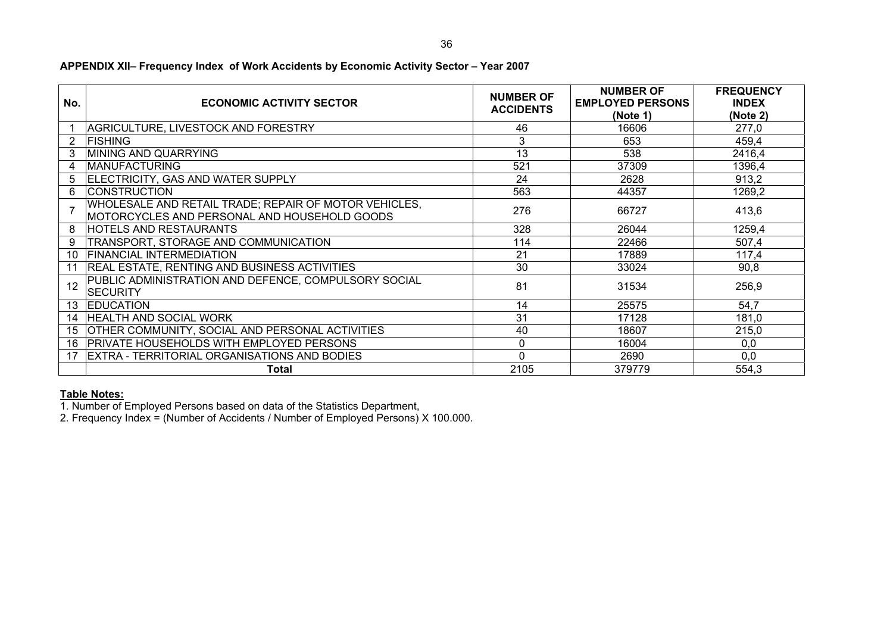**APPENDIX XII– Frequency Index of Work Accidents by Economic Activity Sector – Year 2007**

| No. | ECONOMIC ACTIVITY SECTOR | NUMBER OF ACCIDENTS | NUMBER OF EMPLOYED PERSONS (Note 1) | FREQUENCY INDEX (Note 2) |
|---|---|---|---|---|
| 1 | AGRICULTURE, LIVESTOCK AND FORESTRY | 46 | 16606 | 277,0 |
| 2 | FISHING | 3 | 653 | 459,4 |
| 3 | MINING AND QUARRYING | 13 | 538 | 2416,4 |
| 4 | MANUFACTURING | 521 | 37309 | 1396,4 |
| 5 | ELECTRICITY, GAS AND WATER SUPPLY | 24 | 2628 | 913,2 |
| 6 | CONSTRUCTION | 563 | 44357 | 1269,2 |
| 7 | WHOLESALE AND RETAIL TRADE; REPAIR OF MOTOR VEHICLES, MOTORCYCLES AND PERSONAL AND HOUSEHOLD GOODS | 276 | 66727 | 413,6 |
| 8 | HOTELS AND RESTAURANTS | 328 | 26044 | 1259,4 |
| 9 | TRANSPORT, STORAGE AND COMMUNICATION | 114 | 22466 | 507,4 |
| 10 | FINANCIAL INTERMEDIATION | 21 | 17889 | 117,4 |
| 11 | REAL ESTATE, RENTING AND BUSINESS ACTIVITIES | 30 | 33024 | 90,8 |
| 12 | PUBLIC ADMINISTRATION AND DEFENCE, COMPULSORY SOCIAL SECURITY | 81 | 31534 | 256,9 |
| 13 | EDUCATION | 14 | 25575 | 54,7 |
| 14 | HEALTH AND SOCIAL WORK | 31 | 17128 | 181,0 |
| 15 | OTHER COMMUNITY, SOCIAL AND PERSONAL ACTIVITIES | 40 | 18607 | 215,0 |
| 16 | PRIVATE HOUSEHOLDS WITH EMPLOYED PERSONS | 0 | 16004 | 0,0 |
| 17 | EXTRA - TERRITORIAL ORGANISATIONS AND BODIES | 0 | 2690 | 0,0 |
| | **Total** | 2105 | 379779 | 554,3 |

**Table Notes:**

1. Number of Employed Persons based on data of the Statistics Department,
2. Frequency Index = (Number of Accidents / Number of Employed Persons) X 100.000.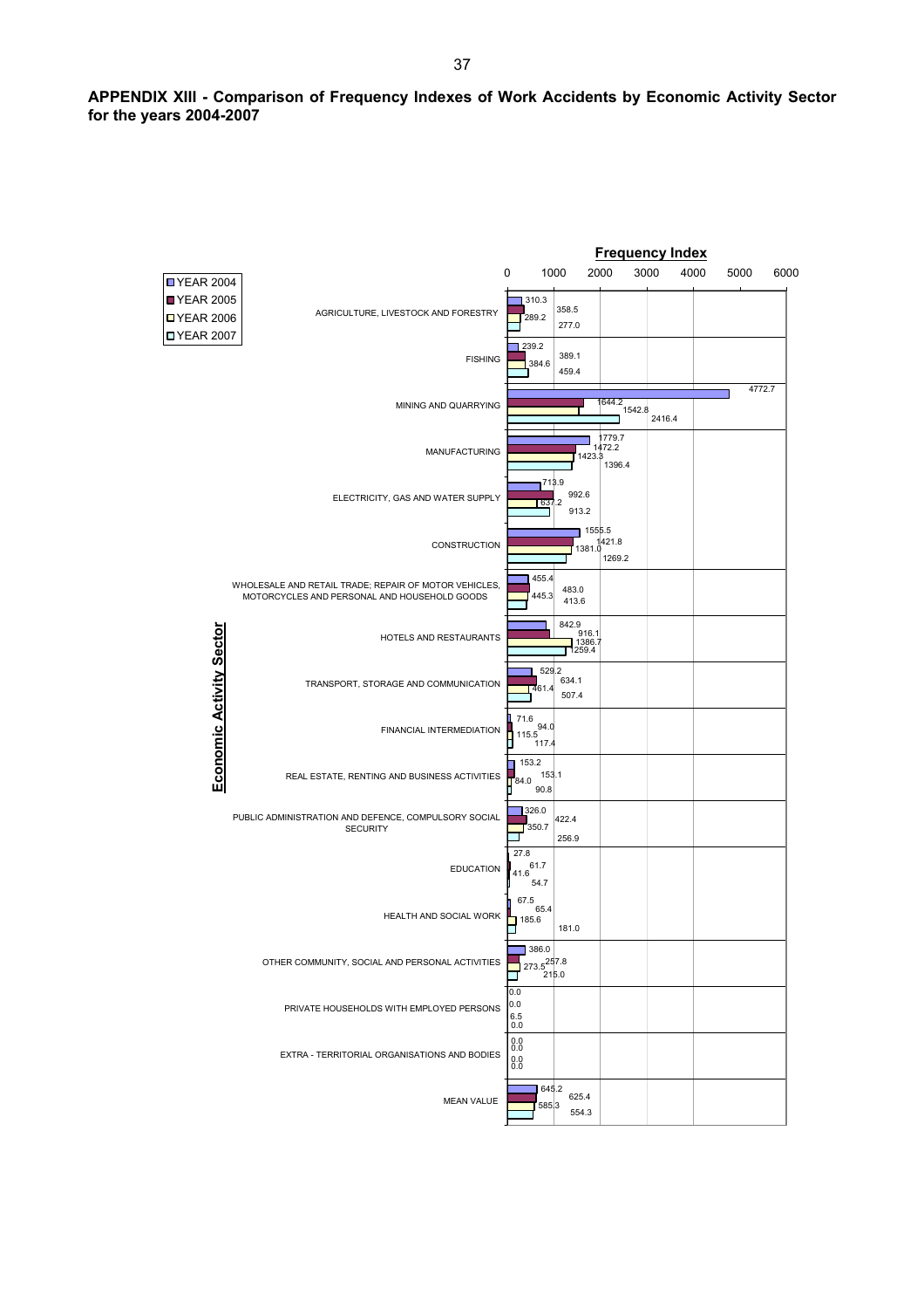## APPENDIX XIII - Comparison of Frequency Indexes of Work Accidents by Economic Activity Sector for the years 2004-2007

**Frequency Index**

| Economic Activity Sector | YEAR 2004 | YEAR 2005 | YEAR 2006 | YEAR 2007 |
|---|---|---|---|---|
| AGRICULTURE, LIVESTOCK AND FORESTRY | 310.3 | 358.5 | 289.2 | 277.0 |
| FISHING | 239.2 | 389.1 | 384.6 | 459.4 |
| MINING AND QUARRYING | 4772.7 | 1644.2 | 1542.8 | 2416.4 |
| MANUFACTURING | 1779.7 | 1472.2 | 1423.3 | 1396.4 |
| ELECTRICITY, GAS AND WATER SUPPLY | 713.9 | 992.6 | 637.2 | 913.2 |
| CONSTRUCTION | 1555.5 | 1421.8 | 1381.0 | 1269.2 |
| WHOLESALE AND RETAIL TRADE; REPAIR OF MOTOR VEHICLES, MOTORCYCLES AND PERSONAL AND HOUSEHOLD GOODS | 455.4 | 483.0 | 445.3 | 413.6 |
| HOTELS AND RESTAURANTS | 842.9 | 916.1 | 1386.7 | 1259.4 |
| TRANSPORT, STORAGE AND COMMUNICATION | 529.2 | 634.1 | 461.4 | 507.4 |
| FINANCIAL INTERMEDIATION | 71.6 | 94.0 | 115.5 | 117.4 |
| REAL ESTATE, RENTING AND BUSINESS ACTIVITIES | 153.2 | 153.1 | 84.0 | 90.8 |
| PUBLIC ADMINISTRATION AND DEFENCE, COMPULSORY SOCIAL SECURITY | 326.0 | 422.4 | 350.7 | 256.9 |
| EDUCATION | 27.8 | 61.7 | 41.6 | 54.7 |
| HEALTH AND SOCIAL WORK | 67.5 | 65.4 | 185.6 | 181.0 |
| OTHER COMMUNITY, SOCIAL AND PERSONAL ACTIVITIES | 386.0 | 257.8 | 273.5 | 215.0 |
| PRIVATE HOUSEHOLDS WITH EMPLOYED PERSONS | 0.0 | 0.0 | 6.5 | 0.0 |
| EXTRA - TERRITORIAL ORGANISATIONS AND BODIES | 0.0 | 0.0 | 0.0 | 0.0 |
| MEAN VALUE | 645.2 | 625.4 | 585.3 | 554.3 |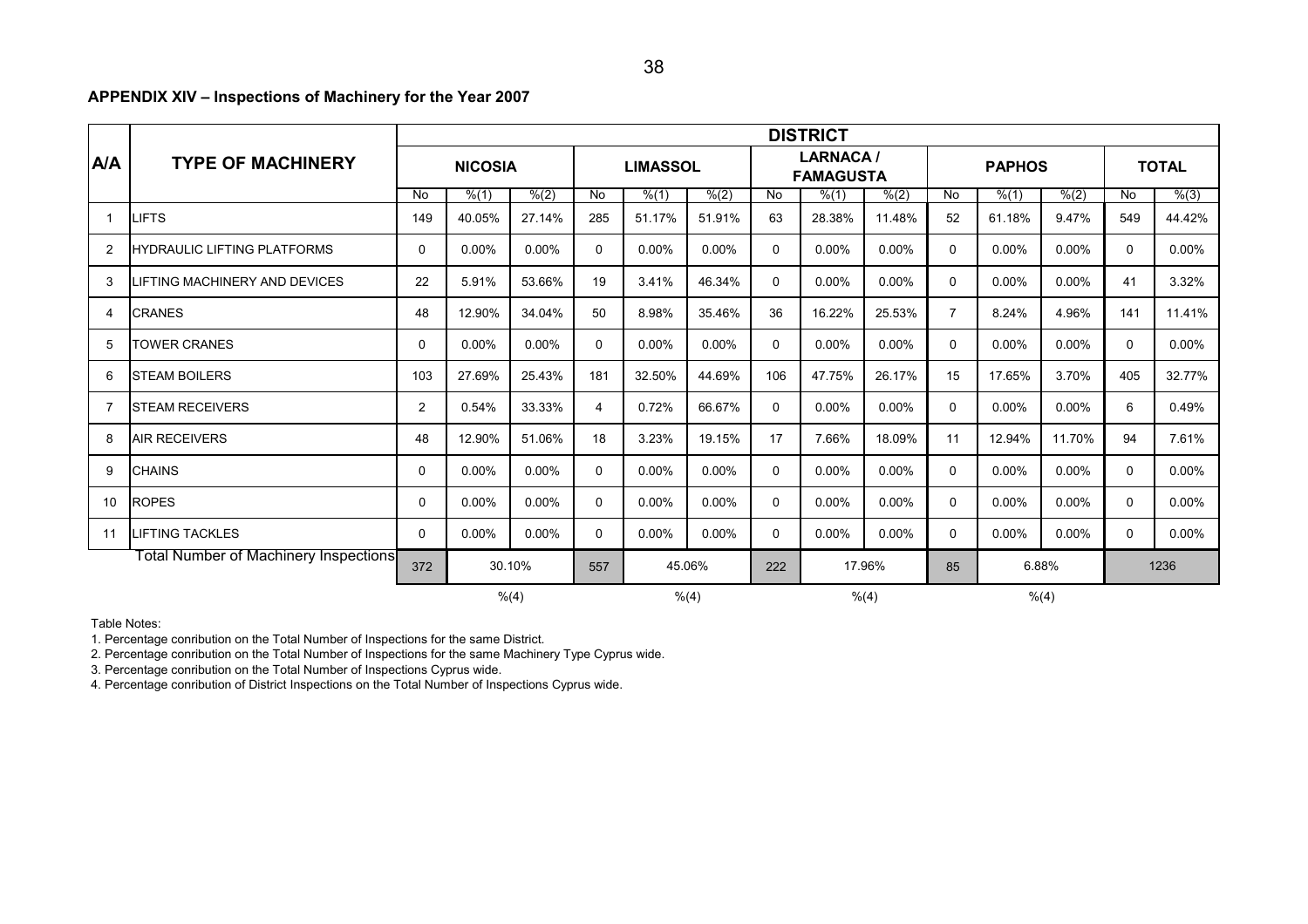**APPENDIX XIV – Inspections of Machinery for the Year 2007**

| A/A | TYPE OF MACHINERY | DISTRICT | | | | | | | | | | | | | |
|---|---|---|---|---|---|---|---|---|---|---|---|---|---|---|---|
| | | NICOSIA | | | LIMASSOL | | | LARNACA / FAMAGUSTA | | | PAPHOS | | | TOTAL | |
| | | No | %(1) | %(2) | No | %(1) | %(2) | No | %(1) | %(2) | No | %(1) | %(2) | No | %(3) |
| 1 | LIFTS | 149 | 40.05% | 27.14% | 285 | 51.17% | 51.91% | 63 | 28.38% | 11.48% | 52 | 61.18% | 9.47% | 549 | 44.42% |
| 2 | HYDRAULIC LIFTING PLATFORMS | 0 | 0.00% | 0.00% | 0 | 0.00% | 0.00% | 0 | 0.00% | 0.00% | 0 | 0.00% | 0.00% | 0 | 0.00% |
| 3 | LIFTING MACHINERY AND DEVICES | 22 | 5.91% | 53.66% | 19 | 3.41% | 46.34% | 0 | 0.00% | 0.00% | 0 | 0.00% | 0.00% | 41 | 3.32% |
| 4 | CRANES | 48 | 12.90% | 34.04% | 50 | 8.98% | 35.46% | 36 | 16.22% | 25.53% | 7 | 8.24% | 4.96% | 141 | 11.41% |
| 5 | TOWER CRANES | 0 | 0.00% | 0.00% | 0 | 0.00% | 0.00% | 0 | 0.00% | 0.00% | 0 | 0.00% | 0.00% | 0 | 0.00% |
| 6 | STEAM BOILERS | 103 | 27.69% | 25.43% | 181 | 32.50% | 44.69% | 106 | 47.75% | 26.17% | 15 | 17.65% | 3.70% | 405 | 32.77% |
| 7 | STEAM RECEIVERS | 2 | 0.54% | 33.33% | 4 | 0.72% | 66.67% | 0 | 0.00% | 0.00% | 0 | 0.00% | 0.00% | 6 | 0.49% |
| 8 | AIR RECEIVERS | 48 | 12.90% | 51.06% | 18 | 3.23% | 19.15% | 17 | 7.66% | 18.09% | 11 | 12.94% | 11.70% | 94 | 7.61% |
| 9 | CHAINS | 0 | 0.00% | 0.00% | 0 | 0.00% | 0.00% | 0 | 0.00% | 0.00% | 0 | 0.00% | 0.00% | 0 | 0.00% |
| 10 | ROPES | 0 | 0.00% | 0.00% | 0 | 0.00% | 0.00% | 0 | 0.00% | 0.00% | 0 | 0.00% | 0.00% | 0 | 0.00% |
| 11 | LIFTING TACKLES | 0 | 0.00% | 0.00% | 0 | 0.00% | 0.00% | 0 | 0.00% | 0.00% | 0 | 0.00% | 0.00% | 0 | 0.00% |
| | Total Number of Machinery Inspections | 372 | 30.10% | | 557 | 45.06% | | 222 | 17.96% | | 85 | 6.88% | | 1236 | |
| | | | %(4) | | | %(4) | | | %(4) | | | %(4) | | | |

Table Notes:

1. Percentage conribution on the Total Number of Inspections for the same District.
2. Percentage conribution on the Total Number of Inspections for the same Machinery Type Cyprus wide.
3. Percentage conribution on the Total Number of Inspections Cyprus wide.
4. Percentage conribution of District Inspections on the Total Number of Inspections Cyprus wide.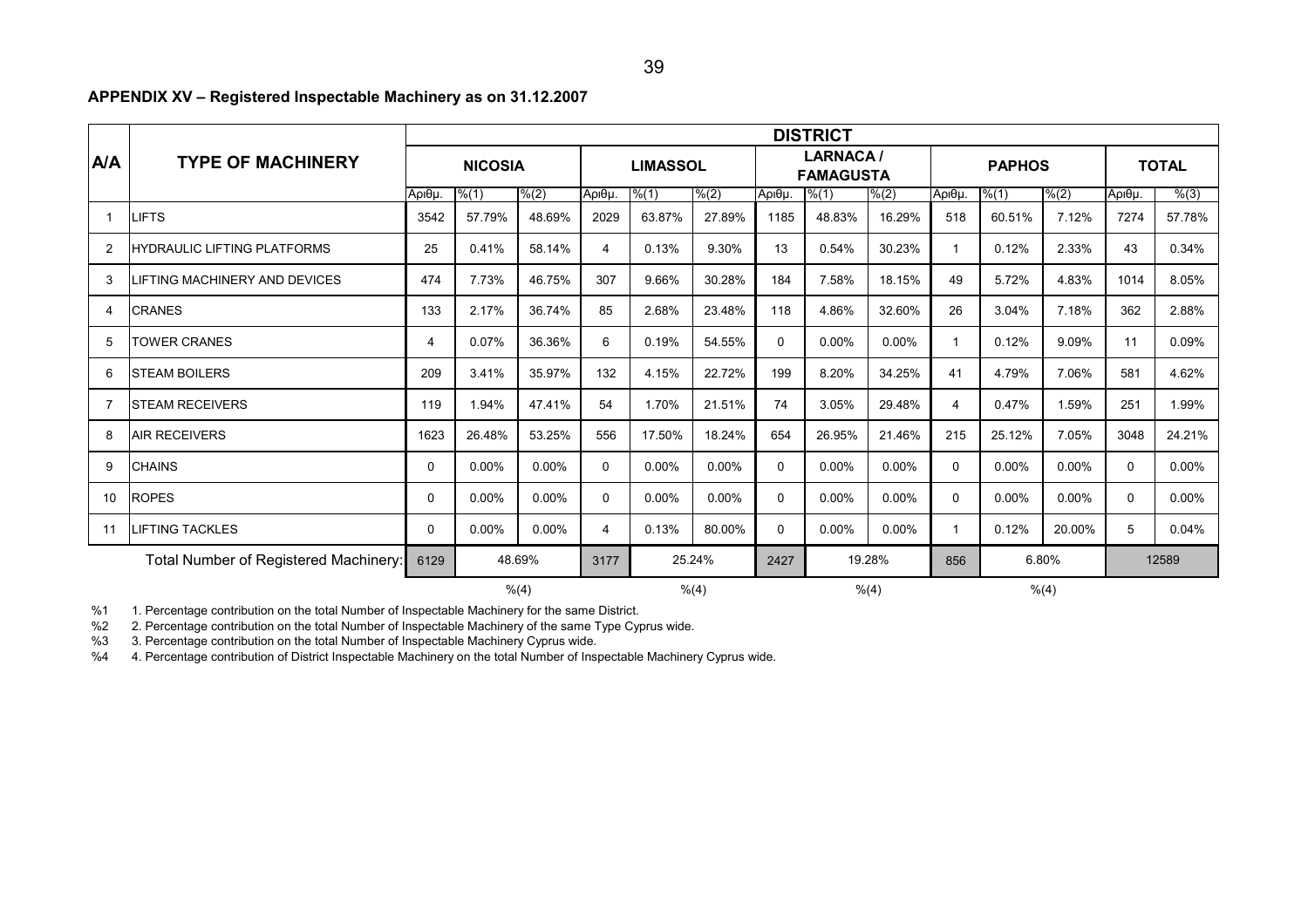**APPENDIX XV – Registered Inspectable Machinery as on 31.12.2007**

| A/A | TYPE OF MACHINERY | DISTRICT | | | | | | | | | | | | | |
|---|---|---|---|---|---|---|---|---|---|---|---|---|---|---|---|
| | | NICOSIA | | | LIMASSOL | | | LARNACA / FAMAGUSTA | | | PAPHOS | | | TOTAL | |
| | | Αριθμ. | %(1) | %(2) | Αριθμ. | %(1) | %(2) | Αριθμ. | %(1) | %(2) | Αριθμ. | %(1) | %(2) | Αριθμ. | %(3) |
| 1 | LIFTS | 3542 | 57.79% | 48.69% | 2029 | 63.87% | 27.89% | 1185 | 48.83% | 16.29% | 518 | 60.51% | 7.12% | 7274 | 57.78% |
| 2 | HYDRAULIC LIFTING PLATFORMS | 25 | 0.41% | 58.14% | 4 | 0.13% | 9.30% | 13 | 0.54% | 30.23% | 1 | 0.12% | 2.33% | 43 | 0.34% |
| 3 | LIFTING MACHINERY AND DEVICES | 474 | 7.73% | 46.75% | 307 | 9.66% | 30.28% | 184 | 7.58% | 18.15% | 49 | 5.72% | 4.83% | 1014 | 8.05% |
| 4 | CRANES | 133 | 2.17% | 36.74% | 85 | 2.68% | 23.48% | 118 | 4.86% | 32.60% | 26 | 3.04% | 7.18% | 362 | 2.88% |
| 5 | TOWER CRANES | 4 | 0.07% | 36.36% | 6 | 0.19% | 54.55% | 0 | 0.00% | 0.00% | 1 | 0.12% | 9.09% | 11 | 0.09% |
| 6 | STEAM BOILERS | 209 | 3.41% | 35.97% | 132 | 4.15% | 22.72% | 199 | 8.20% | 34.25% | 41 | 4.79% | 7.06% | 581 | 4.62% |
| 7 | STEAM RECEIVERS | 119 | 1.94% | 47.41% | 54 | 1.70% | 21.51% | 74 | 3.05% | 29.48% | 4 | 0.47% | 1.59% | 251 | 1.99% |
| 8 | AIR RECEIVERS | 1623 | 26.48% | 53.25% | 556 | 17.50% | 18.24% | 654 | 26.95% | 21.46% | 215 | 25.12% | 7.05% | 3048 | 24.21% |
| 9 | CHAINS | 0 | 0.00% | 0.00% | 0 | 0.00% | 0.00% | 0 | 0.00% | 0.00% | 0 | 0.00% | 0.00% | 0 | 0.00% |
| 10 | ROPES | 0 | 0.00% | 0.00% | 0 | 0.00% | 0.00% | 0 | 0.00% | 0.00% | 0 | 0.00% | 0.00% | 0 | 0.00% |
| 11 | LIFTING TACKLES | 0 | 0.00% | 0.00% | 4 | 0.13% | 80.00% | 0 | 0.00% | 0.00% | 1 | 0.12% | 20.00% | 5 | 0.04% |
| | Total Number of Registered Machinery: | 6129 | 48.69% | | 3177 | 25.24% | | 2427 | 19.28% | | 856 | 6.80% | | 12589 | |
| | | | %(4) | | | %(4) | | | %(4) | | | %(4) | | | |

%1 1. Percentage contribution on the total Number of Inspectable Machinery for the same District.

%2 2. Percentage contribution on the total Number of Inspectable Machinery of the same Type Cyprus wide.

%3 3. Percentage contribution on the total Number of Inspectable Machinery Cyprus wide.

%4 4. Percentage contribution of District Inspectable Machinery on the total Number of Inspectable Machinery Cyprus wide.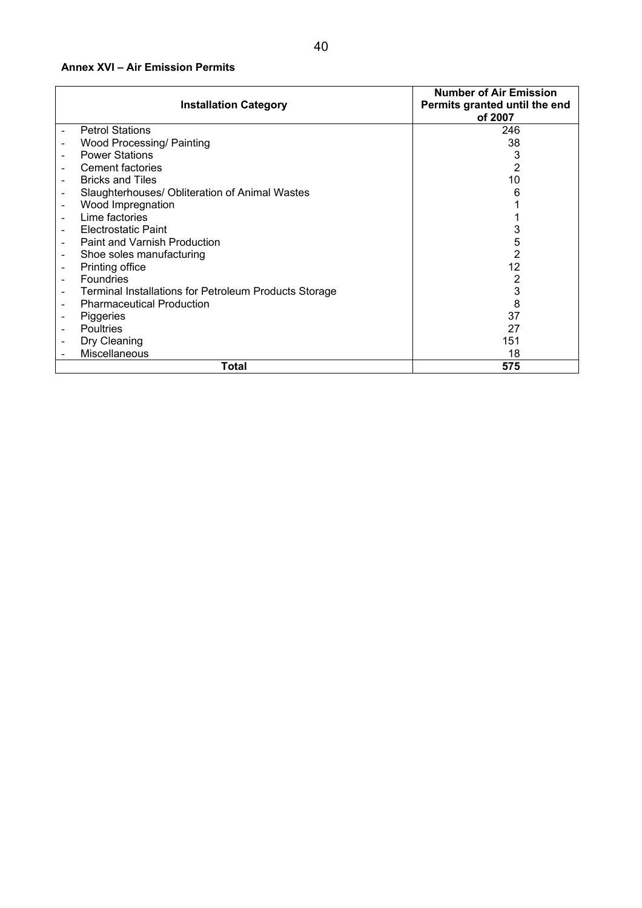**Annex XVI – Air Emission Permits**

| Installation Category | Number of Air Emission Permits granted until the end of 2007 |
|---|---|
| - Petrol Stations | 246 |
| - Wood Processing/ Painting | 38 |
| - Power Stations | 3 |
| - Cement factories | 2 |
| - Bricks and Tiles | 10 |
| - Slaughterhouses/ Obliteration of Animal Wastes | 6 |
| - Wood Impregnation | 1 |
| - Lime factories | 1 |
| - Electrostatic Paint | 3 |
| - Paint and Varnish Production | 5 |
| - Shoe soles manufacturing | 2 |
| - Printing office | 12 |
| - Foundries | 2 |
| - Terminal Installations for Petroleum Products Storage | 3 |
| - Pharmaceutical Production | 8 |
| - Piggeries | 37 |
| - Poultries | 27 |
| - Dry Cleaning | 151 |
| - Miscellaneous | 18 |
| **Total** | **575** |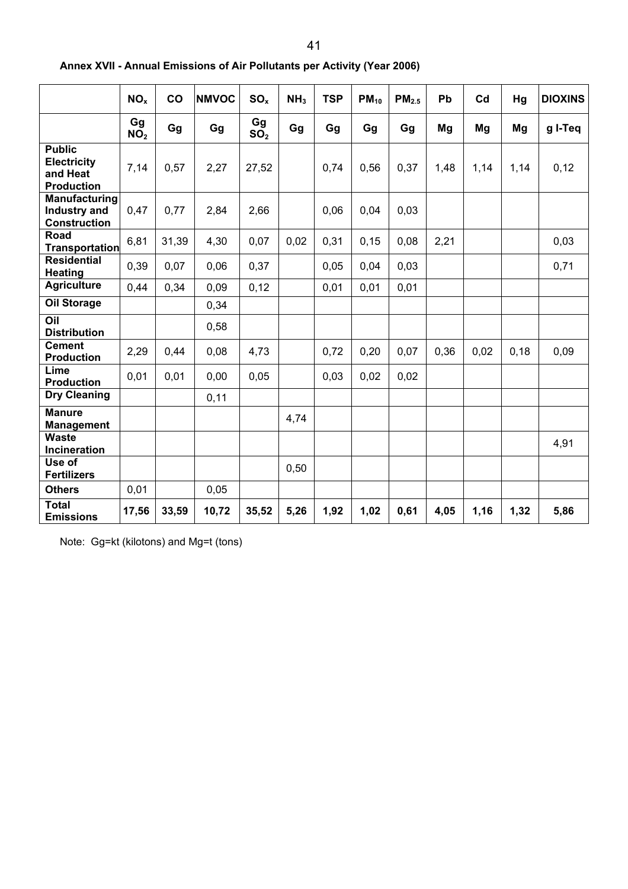**Annex XVII - Annual Emissions of Air Pollutants per Activity (Year 2006)**

| | $NO_x$ | CO | NMVOC | $SO_x$ | $NH_3$ | TSP | $PM_{10}$ | $PM_{2.5}$ | Pb | Cd | Hg | DIOXINS |
|---|---|---|---|---|---|---|---|---|---|---|---|---|
| | Gg $NO_2$ | Gg | Gg | Gg $SO_2$ | Gg | Gg | Gg | Gg | Mg | Mg | Mg | g I-Teq |
| **Public Electricity and Heat Production** | 7,14 | 0,57 | 2,27 | 27,52 | | 0,74 | 0,56 | 0,37 | 1,48 | 1,14 | 1,14 | 0,12 |
| **Manufacturing Industry and Construction** | 0,47 | 0,77 | 2,84 | 2,66 | | 0,06 | 0,04 | 0,03 | | | | |
| **Road Transportation** | 6,81 | 31,39 | 4,30 | 0,07 | 0,02 | 0,31 | 0,15 | 0,08 | 2,21 | | | 0,03 |
| **Residential Heating** | 0,39 | 0,07 | 0,06 | 0,37 | | 0,05 | 0,04 | 0,03 | | | | 0,71 |
| **Agriculture** | 0,44 | 0,34 | 0,09 | 0,12 | | 0,01 | 0,01 | 0,01 | | | | |
| **Oil Storage** | | | 0,34 | | | | | | | | | |
| **Oil Distribution** | | | 0,58 | | | | | | | | | |
| **Cement Production** | 2,29 | 0,44 | 0,08 | 4,73 | | 0,72 | 0,20 | 0,07 | 0,36 | 0,02 | 0,18 | 0,09 |
| **Lime Production** | 0,01 | 0,01 | 0,00 | 0,05 | | 0,03 | 0,02 | 0,02 | | | | |
| **Dry Cleaning** | | | 0,11 | | | | | | | | | |
| **Manure Management** | | | | | 4,74 | | | | | | | |
| **Waste Incineration** | | | | | | | | | | | | 4,91 |
| **Use of Fertilizers** | | | | | 0,50 | | | | | | | |
| **Others** | 0,01 | | 0,05 | | | | | | | | | |
| **Total Emissions** | **17,56** | **33,59** | **10,72** | **35,52** | **5,26** | **1,92** | **1,02** | **0,61** | **4,05** | **1,16** | **1,32** | **5,86** |

Note: Gg=kt (kilotons) and Mg=t (tons)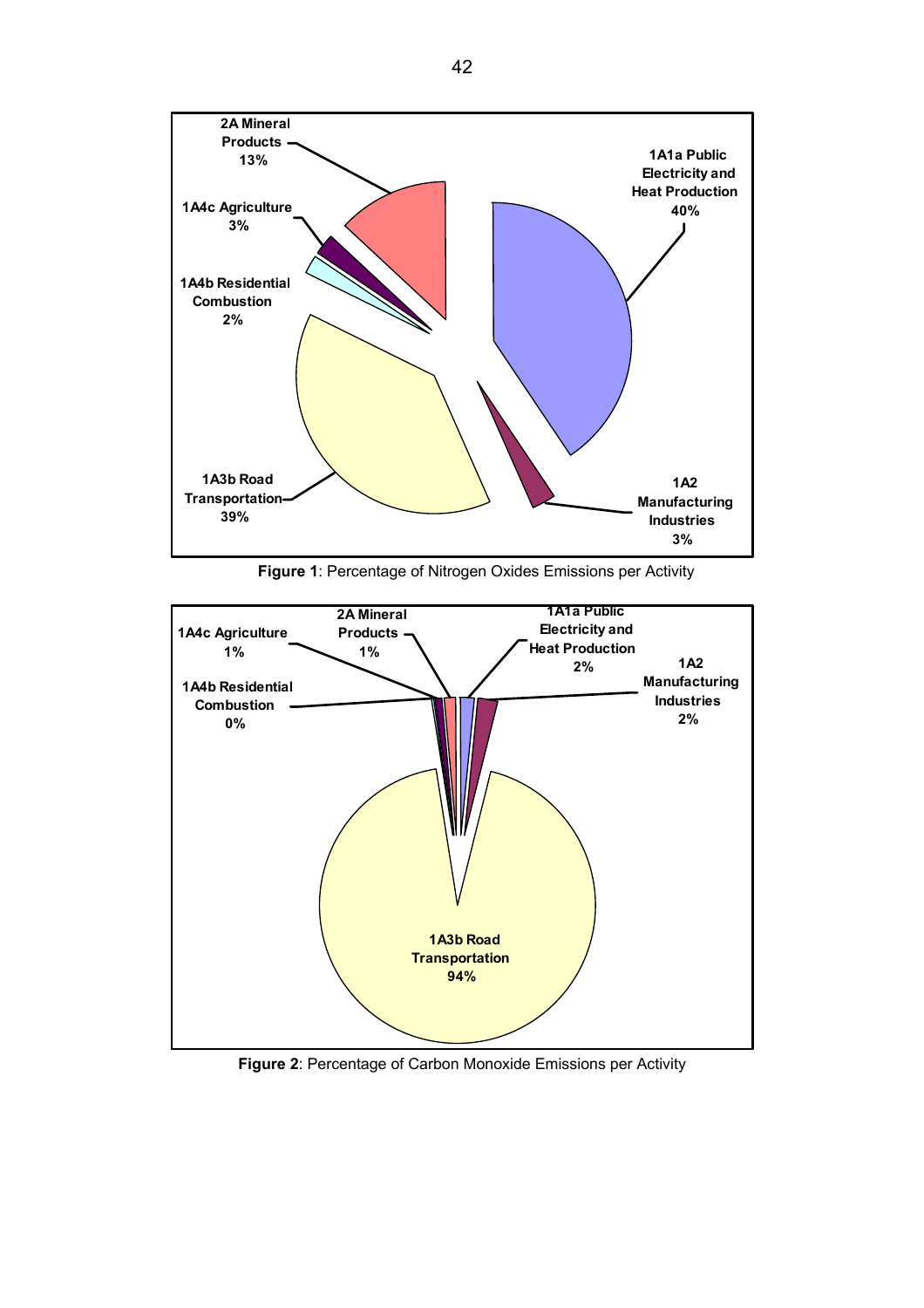**Figure 1**: Percentage of Nitrogen Oxides Emissions per Activity

**Figure 2**: Percentage of Carbon Monoxide Emissions per Activity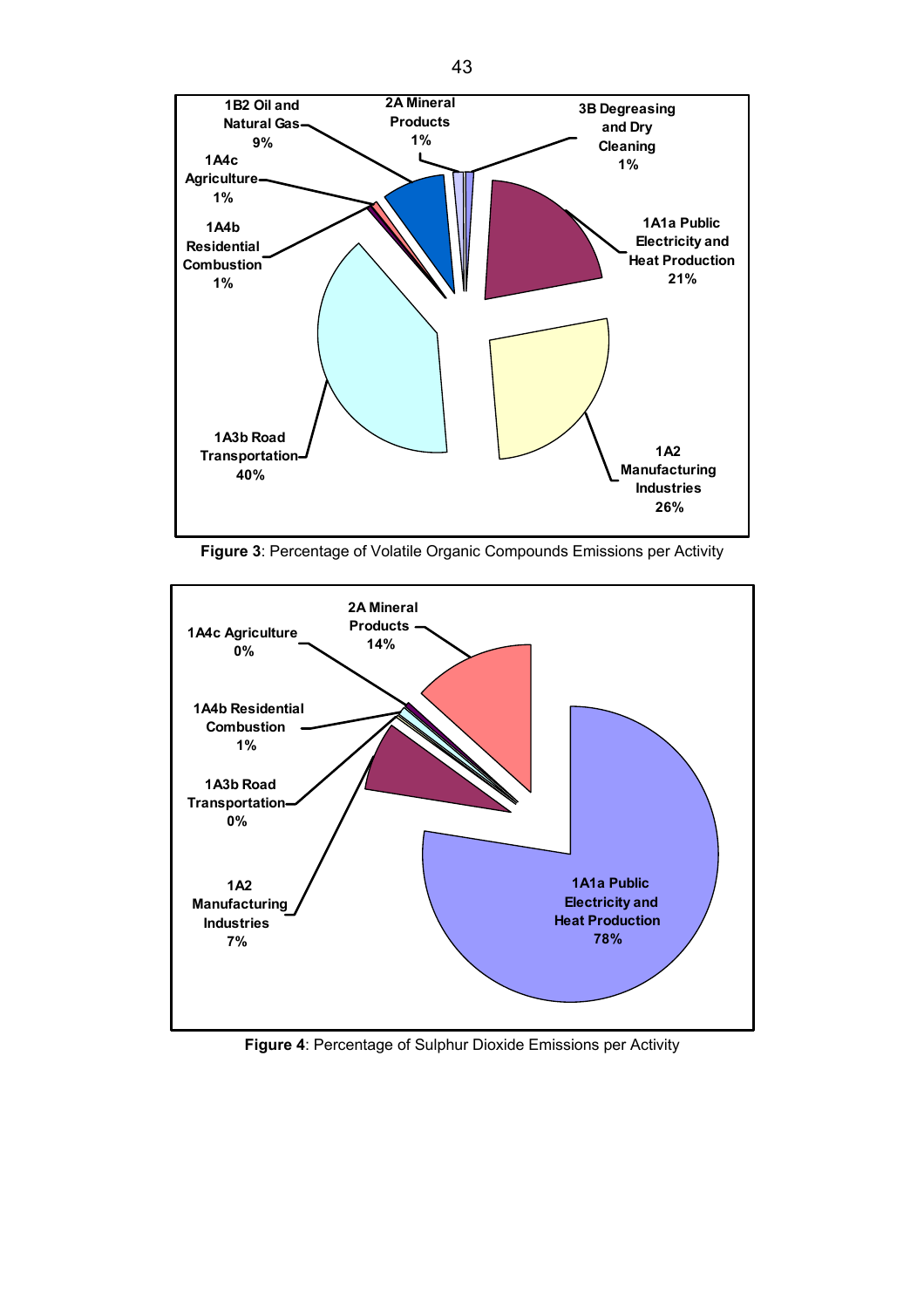**Figure 3**: Percentage of Volatile Organic Compounds Emissions per Activity

**Figure 4**: Percentage of Sulphur Dioxide Emissions per Activity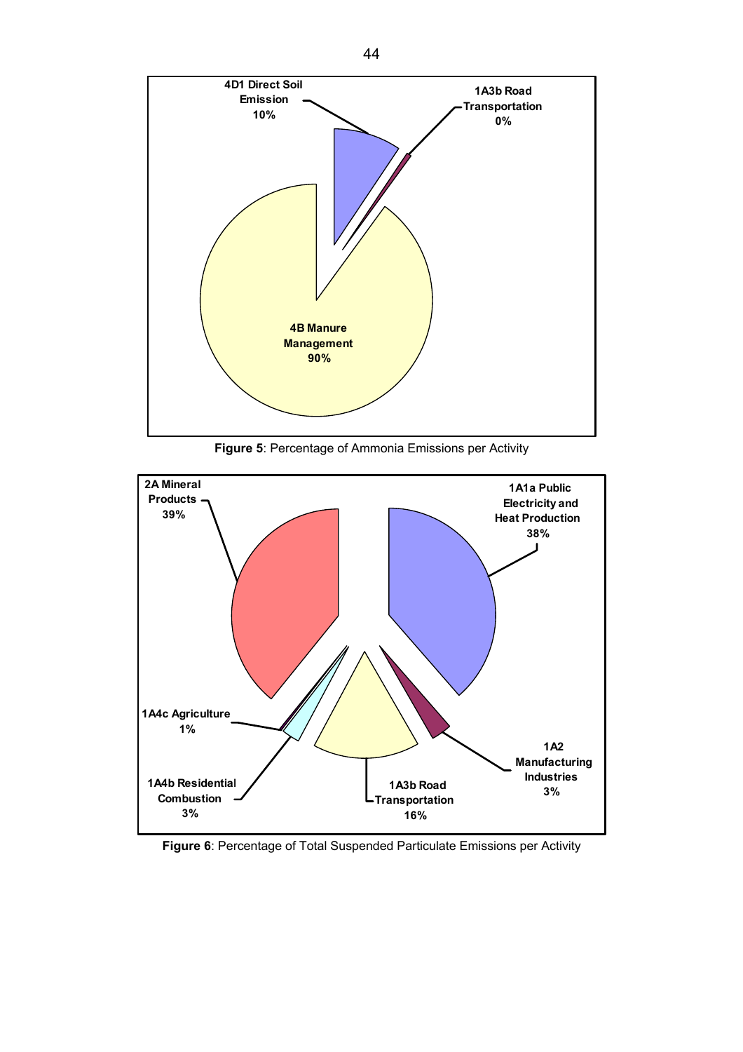4D1 Direct Soil Emission 10%

1A3b Road Transportation 0%

4B Manure Management 90%

**Figure 5**: Percentage of Ammonia Emissions per Activity

2A Mineral Products 39%

1A1a Public Electricity and Heat Production 38%

1A4c Agriculture 1%

1A2 Manufacturing Industries 3%

1A4b Residential Combustion 3%

1A3b Road Transportation 16%

**Figure 6**: Percentage of Total Suspended Particulate Emissions per Activity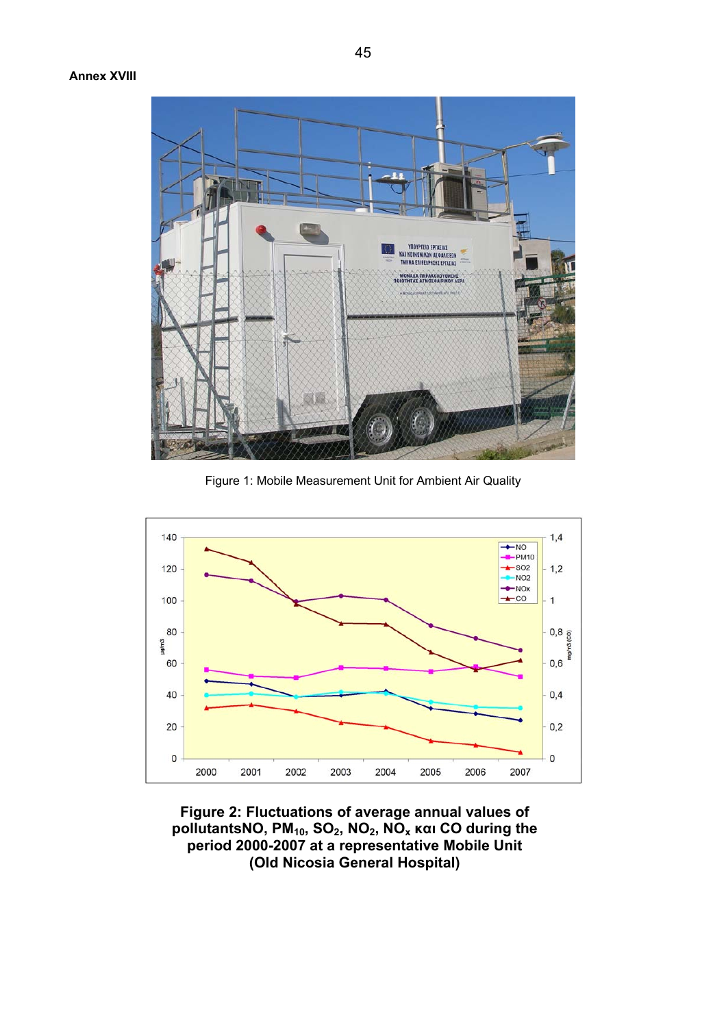**Annex XVIII**

Figure 1: Mobile Measurement Unit for Ambient Air Quality

**Figure 2: Fluctuations of average annual values of pollutantsNO, $PM_{10}$, $SO_2$, $NO_2$, $NO_x$ και CO during the period 2000-2007 at a representative Mobile Unit (Old Nicosia General Hospital)**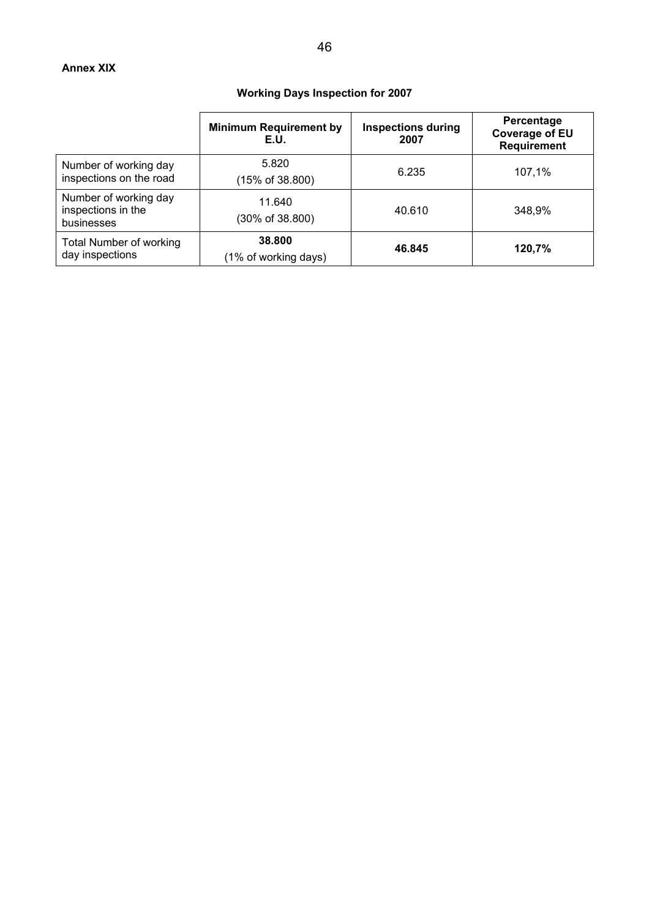**Annex XIX**

## Working Days Inspection for 2007

| | **Minimum Requirement by E.U.** | **Inspections during 2007** | **Percentage Coverage of EU Requirement** |
|---|---|---|---|
| Number of working day inspections on the road | 5.820 (15% of 38.800) | 6.235 | 107,1% |
| Number of working day inspections in the businesses | 11.640 (30% of 38.800) | 40.610 | 348,9% |
| Total Number of working day inspections | **38.800** (1% of working days) | **46.845** | **120,7%** |